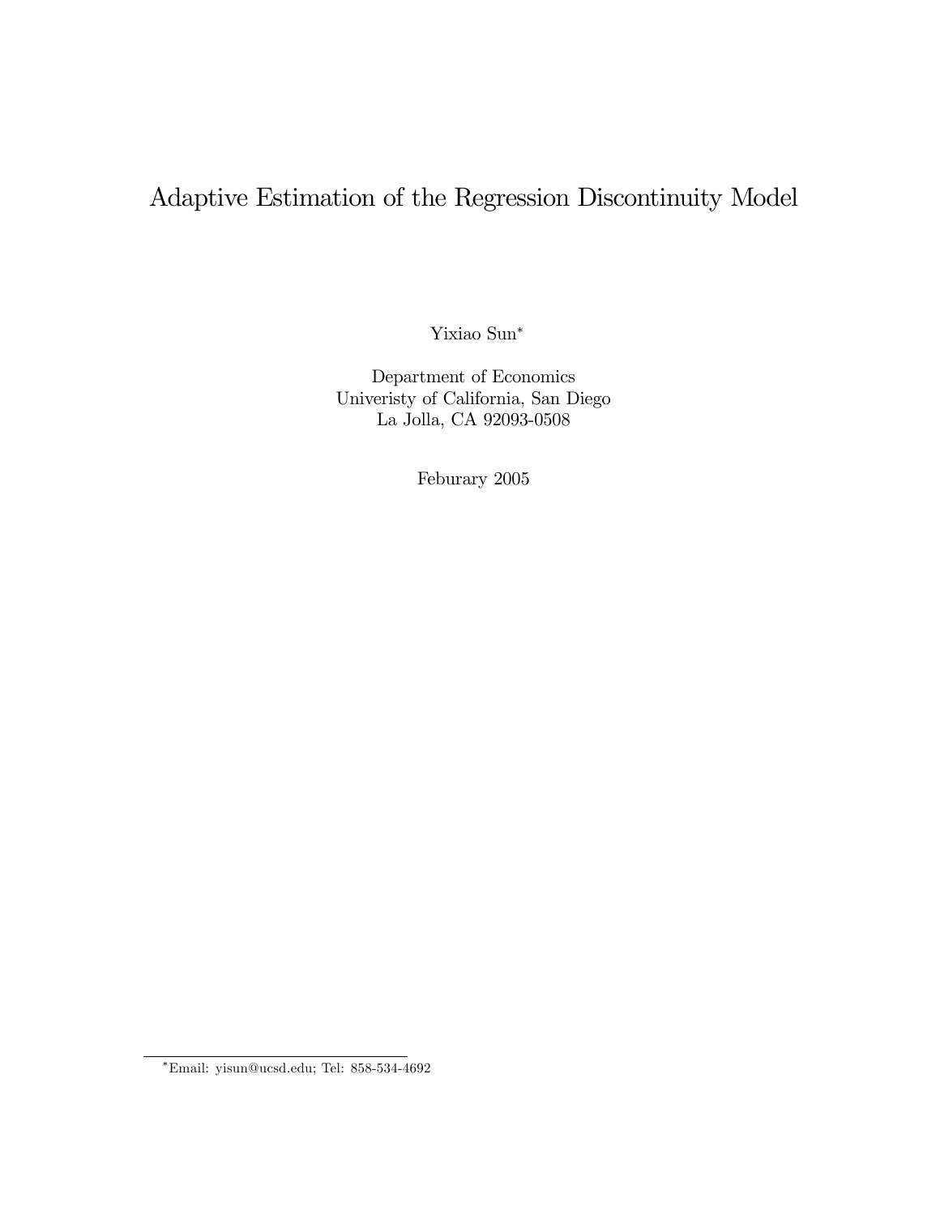# Adaptive Estimation of the Regression Discontinuity Model

Yixiao Sun*

Department of Economics
Univeristy of California, San Diego
La Jolla, CA 92093-0508

Feburary 2005

---

*Email: yisun@ucsd.edu; Tel: 858-534-4692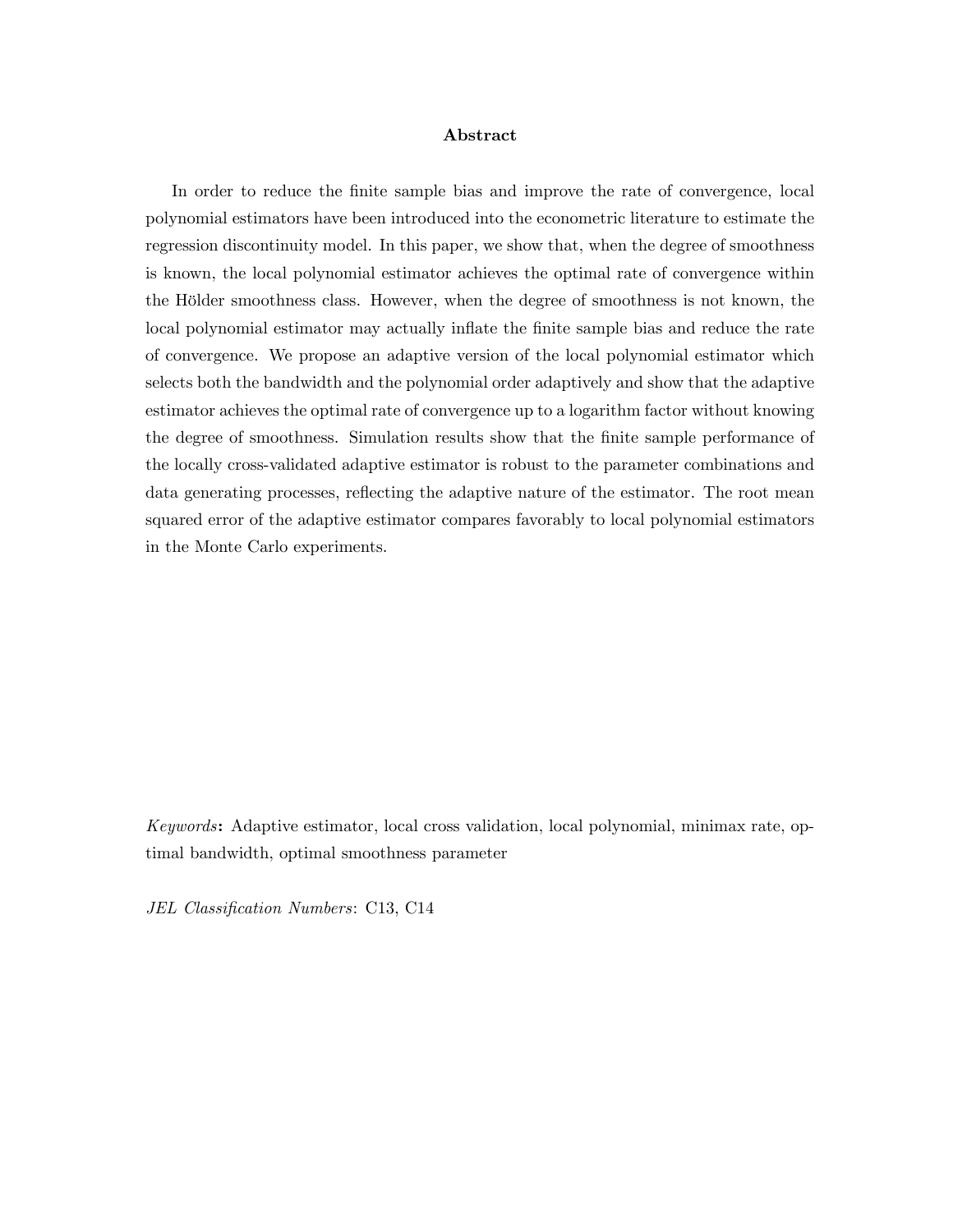## Abstract

In order to reduce the finite sample bias and improve the rate of convergence, local polynomial estimators have been introduced into the econometric literature to estimate the regression discontinuity model. In this paper, we show that, when the degree of smoothness is known, the local polynomial estimator achieves the optimal rate of convergence within the Hölder smoothness class. However, when the degree of smoothness is not known, the local polynomial estimator may actually inflate the finite sample bias and reduce the rate of convergence. We propose an adaptive version of the local polynomial estimator which selects both the bandwidth and the polynomial order adaptively and show that the adaptive estimator achieves the optimal rate of convergence up to a logarithm factor without knowing the degree of smoothness. Simulation results show that the finite sample performance of the locally cross-validated adaptive estimator is robust to the parameter combinations and data generating processes, reflecting the adaptive nature of the estimator. The root mean squared error of the adaptive estimator compares favorably to local polynomial estimators in the Monte Carlo experiments.

*Keywords*: Adaptive estimator, local cross validation, local polynomial, minimax rate, optimal bandwidth, optimal smoothness parameter

*JEL Classification Numbers*: C13, C14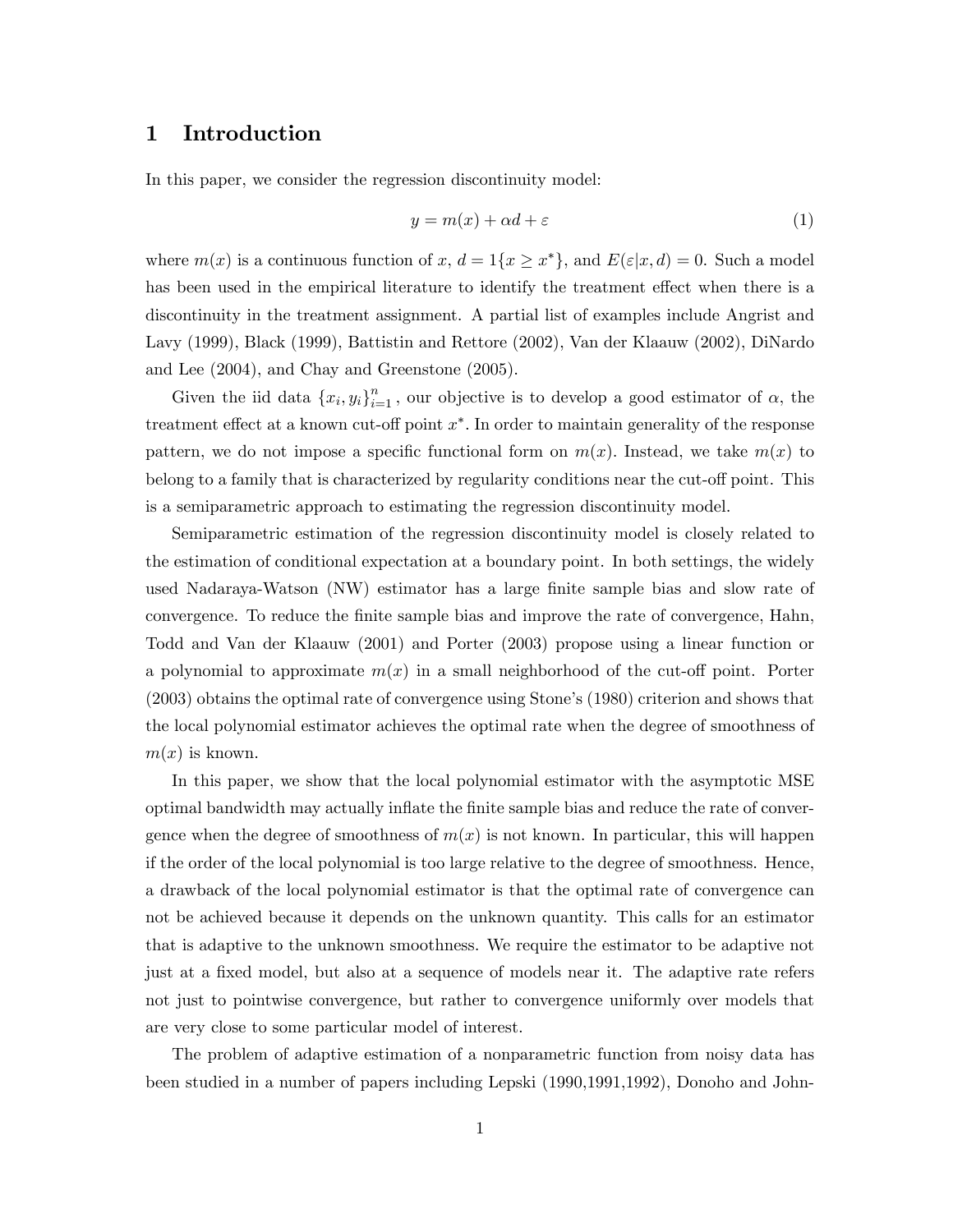# 1 Introduction

In this paper, we consider the regression discontinuity model:

$$y = m(x) + \alpha d + \varepsilon \tag{1}$$

where $m(x)$ is a continuous function of $x$, $d = 1\{x \geq x^*\}$, and $E(\varepsilon|x, d) = 0$. Such a model has been used in the empirical literature to identify the treatment effect when there is a discontinuity in the treatment assignment. A partial list of examples include Angrist and Lavy (1999), Black (1999), Battistin and Rettore (2002), Van der Klaauw (2002), DiNardo and Lee (2004), and Chay and Greenstone (2005).

Given the iid data $\{x_i, y_i\}_{i=1}^n$, our objective is to develop a good estimator of $\alpha$, the treatment effect at a known cut-off point $x^*$. In order to maintain generality of the response pattern, we do not impose a specific functional form on $m(x)$. Instead, we take $m(x)$ to belong to a family that is characterized by regularity conditions near the cut-off point. This is a semiparametric approach to estimating the regression discontinuity model.

Semiparametric estimation of the regression discontinuity model is closely related to the estimation of conditional expectation at a boundary point. In both settings, the widely used Nadaraya-Watson (NW) estimator has a large finite sample bias and slow rate of convergence. To reduce the finite sample bias and improve the rate of convergence, Hahn, Todd and Van der Klaauw (2001) and Porter (2003) propose using a linear function or a polynomial to approximate $m(x)$ in a small neighborhood of the cut-off point. Porter (2003) obtains the optimal rate of convergence using Stone's (1980) criterion and shows that the local polynomial estimator achieves the optimal rate when the degree of smoothness of $m(x)$ is known.

In this paper, we show that the local polynomial estimator with the asymptotic MSE optimal bandwidth may actually inflate the finite sample bias and reduce the rate of convergence when the degree of smoothness of $m(x)$ is not known. In particular, this will happen if the order of the local polynomial is too large relative to the degree of smoothness. Hence, a drawback of the local polynomial estimator is that the optimal rate of convergence can not be achieved because it depends on the unknown quantity. This calls for an estimator that is adaptive to the unknown smoothness. We require the estimator to be adaptive not just at a fixed model, but also at a sequence of models near it. The adaptive rate refers not just to pointwise convergence, but rather to convergence uniformly over models that are very close to some particular model of interest.

The problem of adaptive estimation of a nonparametric function from noisy data has been studied in a number of papers including Lepski (1990,1991,1992), Donoho and John-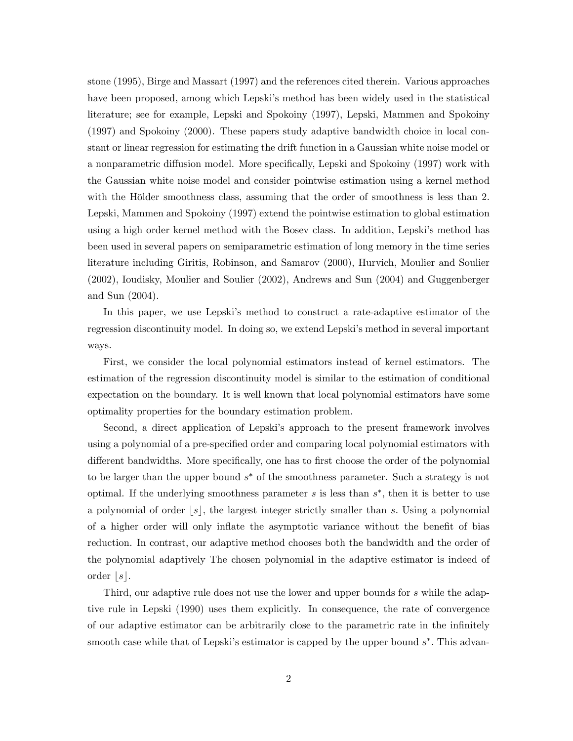stone (1995), Birge and Massart (1997) and the references cited therein. Various approaches have been proposed, among which Lepski's method has been widely used in the statistical literature; see for example, Lepski and Spokoiny (1997), Lepski, Mammen and Spokoiny (1997) and Spokoiny (2000). These papers study adaptive bandwidth choice in local constant or linear regression for estimating the drift function in a Gaussian white noise model or a nonparametric diffusion model. More specifically, Lepski and Spokoiny (1997) work with the Gaussian white noise model and consider pointwise estimation using a kernel method with the Hölder smoothness class, assuming that the order of smoothness is less than 2. Lepski, Mammen and Spokoiny (1997) extend the pointwise estimation to global estimation using a high order kernel method with the Bosev class. In addition, Lepski's method has been used in several papers on semiparametric estimation of long memory in the time series literature including Giritis, Robinson, and Samarov (2000), Hurvich, Moulier and Soulier (2002), Ioudisky, Moulier and Soulier (2002), Andrews and Sun (2004) and Guggenberger and Sun (2004).

In this paper, we use Lepski's method to construct a rate-adaptive estimator of the regression discontinuity model. In doing so, we extend Lepski's method in several important ways.

First, we consider the local polynomial estimators instead of kernel estimators. The estimation of the regression discontinuity model is similar to the estimation of conditional expectation on the boundary. It is well known that local polynomial estimators have some optimality properties for the boundary estimation problem.

Second, a direct application of Lepski's approach to the present framework involves using a polynomial of a pre-specified order and comparing local polynomial estimators with different bandwidths. More specifically, one has to first choose the order of the polynomial to be larger than the upper bound $s^*$ of the smoothness parameter. Such a strategy is not optimal. If the underlying smoothness parameter $s$ is less than $s^*$, then it is better to use a polynomial of order $\lfloor s \rfloor$, the largest integer strictly smaller than $s$. Using a polynomial of a higher order will only inflate the asymptotic variance without the benefit of bias reduction. In contrast, our adaptive method chooses both the bandwidth and the order of the polynomial adaptively The chosen polynomial in the adaptive estimator is indeed of order $\lfloor s \rfloor$.

Third, our adaptive rule does not use the lower and upper bounds for $s$ while the adaptive rule in Lepski (1990) uses them explicitly. In consequence, the rate of convergence of our adaptive estimator can be arbitrarily close to the parametric rate in the infinitely smooth case while that of Lepski's estimator is capped by the upper bound $s^*$. This advan-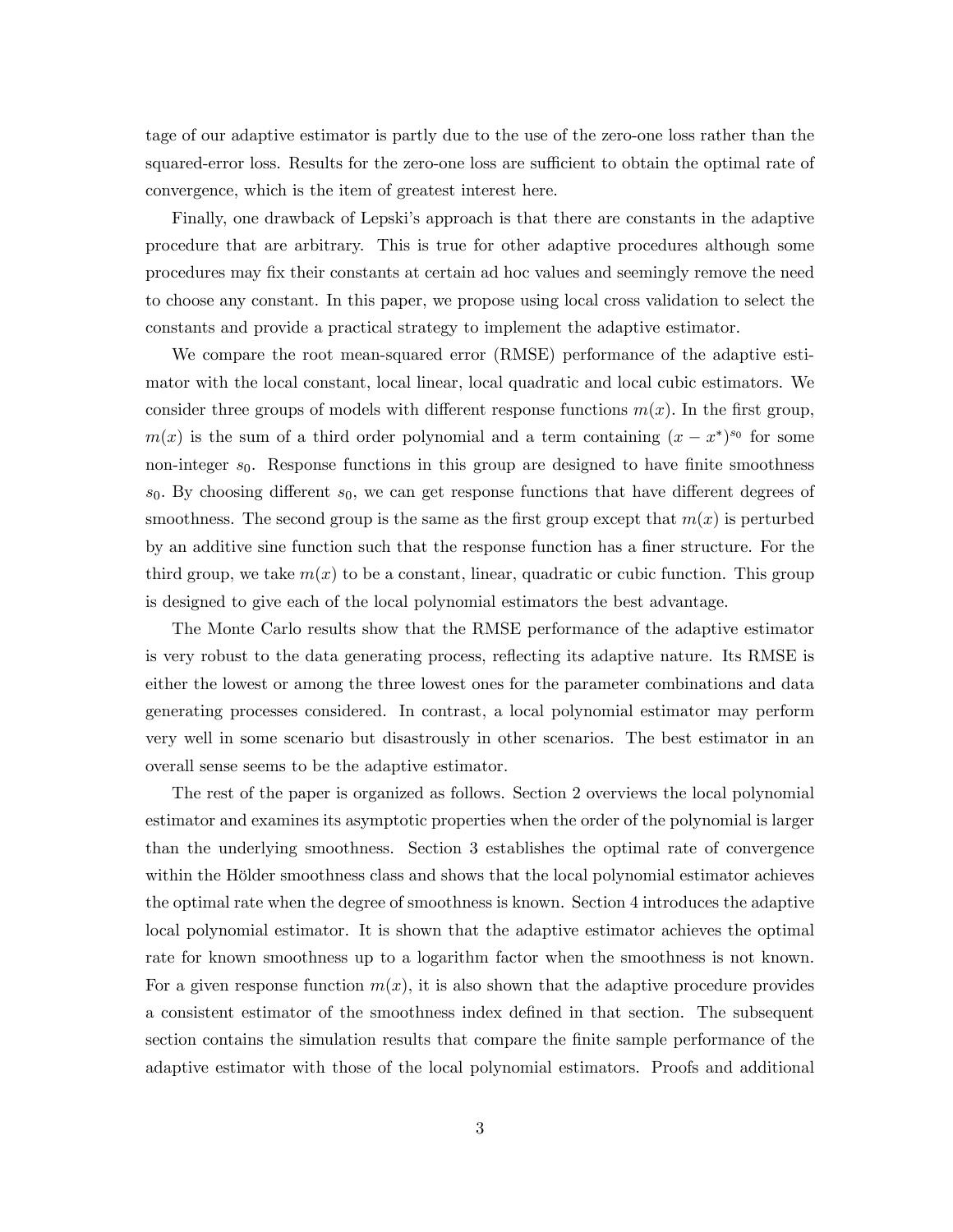tage of our adaptive estimator is partly due to the use of the zero-one loss rather than the squared-error loss. Results for the zero-one loss are sufficient to obtain the optimal rate of convergence, which is the item of greatest interest here.

Finally, one drawback of Lepski's approach is that there are constants in the adaptive procedure that are arbitrary. This is true for other adaptive procedures although some procedures may fix their constants at certain ad hoc values and seemingly remove the need to choose any constant. In this paper, we propose using local cross validation to select the constants and provide a practical strategy to implement the adaptive estimator.

We compare the root mean-squared error (RMSE) performance of the adaptive estimator with the local constant, local linear, local quadratic and local cubic estimators. We consider three groups of models with different response functions $m(x)$. In the first group, $m(x)$ is the sum of a third order polynomial and a term containing $(x - x^*)^{s_0}$ for some non-integer $s_0$. Response functions in this group are designed to have finite smoothness $s_0$. By choosing different $s_0$, we can get response functions that have different degrees of smoothness. The second group is the same as the first group except that $m(x)$ is perturbed by an additive sine function such that the response function has a finer structure. For the third group, we take $m(x)$ to be a constant, linear, quadratic or cubic function. This group is designed to give each of the local polynomial estimators the best advantage.

The Monte Carlo results show that the RMSE performance of the adaptive estimator is very robust to the data generating process, reflecting its adaptive nature. Its RMSE is either the lowest or among the three lowest ones for the parameter combinations and data generating processes considered. In contrast, a local polynomial estimator may perform very well in some scenario but disastrously in other scenarios. The best estimator in an overall sense seems to be the adaptive estimator.

The rest of the paper is organized as follows. Section 2 overviews the local polynomial estimator and examines its asymptotic properties when the order of the polynomial is larger than the underlying smoothness. Section 3 establishes the optimal rate of convergence within the Hölder smoothness class and shows that the local polynomial estimator achieves the optimal rate when the degree of smoothness is known. Section 4 introduces the adaptive local polynomial estimator. It is shown that the adaptive estimator achieves the optimal rate for known smoothness up to a logarithm factor when the smoothness is not known. For a given response function $m(x)$, it is also shown that the adaptive procedure provides a consistent estimator of the smoothness index defined in that section. The subsequent section contains the simulation results that compare the finite sample performance of the adaptive estimator with those of the local polynomial estimators. Proofs and additional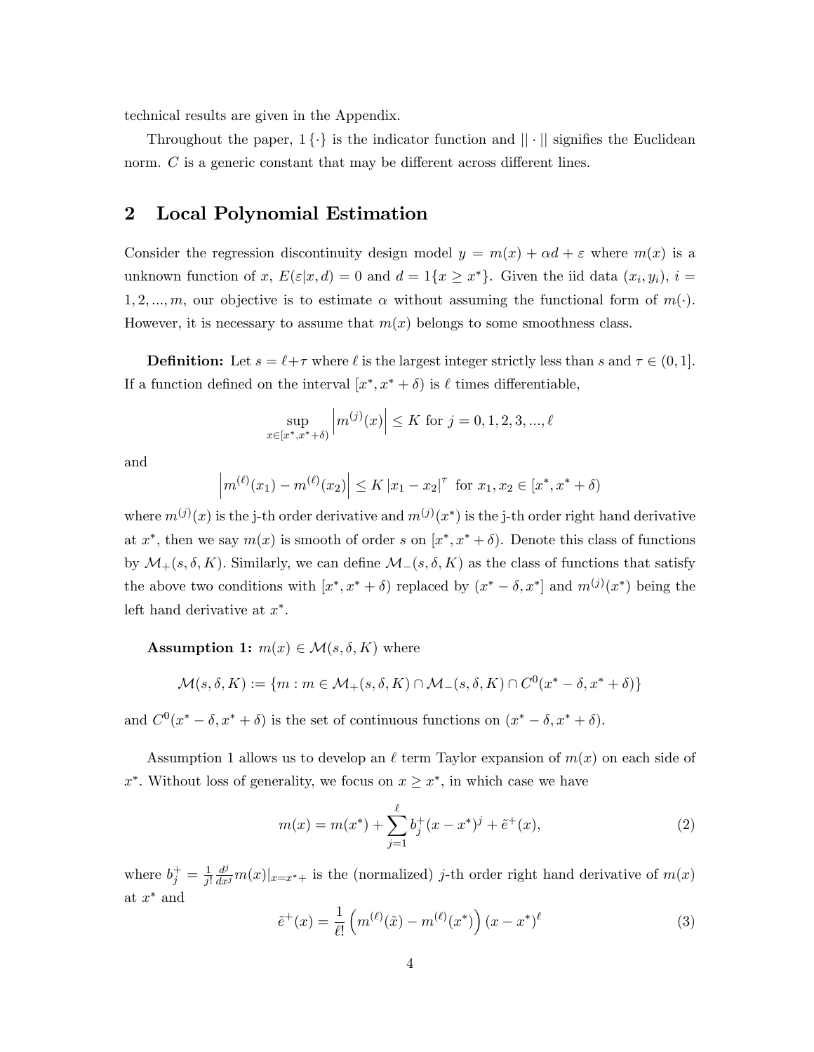technical results are given in the Appendix.

Throughout the paper, $1\{\cdot\}$ is the indicator function and $||\cdot||$ signifies the Euclidean norm. $C$ is a generic constant that may be different across different lines.

## 2 Local Polynomial Estimation

Consider the regression discontinuity design model $y = m(x) + \alpha d + \varepsilon$ where $m(x)$ is a unknown function of $x$, $E(\varepsilon|x, d) = 0$ and $d = 1\{x \geq x^*\}$. Given the iid data $(x_i, y_i)$, $i = 1, 2, ..., m$, our objective is to estimate $\alpha$ without assuming the functional form of $m(\cdot)$. However, it is necessary to assume that $m(x)$ belongs to some smoothness class.

**Definition:** Let $s = \ell + \tau$ where $\ell$ is the largest integer strictly less than $s$ and $\tau \in (0, 1]$. If a function defined on the interval $[x^*, x^* + \delta)$ is $\ell$ times differentiable,

$$\sup_{x \in [x^*, x^*+\delta)} \left| m^{(j)}(x) \right| \leq K \text{ for } j = 0, 1, 2, 3, ..., \ell$$

and

$$\left| m^{(\ell)}(x_1) - m^{(\ell)}(x_2) \right| \leq K \left| x_1 - x_2 \right|^{\tau} \text{ for } x_1, x_2 \in [x^*, x^* + \delta)$$

where $m^{(j)}(x)$ is the j-th order derivative and $m^{(j)}(x^*)$ is the j-th order right hand derivative at $x^*$, then we say $m(x)$ is smooth of order $s$ on $[x^*, x^* + \delta)$. Denote this class of functions by $\mathcal{M}_+(s, \delta, K)$. Similarly, we can define $\mathcal{M}_-(s, \delta, K)$ as the class of functions that satisfy the above two conditions with $[x^*, x^* + \delta)$ replaced by $(x^* - \delta, x^*]$ and $m^{(j)}(x^*)$ being the left hand derivative at $x^*$.

**Assumption 1:** $m(x) \in \mathcal{M}(s, \delta, K)$ where

$$\mathcal{M}(s, \delta, K) := \{m : m \in \mathcal{M}_+(s, \delta, K) \cap \mathcal{M}_-(s, \delta, K) \cap C^0(x^* - \delta, x^* + \delta)\}$$

and $C^0(x^* - \delta, x^* + \delta)$ is the set of continuous functions on $(x^* - \delta, x^* + \delta)$.

Assumption 1 allows us to develop an $\ell$ term Taylor expansion of $m(x)$ on each side of $x^*$. Without loss of generality, we focus on $x \geq x^*$, in which case we have

$$m(x) = m(x^*) + \sum_{j=1}^{\ell} b_j^+ (x - x^*)^j + \tilde{e}^+(x), \tag{2}$$

where $b_j^+ = \frac{1}{j!} \frac{d^j}{dx^j} m(x)|_{x=x^*+}$ is the (normalized) $j$-th order right hand derivative of $m(x)$ at $x^*$ and

$$\tilde{e}^+(x) = \frac{1}{\ell!} \left( m^{(\ell)}(\tilde{x}) - m^{(\ell)}(x^*) \right) (x - x^*)^{\ell} \tag{3}$$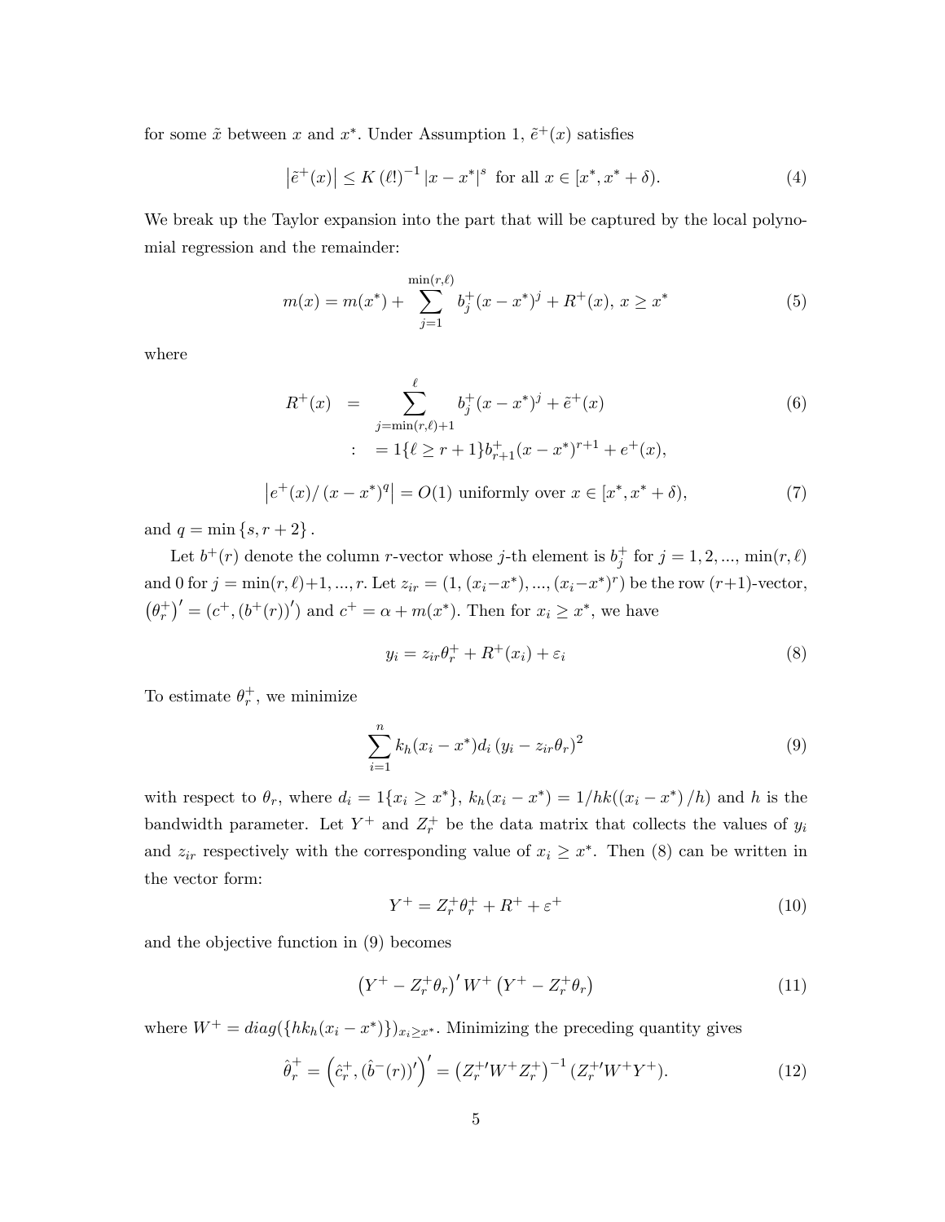for some $\tilde{x}$ between $x$ and $x^*$. Under Assumption 1, $\tilde{e}^+(x)$ satisfies

$$\left|\tilde{e}^+(x)\right| \leq K\left(\ell!\right)^{-1}|x - x^*|^s \text{ for all } x \in [x^*, x^* + \delta). \tag{4}$$

We break up the Taylor expansion into the part that will be captured by the local polynomial regression and the remainder:

$$m(x) = m(x^*) + \sum_{j=1}^{\min(r,\ell)} b_j^+(x - x^*)^j + R^+(x),\ x \geq x^* \tag{5}$$

where

$$\begin{aligned} R^+(x) &= \sum_{j=\min(r,\ell)+1}^{\ell} b_j^+(x - x^*)^j + \tilde{e}^+(x) \qquad (6)\\ &: \quad = 1\{\ell \geq r+1\}b_{r+1}^+(x - x^*)^{r+1} + e^+(x), \end{aligned}$$

$$\left|e^+(x)/\left(x - x^*\right)^q\right| = O(1) \text{ uniformly over } x \in [x^*, x^* + \delta), \tag{7}$$

and $q = \min\{s, r+2\}$.

Let $b^+(r)$ denote the column $r$-vector whose $j$-th element is $b_j^+$ for $j = 1, 2, ..., \min(r, \ell)$ and 0 for $j = \min(r, \ell)+1, ..., r$. Let $z_{ir} = (1, (x_i - x^*), ..., (x_i - x^*)^r)$ be the row $(r+1)$-vector, $\left(\theta_r^+\right)' = (c^+, (b^+(r))')$ and $c^+ = \alpha + m(x^*)$. Then for $x_i \geq x^*$, we have

$$y_i = z_{ir}\theta_r^+ + R^+(x_i) + \varepsilon_i \tag{8}$$

To estimate $\theta_r^+$, we minimize

$$\sum_{i=1}^{n} k_h(x_i - x^*)d_i\left(y_i - z_{ir}\theta_r\right)^2 \tag{9}$$

with respect to $\theta_r$, where $d_i = 1\{x_i \geq x^*\}$, $k_h(x_i - x^*) = 1/hk((x_i - x^*)/h)$ and $h$ is the bandwidth parameter. Let $Y^+$ and $Z_r^+$ be the data matrix that collects the values of $y_i$ and $z_{ir}$ respectively with the corresponding value of $x_i \geq x^*$. Then (8) can be written in the vector form:

$$Y^+ = Z_r^+\theta_r^+ + R^+ + \varepsilon^+ \tag{10}$$

and the objective function in (9) becomes

$$\left(Y^+ - Z_r^+\theta_r\right)' W^+ \left(Y^+ - Z_r^+\theta_r\right) \tag{11}$$

where $W^+ = diag(\{hk_h(x_i - x^*)\})_{x_i \geq x^*}$. Minimizing the preceding quantity gives

$$\hat{\theta}_r^+ = \left(\hat{c}_r^+, (\hat{b}^-(r))'\right)' = \left(Z_r^{+\prime}W^+Z_r^+\right)^{-1}(Z_r^{+\prime}W^+Y^+). \tag{12}$$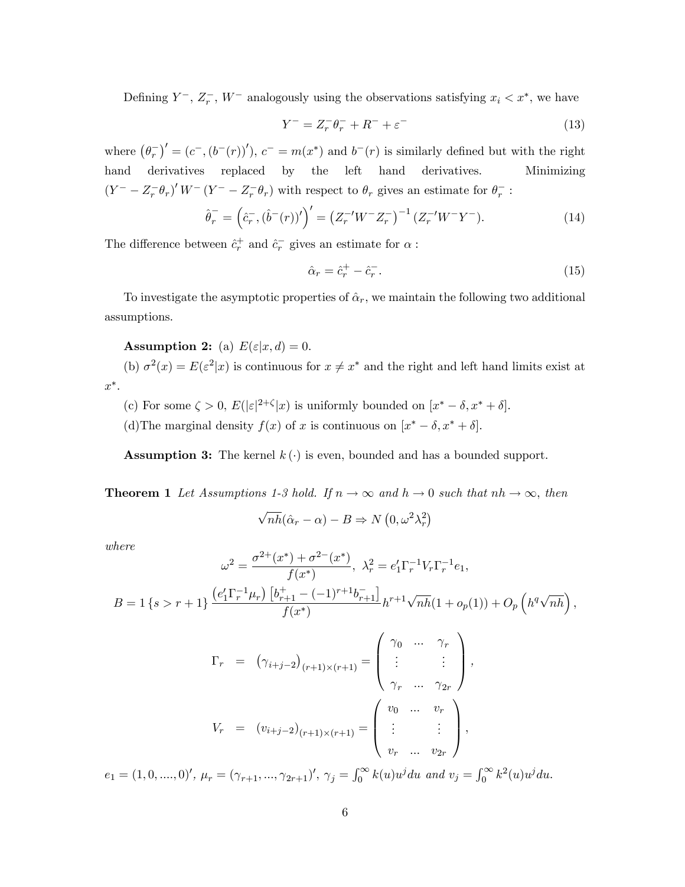Defining $Y^-$, $Z_r^-$, $W^-$ analogously using the observations satisfying $x_i < x^*$, we have

$$Y^- = Z_r^- \theta_r^- + R^- + \varepsilon^- \tag{13}$$

where $\left(\theta_r^-\right)' = (c^-, (b^-(r))')$, $c^- = m(x^*)$ and $b^-(r)$ is similarly defined but with the right hand derivatives replaced by the left hand derivatives. Minimizing $(Y^- - Z_r^- \theta_r)' W^- (Y^- - Z_r^- \theta_r)$ with respect to $\theta_r$ gives an estimate for $\theta_r^-$ :

$$\hat{\theta}_r^- = \left(\hat{c}_r^-, (\hat{b}^-(r))'\right)' = \left(Z_r^{-\prime} W^- Z_r^-\right)^{-1} (Z_r^{-\prime} W^- Y^-). \tag{14}$$

The difference between $\hat{c}_r^+$ and $\hat{c}_r^-$ gives an estimate for $\alpha$ :

$$\hat{\alpha}_r = \hat{c}_r^+ - \hat{c}_r^-. \tag{15}$$

To investigate the asymptotic properties of $\hat{\alpha}_r$, we maintain the following two additional assumptions.

**Assumption 2:** (a) $E(\varepsilon|x, d) = 0$.

(b) $\sigma^2(x) = E(\varepsilon^2|x)$ is continuous for $x \neq x^*$ and the right and left hand limits exist at $x^*$.

(c) For some $\zeta > 0$, $E(|\varepsilon|^{2+\zeta}|x)$ is uniformly bounded on $[x^* - \delta, x^* + \delta]$.

(d)The marginal density $f(x)$ of $x$ is continuous on $[x^* - \delta, x^* + \delta]$.

**Assumption 3:** The kernel $k(\cdot)$ is even, bounded and has a bounded support.

**Theorem 1** *Let Assumptions 1-3 hold. If $n \to \infty$ and $h \to 0$ such that $nh \to \infty$, then*

$$\sqrt{nh}(\hat{\alpha}_r - \alpha) - B \Rightarrow N\left(0, \omega^2 \lambda_r^2\right)$$

*where*

$$\omega^2 = \frac{\sigma^{2+}(x^*) + \sigma^{2-}(x^*)}{f(x^*)},\ \lambda_r^2 = e_1' \Gamma_r^{-1} V_r \Gamma_r^{-1} e_1,$$

$$B = 1\left\{s > r+1\right\} \frac{\left(e_1' \Gamma_r^{-1} \mu_r\right) \left[b_{r+1}^+ - (-1)^{r+1} b_{r+1}^-\right]}{f(x^*)} h^{r+1} \sqrt{nh}(1 + o_p(1)) + O_p\left(h^q \sqrt{nh}\right),$$

$$\Gamma_r = \left(\gamma_{i+j-2}\right)_{(r+1)\times(r+1)} = \begin{pmatrix} \gamma_0 & \cdots & \gamma_r \\ \vdots & & \vdots \\ \gamma_r & \cdots & \gamma_{2r} \end{pmatrix},$$

$$V_r = \left(v_{i+j-2}\right)_{(r+1)\times(r+1)} = \begin{pmatrix} v_0 & \cdots & v_r \\ \vdots & & \vdots \\ v_r & \cdots & v_{2r} \end{pmatrix},$$

$e_1 = (1, 0, ...., 0)'$, $\mu_r = (\gamma_{r+1}, ..., \gamma_{2r+1})'$, $\gamma_j = \int_0^\infty k(u) u^j du$ *and* $v_j = \int_0^\infty k^2(u) u^j du$.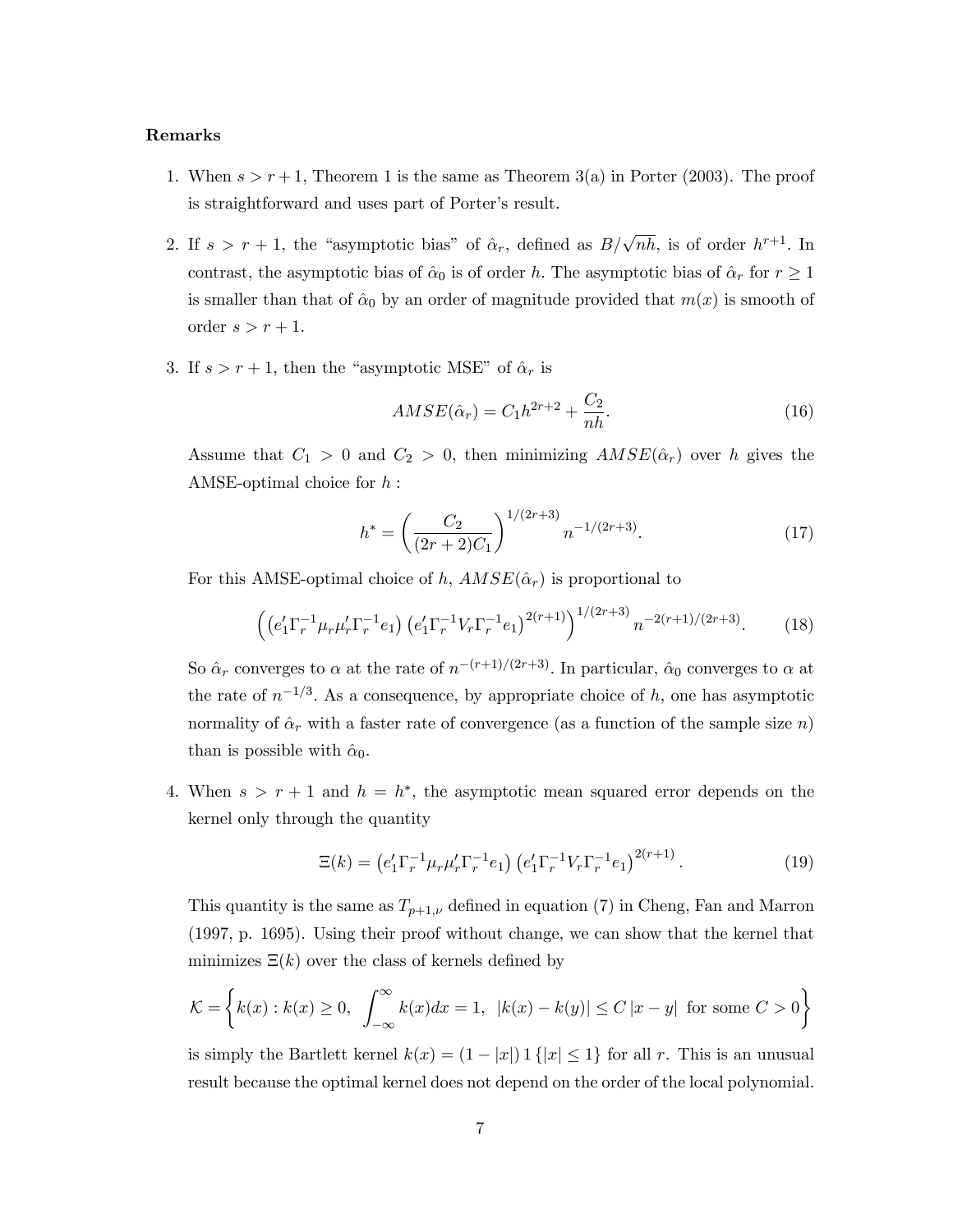**Remarks**

1. When $s > r+1$, Theorem 1 is the same as Theorem 3(a) in Porter (2003). The proof is straightforward and uses part of Porter's result.

2. If $s > r+1$, the "asymptotic bias" of $\hat{\alpha}_r$, defined as $B/\sqrt{nh}$, is of order $h^{r+1}$. In contrast, the asymptotic bias of $\hat{\alpha}_0$ is of order $h$. The asymptotic bias of $\hat{\alpha}_r$ for $r \geq 1$ is smaller than that of $\hat{\alpha}_0$ by an order of magnitude provided that $m(x)$ is smooth of order $s > r+1$.

3. If $s > r+1$, then the "asymptotic MSE" of $\hat{\alpha}_r$ is

$$AMSE(\hat{\alpha}_r) = C_1 h^{2r+2} + \frac{C_2}{nh}. \tag{16}$$

Assume that $C_1 > 0$ and $C_2 > 0$, then minimizing $AMSE(\hat{\alpha}_r)$ over $h$ gives the AMSE-optimal choice for $h$ :

$$h^* = \left(\frac{C_2}{(2r+2)C_1}\right)^{1/(2r+3)} n^{-1/(2r+3)}. \tag{17}$$

For this AMSE-optimal choice of $h$, $AMSE(\hat{\alpha}_r)$ is proportional to

$$\left(\left(e_1'\Gamma_r^{-1}\mu_r\mu_r'\Gamma_r^{-1}e_1\right)\left(e_1'\Gamma_r^{-1}V_r\Gamma_r^{-1}e_1\right)^{2(r+1)}\right)^{1/(2r+3)} n^{-2(r+1)/(2r+3)}. \tag{18}$$

So $\hat{\alpha}_r$ converges to $\alpha$ at the rate of $n^{-(r+1)/(2r+3)}$. In particular, $\hat{\alpha}_0$ converges to $\alpha$ at the rate of $n^{-1/3}$. As a consequence, by appropriate choice of $h$, one has asymptotic normality of $\hat{\alpha}_r$ with a faster rate of convergence (as a function of the sample size $n$) than is possible with $\hat{\alpha}_0$.

4. When $s > r+1$ and $h = h^*$, the asymptotic mean squared error depends on the kernel only through the quantity

$$\Xi(k) = \left(e_1'\Gamma_r^{-1}\mu_r\mu_r'\Gamma_r^{-1}e_1\right)\left(e_1'\Gamma_r^{-1}V_r\Gamma_r^{-1}e_1\right)^{2(r+1)}. \tag{19}$$

This quantity is the same as $T_{p+1,\nu}$ defined in equation (7) in Cheng, Fan and Marron (1997, p. 1695). Using their proof without change, we can show that the kernel that minimizes $\Xi(k)$ over the class of kernels defined by

$$\mathcal{K} = \left\{k(x) : k(x) \geq 0,\ \int_{-\infty}^{\infty} k(x)dx = 1,\ \ |k(x) - k(y)| \leq C\,|x-y| \ \text{ for some } C > 0\right\}$$

is simply the Bartlett kernel $k(x) = (1 - |x|)\, 1\{|x| \leq 1\}$ for all $r$. This is an unusual result because the optimal kernel does not depend on the order of the local polynomial.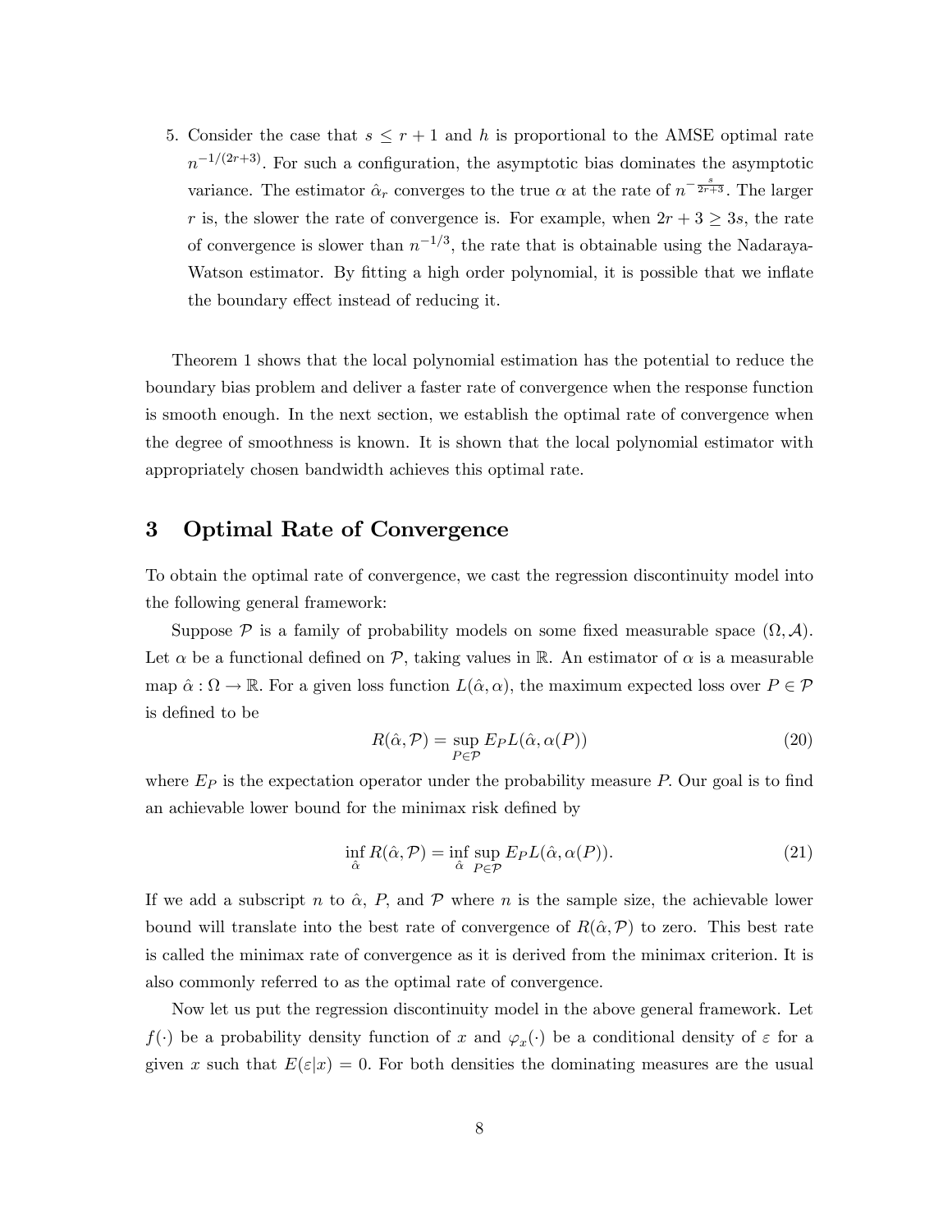5. Consider the case that $s \leq r+1$ and $h$ is proportional to the AMSE optimal rate $n^{-1/(2r+3)}$. For such a configuration, the asymptotic bias dominates the asymptotic variance. The estimator $\hat{\alpha}_r$ converges to the true $\alpha$ at the rate of $n^{-\frac{s}{2r+3}}$. The larger $r$ is, the slower the rate of convergence is. For example, when $2r+3 \geq 3s$, the rate of convergence is slower than $n^{-1/3}$, the rate that is obtainable using the Nadaraya-Watson estimator. By fitting a high order polynomial, it is possible that we inflate the boundary effect instead of reducing it.

Theorem 1 shows that the local polynomial estimation has the potential to reduce the boundary bias problem and deliver a faster rate of convergence when the response function is smooth enough. In the next section, we establish the optimal rate of convergence when the degree of smoothness is known. It is shown that the local polynomial estimator with appropriately chosen bandwidth achieves this optimal rate.

# 3 Optimal Rate of Convergence

To obtain the optimal rate of convergence, we cast the regression discontinuity model into the following general framework:

Suppose $\mathcal{P}$ is a family of probability models on some fixed measurable space $(\Omega, \mathcal{A})$. Let $\alpha$ be a functional defined on $\mathcal{P}$, taking values in $\mathbb{R}$. An estimator of $\alpha$ is a measurable map $\hat{\alpha} : \Omega \to \mathbb{R}$. For a given loss function $L(\hat{\alpha}, \alpha)$, the maximum expected loss over $P \in \mathcal{P}$ is defined to be

$$R(\hat{\alpha}, \mathcal{P}) = \sup_{P \in \mathcal{P}} E_P L(\hat{\alpha}, \alpha(P)) \tag{20}$$

where $E_P$ is the expectation operator under the probability measure $P$. Our goal is to find an achievable lower bound for the minimax risk defined by

$$\inf_{\hat{\alpha}} R(\hat{\alpha}, \mathcal{P}) = \inf_{\hat{\alpha}} \sup_{P \in \mathcal{P}} E_P L(\hat{\alpha}, \alpha(P)). \tag{21}$$

If we add a subscript $n$ to $\hat{\alpha}$, $P$, and $\mathcal{P}$ where $n$ is the sample size, the achievable lower bound will translate into the best rate of convergence of $R(\hat{\alpha}, \mathcal{P})$ to zero. This best rate is called the minimax rate of convergence as it is derived from the minimax criterion. It is also commonly referred to as the optimal rate of convergence.

Now let us put the regression discontinuity model in the above general framework. Let $f(\cdot)$ be a probability density function of $x$ and $\varphi_x(\cdot)$ be a conditional density of $\varepsilon$ for a given $x$ such that $E(\varepsilon|x) = 0$. For both densities the dominating measures are the usual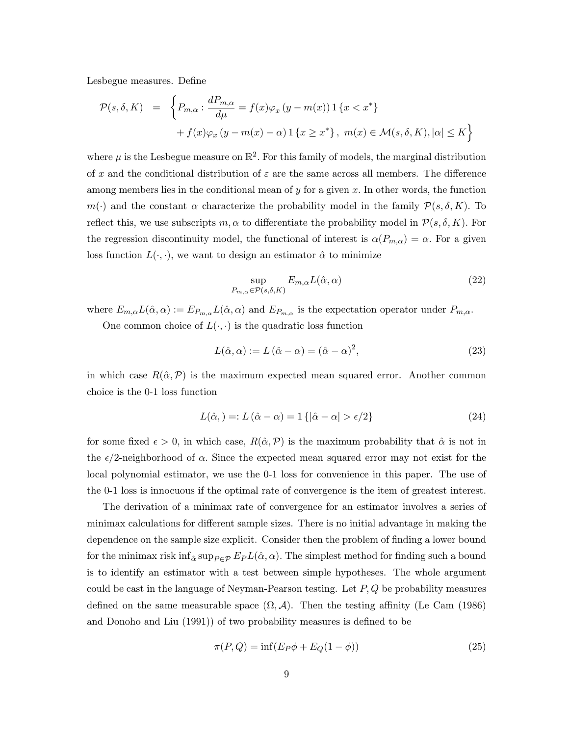Lesbegue measures. Define

$$
\begin{aligned}
\mathcal{P}(s,\delta,K) \quad &= \quad \Big\{P_{m,\alpha} : \frac{dP_{m,\alpha}}{d\mu} = f(x)\varphi_x\left(y - m(x)\right)1\left\{x < x^*\right\} \\
&\quad + f(x)\varphi_x\left(y - m(x) - \alpha\right)1\left\{x \geq x^*\right\},\ m(x) \in \mathcal{M}(s,\delta,K), |\alpha| \leq K\Big\}
\end{aligned}
$$

where $\mu$ is the Lesbegue measure on $\mathbb{R}^2$. For this family of models, the marginal distribution of $x$ and the conditional distribution of $\varepsilon$ are the same across all members. The difference among members lies in the conditional mean of $y$ for a given $x$. In other words, the function $m(\cdot)$ and the constant $\alpha$ characterize the probability model in the family $\mathcal{P}(s,\delta,K)$. To reflect this, we use subscripts $m,\alpha$ to differentiate the probability model in $\mathcal{P}(s,\delta,K)$. For the regression discontinuity model, the functional of interest is $\alpha(P_{m,\alpha}) = \alpha$. For a given loss function $L(\cdot,\cdot)$, we want to design an estimator $\hat{\alpha}$ to minimize

$$
\sup_{P_{m,\alpha}\in\mathcal{P}(s,\delta,K)} E_{m,\alpha}L(\hat{\alpha},\alpha) \tag{22}
$$

where $E_{m,\alpha}L(\hat{\alpha},\alpha) := E_{P_{m,\alpha}}L(\hat{\alpha},\alpha)$ and $E_{P_{m,\alpha}}$ is the expectation operator under $P_{m,\alpha}$.

One common choice of $L(\cdot,\cdot)$ is the quadratic loss function

$$
L(\hat{\alpha},\alpha) := L\left(\hat{\alpha}-\alpha\right) = (\hat{\alpha}-\alpha)^2, \tag{23}
$$

in which case $R(\hat{\alpha},\mathcal{P})$ is the maximum expected mean squared error. Another common choice is the 0-1 loss function

$$
L(\hat{\alpha},) =: L\left(\hat{\alpha}-\alpha\right) = 1\left\{|\hat{\alpha}-\alpha| > \epsilon/2\right\} \tag{24}
$$

for some fixed $\epsilon > 0$, in which case, $R(\hat{\alpha},\mathcal{P})$ is the maximum probability that $\hat{\alpha}$ is not in the $\epsilon/2$-neighborhood of $\alpha$. Since the expected mean squared error may not exist for the local polynomial estimator, we use the 0-1 loss for convenience in this paper. The use of the 0-1 loss is innocuous if the optimal rate of convergence is the item of greatest interest.

The derivation of a minimax rate of convergence for an estimator involves a series of minimax calculations for different sample sizes. There is no initial advantage in making the dependence on the sample size explicit. Consider then the problem of finding a lower bound for the minimax risk $\inf_{\hat{\alpha}}\sup_{P\in\mathcal{P}} E_P L(\hat{\alpha},\alpha)$. The simplest method for finding such a bound is to identify an estimator with a test between simple hypotheses. The whole argument could be cast in the language of Neyman-Pearson testing. Let $P,Q$ be probability measures defined on the same measurable space $(\Omega,\mathcal{A})$. Then the testing affinity (Le Cam (1986) and Donoho and Liu (1991)) of two probability measures is defined to be

$$
\pi(P,Q) = \inf(E_P\phi + E_Q(1-\phi)) \tag{25}
$$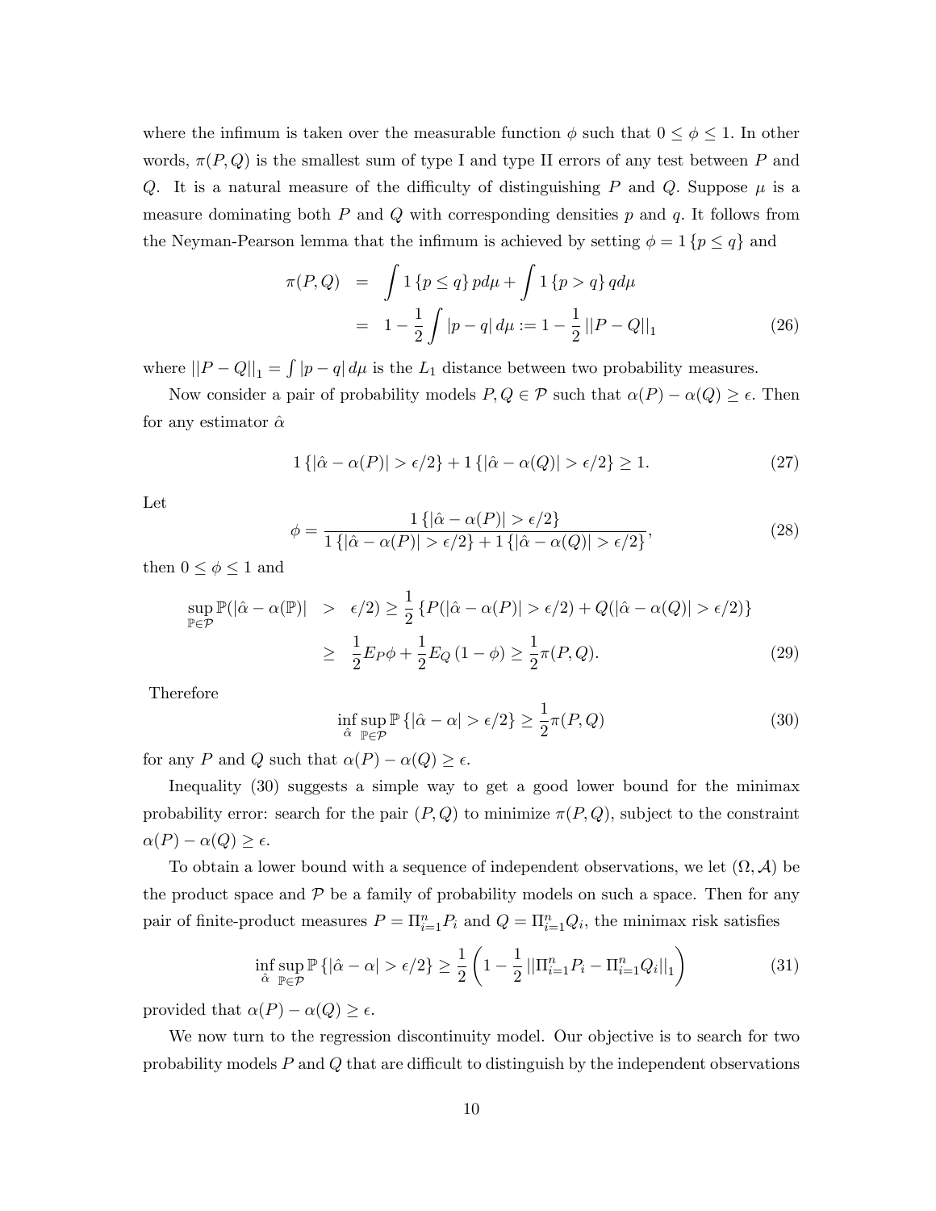where the infimum is taken over the measurable function $\phi$ such that $0 \leq \phi \leq 1$. In other words, $\pi(P, Q)$ is the smallest sum of type I and type II errors of any test between $P$ and $Q$. It is a natural measure of the difficulty of distinguishing $P$ and $Q$. Suppose $\mu$ is a measure dominating both $P$ and $Q$ with corresponding densities $p$ and $q$. It follows from the Neyman-Pearson lemma that the infimum is achieved by setting $\phi = 1\{p \leq q\}$ and

$$
\begin{aligned}
\pi(P, Q) &= \int 1\{p \leq q\} p d\mu + \int 1\{p > q\} q d\mu \\
&= 1 - \frac{1}{2} \int |p - q| \, d\mu := 1 - \frac{1}{2} ||P - Q||_1
\end{aligned} \tag{26}
$$

where $||P - Q||_1 = \int |p - q| \, d\mu$ is the $L_1$ distance between two probability measures.

Now consider a pair of probability models $P, Q \in \mathcal{P}$ such that $\alpha(P) - \alpha(Q) \geq \epsilon$. Then for any estimator $\hat{\alpha}$

$$
1\{|\hat{\alpha} - \alpha(P)| > \epsilon/2\} + 1\{|\hat{\alpha} - \alpha(Q)| > \epsilon/2\} \geq 1. \tag{27}
$$

Let

$$
\phi = \frac{1\{|\hat{\alpha} - \alpha(P)| > \epsilon/2\}}{1\{|\hat{\alpha} - \alpha(P)| > \epsilon/2\} + 1\{|\hat{\alpha} - \alpha(Q)| > \epsilon/2\}}, \tag{28}
$$

then $0 \leq \phi \leq 1$ and

$$
\begin{aligned}
\sup_{\mathbb{P} \in \mathcal{P}} \mathbb{P}(|\hat{\alpha} - \alpha(\mathbb{P})| &> \epsilon/2) \geq \frac{1}{2} \{P(|\hat{\alpha} - \alpha(P)| > \epsilon/2) + Q(|\hat{\alpha} - \alpha(Q)| > \epsilon/2)\} \\
&\geq \frac{1}{2} E_P \phi + \frac{1}{2} E_Q (1 - \phi) \geq \frac{1}{2} \pi(P, Q).
\end{aligned} \tag{29}
$$

Therefore

$$
\inf_{\hat{\alpha}} \sup_{\mathbb{P} \in \mathcal{P}} \mathbb{P}\{|\hat{\alpha} - \alpha| > \epsilon/2\} \geq \frac{1}{2} \pi(P, Q) \tag{30}
$$

for any $P$ and $Q$ such that $\alpha(P) - \alpha(Q) \geq \epsilon$.

Inequality (30) suggests a simple way to get a good lower bound for the minimax probability error: search for the pair $(P, Q)$ to minimize $\pi(P, Q)$, subject to the constraint $\alpha(P) - \alpha(Q) \geq \epsilon$.

To obtain a lower bound with a sequence of independent observations, we let $(\Omega, \mathcal{A})$ be the product space and $\mathcal{P}$ be a family of probability models on such a space. Then for any pair of finite-product measures $P = \Pi_{i=1}^n P_i$ and $Q = \Pi_{i=1}^n Q_i$, the minimax risk satisfies

$$
\inf_{\hat{\alpha}} \sup_{\mathbb{P} \in \mathcal{P}} \mathbb{P}\{|\hat{\alpha} - \alpha| > \epsilon/2\} \geq \frac{1}{2} \left(1 - \frac{1}{2} ||\Pi_{i=1}^n P_i - \Pi_{i=1}^n Q_i||_1\right) \tag{31}
$$

provided that $\alpha(P) - \alpha(Q) \geq \epsilon$.

We now turn to the regression discontinuity model. Our objective is to search for two probability models $P$ and $Q$ that are difficult to distinguish by the independent observations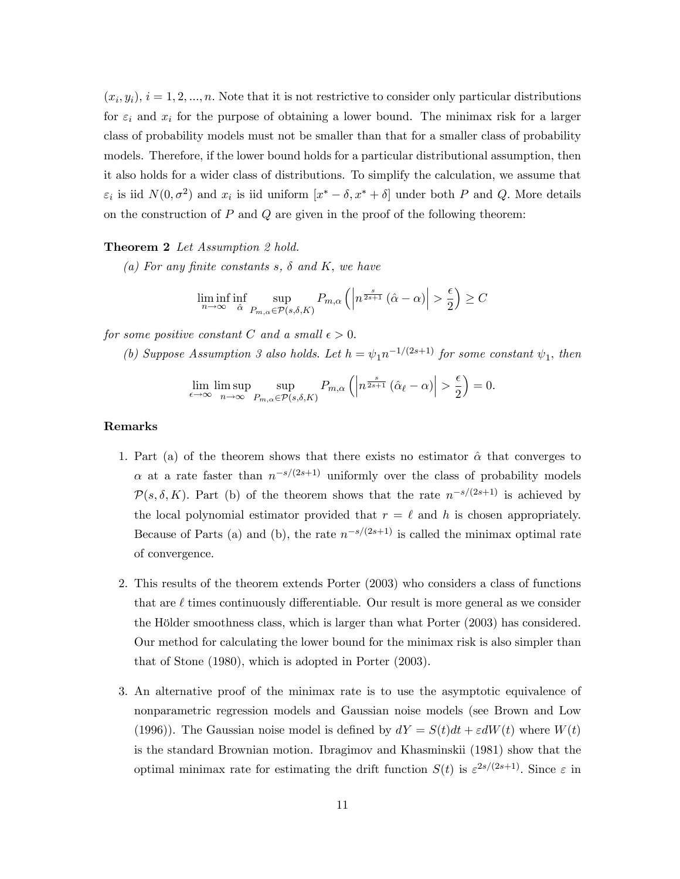$(x_i, y_i)$, $i = 1, 2, ..., n$. Note that it is not restrictive to consider only particular distributions for $\varepsilon_i$ and $x_i$ for the purpose of obtaining a lower bound. The minimax risk for a larger class of probability models must not be smaller than that for a smaller class of probability models. Therefore, if the lower bound holds for a particular distributional assumption, then it also holds for a wider class of distributions. To simplify the calculation, we assume that $\varepsilon_i$ is iid $N(0, \sigma^2)$ and $x_i$ is iid uniform $[x^* - \delta, x^* + \delta]$ under both $P$ and $Q$. More details on the construction of $P$ and $Q$ are given in the proof of the following theorem:

**Theorem 2** *Let Assumption 2 hold.*

*(a) For any finite constants $s$, $\delta$ and $K$, we have*

$$\liminf_{n\to\infty} \inf_{\hat{\alpha}} \sup_{P_{m,\alpha}\in\mathcal{P}(s,\delta,K)} P_{m,\alpha}\left(\left|n^{\frac{s}{2s+1}}\left(\hat{\alpha}-\alpha\right)\right| > \frac{\epsilon}{2}\right) \geq C$$

*for some positive constant $C$ and a small $\epsilon > 0$.*

*(b) Suppose Assumption 3 also holds. Let $h = \psi_1 n^{-1/(2s+1)}$ for some constant $\psi_1$, then*

$$\lim_{\epsilon\to\infty} \limsup_{n\to\infty} \sup_{P_{m,\alpha}\in\mathcal{P}(s,\delta,K)} P_{m,\alpha}\left(\left|n^{\frac{s}{2s+1}}\left(\hat{\alpha}_\ell-\alpha\right)\right| > \frac{\epsilon}{2}\right) = 0.$$

**Remarks**

1. Part (a) of the theorem shows that there exists no estimator $\hat{\alpha}$ that converges to $\alpha$ at a rate faster than $n^{-s/(2s+1)}$ uniformly over the class of probability models $\mathcal{P}(s, \delta, K)$. Part (b) of the theorem shows that the rate $n^{-s/(2s+1)}$ is achieved by the local polynomial estimator provided that $r = \ell$ and $h$ is chosen appropriately. Because of Parts (a) and (b), the rate $n^{-s/(2s+1)}$ is called the minimax optimal rate of convergence.

2. This results of the theorem extends Porter (2003) who considers a class of functions that are $\ell$ times continuously differentiable. Our result is more general as we consider the Hölder smoothness class, which is larger than what Porter (2003) has considered. Our method for calculating the lower bound for the minimax risk is also simpler than that of Stone (1980), which is adopted in Porter (2003).

3. An alternative proof of the minimax rate is to use the asymptotic equivalence of nonparametric regression models and Gaussian noise models (see Brown and Low (1996)). The Gaussian noise model is defined by $dY = S(t)dt + \varepsilon dW(t)$ where $W(t)$ is the standard Brownian motion. Ibragimov and Khasminskii (1981) show that the optimal minimax rate for estimating the drift function $S(t)$ is $\varepsilon^{2s/(2s+1)}$. Since $\varepsilon$ in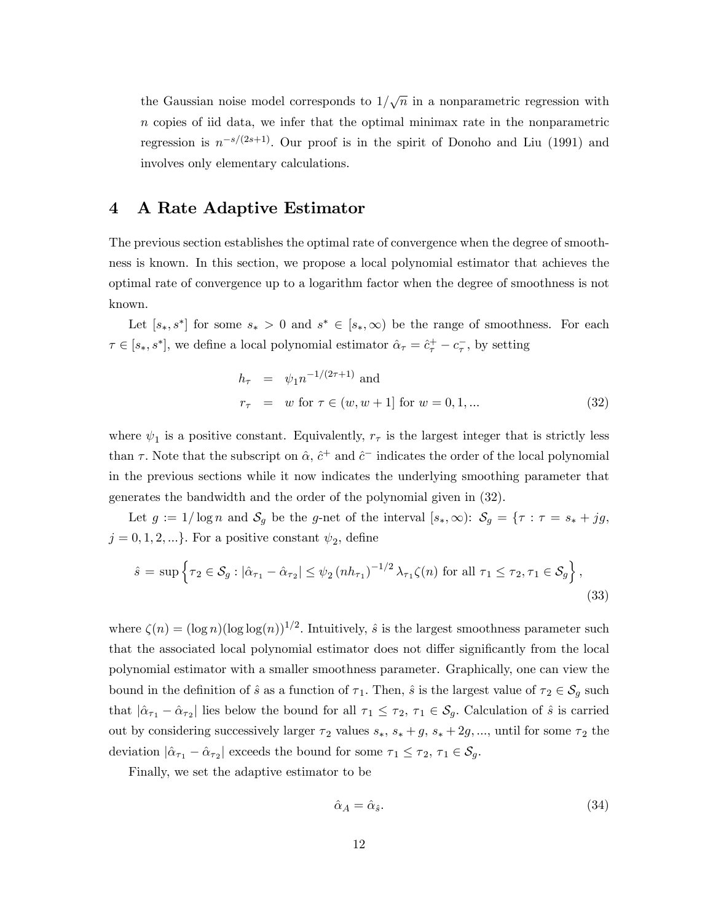the Gaussian noise model corresponds to $1/\sqrt{n}$ in a nonparametric regression with $n$ copies of iid data, we infer that the optimal minimax rate in the nonparametric regression is $n^{-s/(2s+1)}$. Our proof is in the spirit of Donoho and Liu (1991) and involves only elementary calculations.

# 4 A Rate Adaptive Estimator

The previous section establishes the optimal rate of convergence when the degree of smoothness is known. In this section, we propose a local polynomial estimator that achieves the optimal rate of convergence up to a logarithm factor when the degree of smoothness is not known.

Let $[s_*, s^*]$ for some $s_* > 0$ and $s^* \in [s_*, \infty)$ be the range of smoothness. For each $\tau \in [s_*, s^*]$, we define a local polynomial estimator $\hat{\alpha}_\tau = \hat{c}^+_\tau - c^-_\tau$, by setting

$$
\begin{aligned}
h_\tau &= \psi_1 n^{-1/(2\tau+1)} \text{ and} \\
r_\tau &= w \text{ for } \tau \in (w, w+1] \text{ for } w = 0, 1, ... 
\end{aligned}
\tag{32}
$$

where $\psi_1$ is a positive constant. Equivalently, $r_\tau$ is the largest integer that is strictly less than $\tau$. Note that the subscript on $\hat{\alpha}$, $\hat{c}^+$ and $\hat{c}^-$ indicates the order of the local polynomial in the previous sections while it now indicates the underlying smoothing parameter that generates the bandwidth and the order of the polynomial given in (32).

Let $g := 1/\log n$ and $\mathcal{S}_g$ be the $g$-net of the interval $[s_*, \infty)$: $\mathcal{S}_g = \{\tau : \tau = s_* + jg, j = 0, 1, 2, ...\}$. For a positive constant $\psi_2$, define

$$
\hat{s} = \sup \left\{ \tau_2 \in \mathcal{S}_g : |\hat{\alpha}_{\tau_1} - \hat{\alpha}_{\tau_2}| \le \psi_2 \left(n h_{\tau_1}\right)^{-1/2} \lambda_{\tau_1} \zeta(n) \text{ for all } \tau_1 \le \tau_2, \tau_1 \in \mathcal{S}_g \right\},
\tag{33}
$$

where $\zeta(n) = (\log n)(\log\log(n))^{1/2}$. Intuitively, $\hat{s}$ is the largest smoothness parameter such that the associated local polynomial estimator does not differ significantly from the local polynomial estimator with a smaller smoothness parameter. Graphically, one can view the bound in the definition of $\hat{s}$ as a function of $\tau_1$. Then, $\hat{s}$ is the largest value of $\tau_2 \in \mathcal{S}_g$ such that $|\hat{\alpha}_{\tau_1} - \hat{\alpha}_{\tau_2}|$ lies below the bound for all $\tau_1 \le \tau_2$, $\tau_1 \in \mathcal{S}_g$. Calculation of $\hat{s}$ is carried out by considering successively larger $\tau_2$ values $s_*$, $s_* + g$, $s_* + 2g, ...,$ until for some $\tau_2$ the deviation $|\hat{\alpha}_{\tau_1} - \hat{\alpha}_{\tau_2}|$ exceeds the bound for some $\tau_1 \le \tau_2$, $\tau_1 \in \mathcal{S}_g$.

Finally, we set the adaptive estimator to be

$$
\hat{\alpha}_A = \hat{\alpha}_{\hat{s}}.
\tag{34}
$$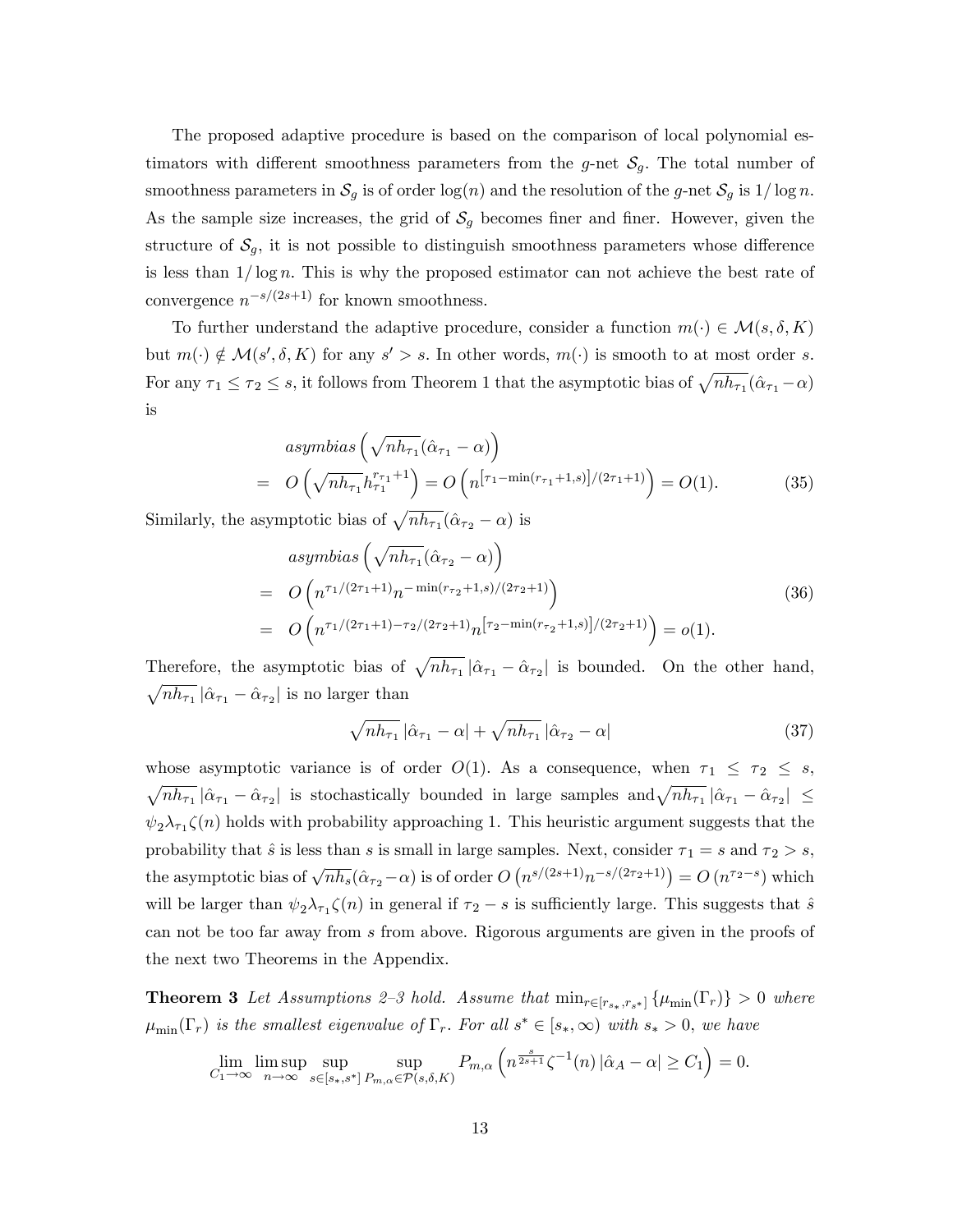The proposed adaptive procedure is based on the comparison of local polynomial estimators with different smoothness parameters from the $g$-net $\mathcal{S}_g$. The total number of smoothness parameters in $\mathcal{S}_g$ is of order $\log(n)$ and the resolution of the $g$-net $\mathcal{S}_g$ is $1/\log n$. As the sample size increases, the grid of $\mathcal{S}_g$ becomes finer and finer. However, given the structure of $\mathcal{S}_g$, it is not possible to distinguish smoothness parameters whose difference is less than $1/\log n$. This is why the proposed estimator can not achieve the best rate of convergence $n^{-s/(2s+1)}$ for known smoothness.

To further understand the adaptive procedure, consider a function $m(\cdot) \in \mathcal{M}(s, \delta, K)$ but $m(\cdot) \notin \mathcal{M}(s', \delta, K)$ for any $s' > s$. In other words, $m(\cdot)$ is smooth to at most order $s$. For any $\tau_1 \leq \tau_2 \leq s$, it follows from Theorem 1 that the asymptotic bias of $\sqrt{nh_{\tau_1}}(\hat{\alpha}_{\tau_1} - \alpha)$ is

$$
\begin{aligned}
& asymbias\left(\sqrt{nh_{\tau_1}}(\hat{\alpha}_{\tau_1} - \alpha)\right) \\
= \; & O\left(\sqrt{nh_{\tau_1}} h_{\tau_1}^{r_{\tau_1}+1}\right) = O\left(n^{\left[\tau_1 - \min(r_{\tau_1}+1, s)\right]/(2\tau_1+1)}\right) = O(1).
\end{aligned} \tag{35}
$$

Similarly, the asymptotic bias of $\sqrt{nh_{\tau_1}}(\hat{\alpha}_{\tau_2} - \alpha)$ is

$$
\begin{aligned}
& asymbias\left(\sqrt{nh_{\tau_1}}(\hat{\alpha}_{\tau_2} - \alpha)\right) \\
= \; & O\left(n^{\tau_1/(2\tau_1+1)} n^{-\min(r_{\tau_2}+1, s)/(2\tau_2+1)}\right) \\
= \; & O\left(n^{\tau_1/(2\tau_1+1) - \tau_2/(2\tau_2+1)} n^{\left[\tau_2 - \min(r_{\tau_2}+1, s)\right]/(2\tau_2+1)}\right) = o(1).
\end{aligned} \tag{36}
$$

Therefore, the asymptotic bias of $\sqrt{nh_{\tau_1}}\left|\hat{\alpha}_{\tau_1} - \hat{\alpha}_{\tau_2}\right|$ is bounded. On the other hand, $\sqrt{nh_{\tau_1}}\left|\hat{\alpha}_{\tau_1} - \hat{\alpha}_{\tau_2}\right|$ is no larger than

$$
\sqrt{nh_{\tau_1}}\left|\hat{\alpha}_{\tau_1} - \alpha\right| + \sqrt{nh_{\tau_1}}\left|\hat{\alpha}_{\tau_2} - \alpha\right| \tag{37}
$$

whose asymptotic variance is of order $O(1)$. As a consequence, when $\tau_1 \leq \tau_2 \leq s$, $\sqrt{nh_{\tau_1}}\left|\hat{\alpha}_{\tau_1} - \hat{\alpha}_{\tau_2}\right|$ is stochastically bounded in large samples and $\sqrt{nh_{\tau_1}}\left|\hat{\alpha}_{\tau_1} - \hat{\alpha}_{\tau_2}\right| \leq \psi_2 \lambda_{\tau_1} \zeta(n)$ holds with probability approaching 1. This heuristic argument suggests that the probability that $\hat{s}$ is less than $s$ is small in large samples. Next, consider $\tau_1 = s$ and $\tau_2 > s$, the asymptotic bias of $\sqrt{nh_s}(\hat{\alpha}_{\tau_2} - \alpha)$ is of order $O\left(n^{s/(2s+1)} n^{-s/(2\tau_2+1)}\right) = O\left(n^{\tau_2 - s}\right)$ which will be larger than $\psi_2 \lambda_{\tau_1} \zeta(n)$ in general if $\tau_2 - s$ is sufficiently large. This suggests that $\hat{s}$ can not be too far away from $s$ from above. Rigorous arguments are given in the proofs of the next two Theorems in the Appendix.

**Theorem 3** *Let Assumptions 2–3 hold. Assume that* $\min_{r \in [r_{s_*}, r_{s^*}]} \{\mu_{\min}(\Gamma_r)\} > 0$ *where* $\mu_{\min}(\Gamma_r)$ *is the smallest eigenvalue of* $\Gamma_r$. *For all* $s^* \in [s_*, \infty)$ *with* $s_* > 0$, *we have*

$$
\lim_{C_1 \to \infty} \limsup_{n \to \infty} \sup_{s \in [s_*, s^*]} \sup_{P_{m,\alpha} \in \mathcal{P}(s, \delta, K)} P_{m,\alpha}\left(n^{\frac{s}{2s+1}} \zeta^{-1}(n) \left|\hat{\alpha}_A - \alpha\right| \geq C_1\right) = 0.
$$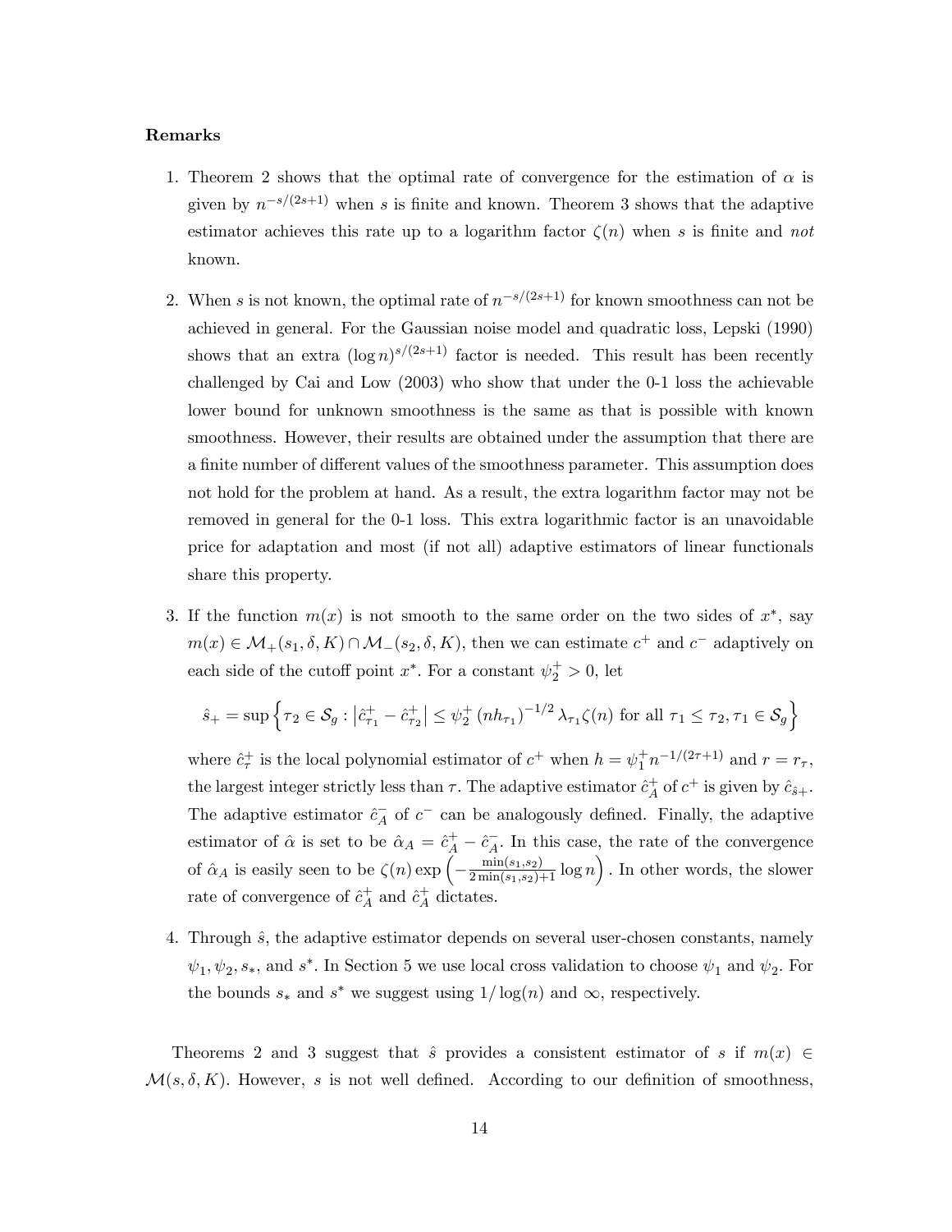**Remarks**

1. Theorem 2 shows that the optimal rate of convergence for the estimation of $\alpha$ is given by $n^{-s/(2s+1)}$ when $s$ is finite and known. Theorem 3 shows that the adaptive estimator achieves this rate up to a logarithm factor $\zeta(n)$ when $s$ is finite and *not* known.

2. When $s$ is not known, the optimal rate of $n^{-s/(2s+1)}$ for known smoothness can not be achieved in general. For the Gaussian noise model and quadratic loss, Lepski (1990) shows that an extra $(\log n)^{s/(2s+1)}$ factor is needed. This result has been recently challenged by Cai and Low (2003) who show that under the 0-1 loss the achievable lower bound for unknown smoothness is the same as that is possible with known smoothness. However, their results are obtained under the assumption that there are a finite number of different values of the smoothness parameter. This assumption does not hold for the problem at hand. As a result, the extra logarithm factor may not be removed in general for the 0-1 loss. This extra logarithmic factor is an unavoidable price for adaptation and most (if not all) adaptive estimators of linear functionals share this property.

3. If the function $m(x)$ is not smooth to the same order on the two sides of $x^*$, say $m(x) \in \mathcal{M}_+(s_1, \delta, K) \cap \mathcal{M}_-(s_2, \delta, K)$, then we can estimate $c^+$ and $c^-$ adaptively on each side of the cutoff point $x^*$. For a constant $\psi_2^+ > 0$, let

$$\hat{s}_+ = \sup\left\{\tau_2 \in \mathcal{S}_g : \left|\hat{c}^+_{\tau_1} - \hat{c}^+_{\tau_2}\right| \leq \psi_2^+ \left(nh_{\tau_1}\right)^{-1/2} \lambda_{\tau_1}\zeta(n) \text{ for all } \tau_1 \leq \tau_2, \tau_1 \in \mathcal{S}_g\right\}$$

where $\hat{c}^+_\tau$ is the local polynomial estimator of $c^+$ when $h = \psi_1^+ n^{-1/(2\tau+1)}$ and $r = r_\tau$, the largest integer strictly less than $\tau$. The adaptive estimator $\hat{c}^+_A$ of $c^+$ is given by $\hat{c}_{\hat{s}+}$. The adaptive estimator $\hat{c}^-_A$ of $c^-$ can be analogously defined. Finally, the adaptive estimator of $\hat{\alpha}$ is set to be $\hat{\alpha}_A = \hat{c}^+_A - \hat{c}^-_A$. In this case, the rate of the convergence of $\hat{\alpha}_A$ is easily seen to be $\zeta(n) \exp\left(-\frac{\min(s_1,s_2)}{2\min(s_1,s_2)+1}\log n\right)$. In other words, the slower rate of convergence of $\hat{c}^+_A$ and $\hat{c}^+_A$ dictates.

4. Through $\hat{s}$, the adaptive estimator depends on several user-chosen constants, namely $\psi_1, \psi_2, s_*$, and $s^*$. In Section 5 we use local cross validation to choose $\psi_1$ and $\psi_2$. For the bounds $s_*$ and $s^*$ we suggest using $1/\log(n)$ and $\infty$, respectively.

Theorems 2 and 3 suggest that $\hat{s}$ provides a consistent estimator of $s$ if $m(x) \in \mathcal{M}(s, \delta, K)$. However, $s$ is not well defined. According to our definition of smoothness,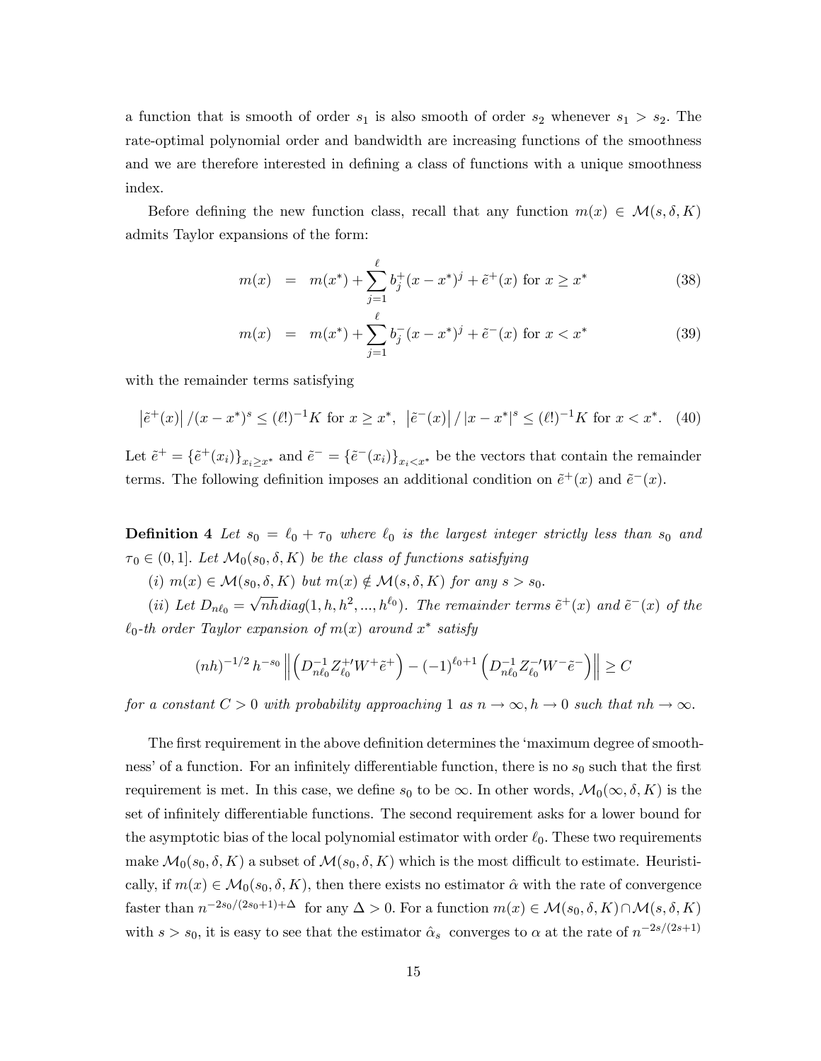a function that is smooth of order $s_1$ is also smooth of order $s_2$ whenever $s_1 > s_2$. The rate-optimal polynomial order and bandwidth are increasing functions of the smoothness and we are therefore interested in defining a class of functions with a unique smoothness index.

Before defining the new function class, recall that any function $m(x) \in \mathcal{M}(s, \delta, K)$ admits Taylor expansions of the form:

$$m(x) = m(x^*) + \sum_{j=1}^{\ell} b_j^+ (x - x^*)^j + \tilde{e}^+(x) \text{ for } x \geq x^* \tag{38}$$

$$m(x) = m(x^*) + \sum_{j=1}^{\ell} b_j^- (x - x^*)^j + \tilde{e}^-(x) \text{ for } x < x^* \tag{39}$$

with the remainder terms satisfying

$$\left|\tilde{e}^+(x)\right| / (x - x^*)^s \leq (\ell!)^{-1} K \text{ for } x \geq x^*, \;\; \left|\tilde{e}^-(x)\right| / |x - x^*|^s \leq (\ell!)^{-1} K \text{ for } x < x^*. \tag{40}$$

Let $\tilde{e}^+ = \{\tilde{e}^+(x_i)\}_{x_i \geq x^*}$ and $\tilde{e}^- = \{\tilde{e}^-(x_i)\}_{x_i < x^*}$ be the vectors that contain the remainder terms. The following definition imposes an additional condition on $\tilde{e}^+(x)$ and $\tilde{e}^-(x)$.

**Definition 4** *Let $s_0 = \ell_0 + \tau_0$ where $\ell_0$ is the largest integer strictly less than $s_0$ and $\tau_0 \in (0, 1]$. Let $\mathcal{M}_0(s_0, \delta, K)$ be the class of functions satisfying*

*(i) $m(x) \in \mathcal{M}(s_0, \delta, K)$ but $m(x) \notin \mathcal{M}(s, \delta, K)$ for any $s > s_0$.*

*(ii) Let $D_{n\ell_0} = \sqrt{nh}\,diag(1, h, h^2, ..., h^{\ell_0})$. The remainder terms $\tilde{e}^+(x)$ and $\tilde{e}^-(x)$ of the $\ell_0$-th order Taylor expansion of $m(x)$ around $x^*$ satisfy*

$$(nh)^{-1/2}\, h^{-s_0} \left\| \left( D_{n\ell_0}^{-1} Z_{\ell_0}^{+\prime} W^+ \tilde{e}^+ \right) - (-1)^{\ell_0 + 1} \left( D_{n\ell_0}^{-1} Z_{\ell_0}^{-\prime} W^- \tilde{e}^- \right) \right\| \geq C$$

*for a constant $C > 0$ with probability approaching 1 as $n \to \infty, h \to 0$ such that $nh \to \infty$.*

The first requirement in the above definition determines the 'maximum degree of smoothness' of a function. For an infinitely differentiable function, there is no $s_0$ such that the first requirement is met. In this case, we define $s_0$ to be $\infty$. In other words, $\mathcal{M}_0(\infty, \delta, K)$ is the set of infinitely differentiable functions. The second requirement asks for a lower bound for the asymptotic bias of the local polynomial estimator with order $\ell_0$. These two requirements make $\mathcal{M}_0(s_0, \delta, K)$ a subset of $\mathcal{M}(s_0, \delta, K)$ which is the most difficult to estimate. Heuristically, if $m(x) \in \mathcal{M}_0(s_0, \delta, K)$, then there exists no estimator $\hat{\alpha}$ with the rate of convergence faster than $n^{-2s_0/(2s_0+1)+\Delta}$ for any $\Delta > 0$. For a function $m(x) \in \mathcal{M}(s_0, \delta, K) \cap \mathcal{M}(s, \delta, K)$ with $s > s_0$, it is easy to see that the estimator $\hat{\alpha}_s$ converges to $\alpha$ at the rate of $n^{-2s/(2s+1)}$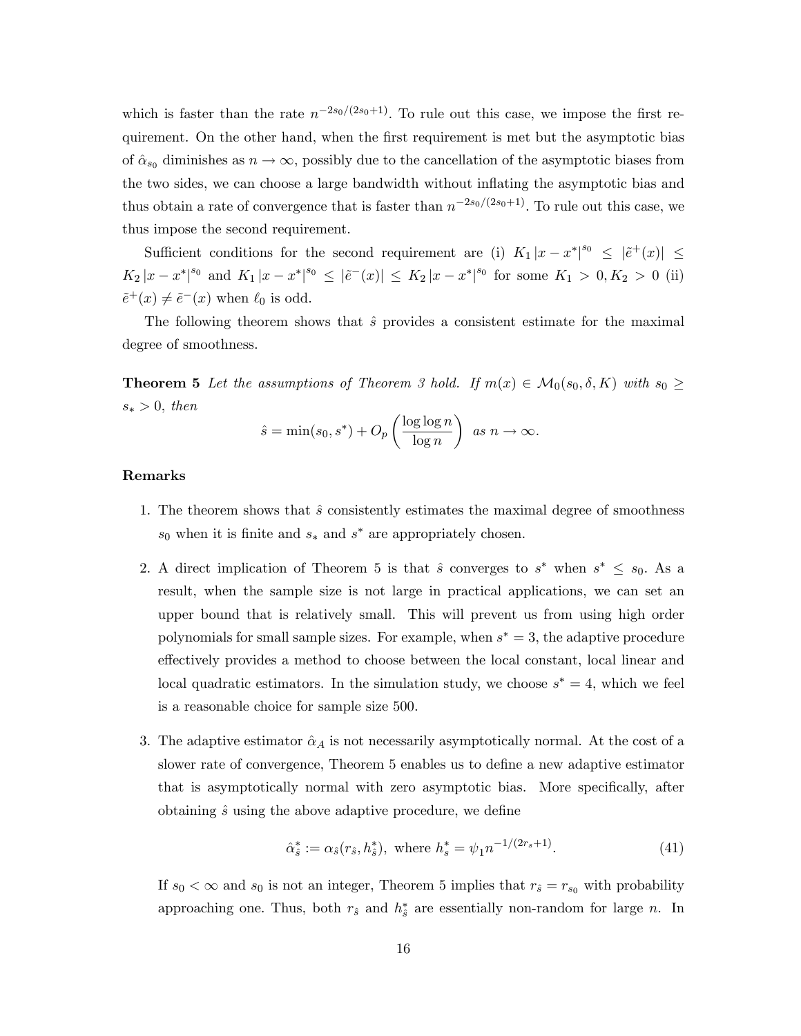which is faster than the rate $n^{-2s_0/(2s_0+1)}$. To rule out this case, we impose the first requirement. On the other hand, when the first requirement is met but the asymptotic bias of $\hat{\alpha}_{s_0}$ diminishes as $n \to \infty$, possibly due to the cancellation of the asymptotic biases from the two sides, we can choose a large bandwidth without inflating the asymptotic bias and thus obtain a rate of convergence that is faster than $n^{-2s_0/(2s_0+1)}$. To rule out this case, we thus impose the second requirement.

Sufficient conditions for the second requirement are (i) $K_1 |x - x^*|^{s_0} \leq |\tilde{e}^+(x)| \leq K_2 |x - x^*|^{s_0}$ and $K_1 |x - x^*|^{s_0} \leq |\tilde{e}^-(x)| \leq K_2 |x - x^*|^{s_0}$ for some $K_1 > 0, K_2 > 0$ (ii) $\tilde{e}^+(x) \neq \tilde{e}^-(x)$ when $\ell_0$ is odd.

The following theorem shows that $\hat{s}$ provides a consistent estimate for the maximal degree of smoothness.

**Theorem 5** *Let the assumptions of Theorem 3 hold. If $m(x) \in \mathcal{M}_0(s_0, \delta, K)$ with $s_0 \geq s_* > 0$, then*

$$\hat{s} = \min(s_0, s^*) + O_p\left(\frac{\log \log n}{\log n}\right) \text{ as } n \to \infty.$$

**Remarks**

1. The theorem shows that $\hat{s}$ consistently estimates the maximal degree of smoothness $s_0$ when it is finite and $s_*$ and $s^*$ are appropriately chosen.

2. A direct implication of Theorem 5 is that $\hat{s}$ converges to $s^*$ when $s^* \leq s_0$. As a result, when the sample size is not large in practical applications, we can set an upper bound that is relatively small. This will prevent us from using high order polynomials for small sample sizes. For example, when $s^* = 3$, the adaptive procedure effectively provides a method to choose between the local constant, local linear and local quadratic estimators. In the simulation study, we choose $s^* = 4$, which we feel is a reasonable choice for sample size 500.

3. The adaptive estimator $\hat{\alpha}_A$ is not necessarily asymptotically normal. At the cost of a slower rate of convergence, Theorem 5 enables us to define a new adaptive estimator that is asymptotically normal with zero asymptotic bias. More specifically, after obtaining $\hat{s}$ using the above adaptive procedure, we define

$$\hat{\alpha}^*_{\hat{s}} := \alpha_{\hat{s}}(r_{\hat{s}}, h^*_{\hat{s}}), \text{ where } h^*_s = \psi_1 n^{-1/(2r_s+1)}. \tag{41}$$

If $s_0 < \infty$ and $s_0$ is not an integer, Theorem 5 implies that $r_{\hat{s}} = r_{s_0}$ with probability approaching one. Thus, both $r_{\hat{s}}$ and $h^*_{\hat{s}}$ are essentially non-random for large $n$. In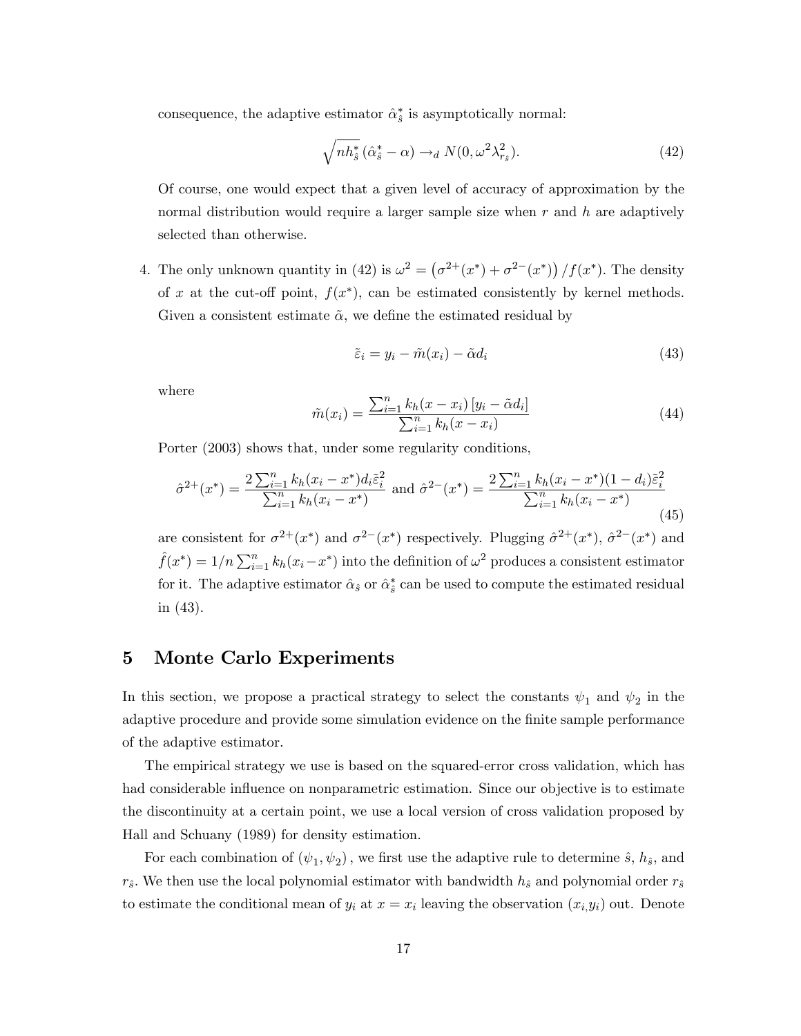consequence, the adaptive estimator $\hat{\alpha}_{\hat{s}}^*$ is asymptotically normal:

$$\sqrt{nh_{\hat{s}}^*}\,(\hat{\alpha}_{\hat{s}}^* - \alpha) \rightarrow_d N(0, \omega^2 \lambda_{r_{\hat{s}}}^2). \tag{42}$$

Of course, one would expect that a given level of accuracy of approximation by the normal distribution would require a larger sample size when $r$ and $h$ are adaptively selected than otherwise.

4. The only unknown quantity in (42) is $\omega^2 = \left(\sigma^{2+}(x^*) + \sigma^{2-}(x^*)\right)/f(x^*)$. The density of $x$ at the cut-off point, $f(x^*)$, can be estimated consistently by kernel methods. Given a consistent estimate $\tilde{\alpha}$, we define the estimated residual by

$$\tilde{\varepsilon}_i = y_i - \tilde{m}(x_i) - \tilde{\alpha} d_i \tag{43}$$

where

$$\tilde{m}(x_i) = \frac{\sum_{i=1}^n k_h(x - x_i)\,[y_i - \tilde{\alpha} d_i]}{\sum_{i=1}^n k_h(x - x_i)} \tag{44}$$

Porter (2003) shows that, under some regularity conditions,

$$\hat{\sigma}^{2+}(x^*) = \frac{2\sum_{i=1}^n k_h(x_i - x^*) d_i \tilde{\varepsilon}_i^2}{\sum_{i=1}^n k_h(x_i - x^*)} \text{ and } \hat{\sigma}^{2-}(x^*) = \frac{2\sum_{i=1}^n k_h(x_i - x^*)(1 - d_i)\tilde{\varepsilon}_i^2}{\sum_{i=1}^n k_h(x_i - x^*)} \tag{45}$$

are consistent for $\sigma^{2+}(x^*)$ and $\sigma^{2-}(x^*)$ respectively. Plugging $\hat{\sigma}^{2+}(x^*)$, $\hat{\sigma}^{2-}(x^*)$ and $\hat{f}(x^*) = 1/n\sum_{i=1}^n k_h(x_i - x^*)$ into the definition of $\omega^2$ produces a consistent estimator for it. The adaptive estimator $\hat{\alpha}_{\hat{s}}$ or $\hat{\alpha}_{\hat{s}}^*$ can be used to compute the estimated residual in (43).

# 5 Monte Carlo Experiments

In this section, we propose a practical strategy to select the constants $\psi_1$ and $\psi_2$ in the adaptive procedure and provide some simulation evidence on the finite sample performance of the adaptive estimator.

The empirical strategy we use is based on the squared-error cross validation, which has had considerable influence on nonparametric estimation. Since our objective is to estimate the discontinuity at a certain point, we use a local version of cross validation proposed by Hall and Schuany (1989) for density estimation.

For each combination of $(\psi_1, \psi_2)$, we first use the adaptive rule to determine $\hat{s}$, $h_{\hat{s}}$, and $r_{\hat{s}}$. We then use the local polynomial estimator with bandwidth $h_{\hat{s}}$ and polynomial order $r_{\hat{s}}$ to estimate the conditional mean of $y_i$ at $x = x_i$ leaving the observation $(x_i, y_i)$ out. Denote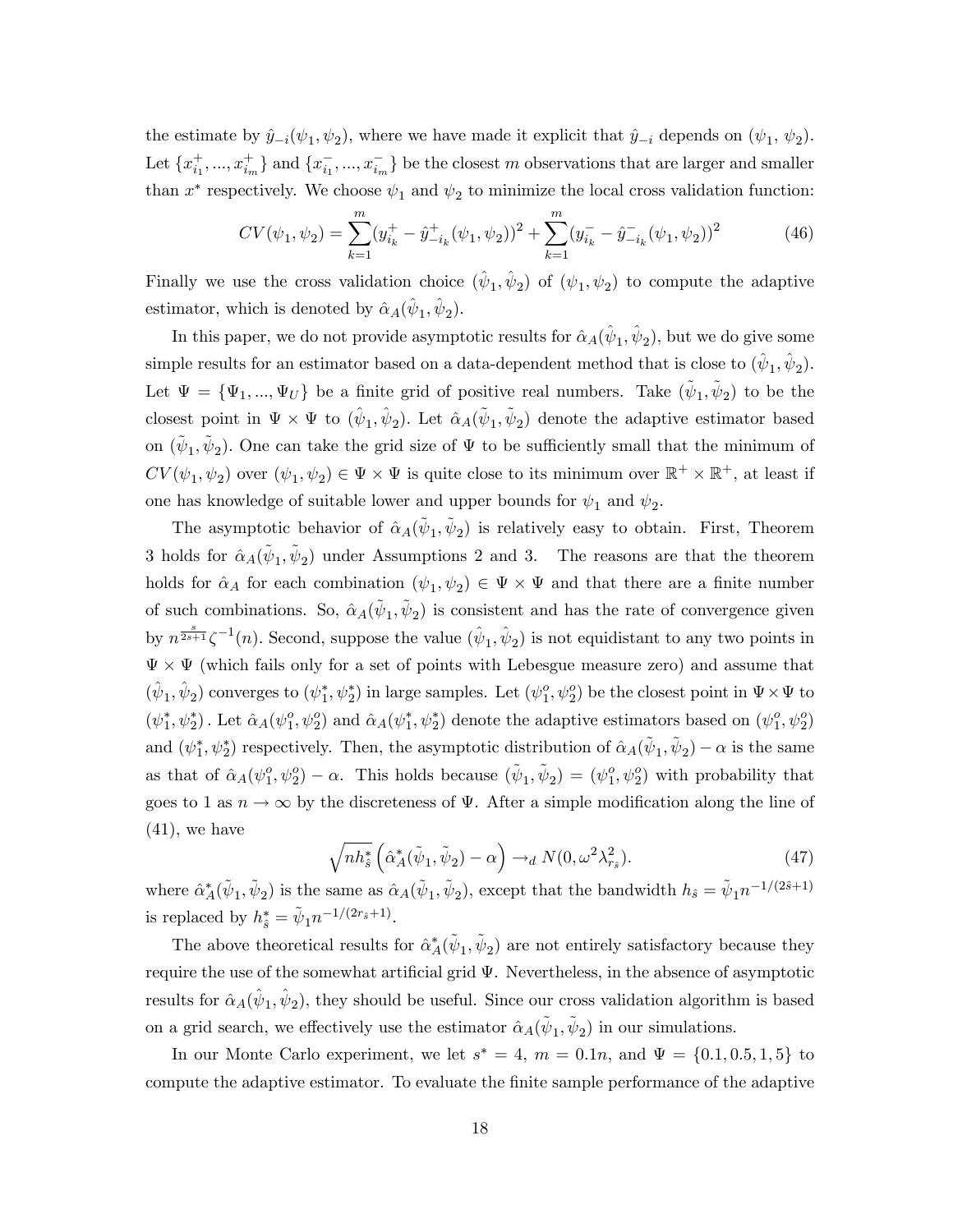the estimate by $\hat{y}_{-i}(\psi_1, \psi_2)$, where we have made it explicit that $\hat{y}_{-i}$ depends on $(\psi_1, \psi_2)$. Let $\{x^+_{i_1}, ..., x^+_{i_m}\}$ and $\{x^-_{i_1}, ..., x^-_{i_m}\}$ be the closest $m$ observations that are larger and smaller than $x^*$ respectively. We choose $\psi_1$ and $\psi_2$ to minimize the local cross validation function:

$$CV(\psi_1, \psi_2) = \sum_{k=1}^{m} (y^+_{i_k} - \hat{y}^+_{-i_k}(\psi_1, \psi_2))^2 + \sum_{k=1}^{m} (y^-_{i_k} - \hat{y}^-_{-i_k}(\psi_1, \psi_2))^2 \tag{46}$$

Finally we use the cross validation choice $(\hat{\psi}_1, \hat{\psi}_2)$ of $(\psi_1, \psi_2)$ to compute the adaptive estimator, which is denoted by $\hat{\alpha}_A(\hat{\psi}_1, \hat{\psi}_2)$.

In this paper, we do not provide asymptotic results for $\hat{\alpha}_A(\hat{\psi}_1, \hat{\psi}_2)$, but we do give some simple results for an estimator based on a data-dependent method that is close to $(\hat{\psi}_1, \hat{\psi}_2)$. Let $\Psi = \{\Psi_1, ..., \Psi_U\}$ be a finite grid of positive real numbers. Take $(\tilde{\psi}_1, \tilde{\psi}_2)$ to be the closest point in $\Psi \times \Psi$ to $(\hat{\psi}_1, \hat{\psi}_2)$. Let $\hat{\alpha}_A(\tilde{\psi}_1, \tilde{\psi}_2)$ denote the adaptive estimator based on $(\tilde{\psi}_1, \tilde{\psi}_2)$. One can take the grid size of $\Psi$ to be sufficiently small that the minimum of $CV(\psi_1, \psi_2)$ over $(\psi_1, \psi_2) \in \Psi \times \Psi$ is quite close to its minimum over $\mathbb{R}^+ \times \mathbb{R}^+$, at least if one has knowledge of suitable lower and upper bounds for $\psi_1$ and $\psi_2$.

The asymptotic behavior of $\hat{\alpha}_A(\tilde{\psi}_1, \tilde{\psi}_2)$ is relatively easy to obtain. First, Theorem 3 holds for $\hat{\alpha}_A(\tilde{\psi}_1, \tilde{\psi}_2)$ under Assumptions 2 and 3. The reasons are that the theorem holds for $\hat{\alpha}_A$ for each combination $(\psi_1, \psi_2) \in \Psi \times \Psi$ and that there are a finite number of such combinations. So, $\hat{\alpha}_A(\tilde{\psi}_1, \tilde{\psi}_2)$ is consistent and has the rate of convergence given by $n^{\frac{s}{2s+1}}\zeta^{-1}(n)$. Second, suppose the value $(\hat{\psi}_1, \hat{\psi}_2)$ is not equidistant to any two points in $\Psi \times \Psi$ (which fails only for a set of points with Lebesgue measure zero) and assume that $(\hat{\psi}_1, \hat{\psi}_2)$ converges to $(\psi^*_1, \psi^*_2)$ in large samples. Let $(\psi^o_1, \psi^o_2)$ be the closest point in $\Psi \times \Psi$ to $(\psi^*_1, \psi^*_2)$. Let $\hat{\alpha}_A(\psi^o_1, \psi^o_2)$ and $\hat{\alpha}_A(\psi^*_1, \psi^*_2)$ denote the adaptive estimators based on $(\psi^o_1, \psi^o_2)$ and $(\psi^*_1, \psi^*_2)$ respectively. Then, the asymptotic distribution of $\hat{\alpha}_A(\tilde{\psi}_1, \tilde{\psi}_2) - \alpha$ is the same as that of $\hat{\alpha}_A(\psi^o_1, \psi^o_2) - \alpha$. This holds because $(\tilde{\psi}_1, \tilde{\psi}_2) = (\psi^o_1, \psi^o_2)$ with probability that goes to 1 as $n \to \infty$ by the discreteness of $\Psi$. After a simple modification along the line of (41), we have

$$\sqrt{nh^*_{\hat{s}}} \left( \hat{\alpha}^*_A(\tilde{\psi}_1, \tilde{\psi}_2) - \alpha \right) \to_d N(0, \omega^2 \lambda^2_{r_{\hat{s}}}). \tag{47}$$

where $\hat{\alpha}^*_A(\tilde{\psi}_1, \tilde{\psi}_2)$ is the same as $\hat{\alpha}_A(\tilde{\psi}_1, \tilde{\psi}_2)$, except that the bandwidth $h_{\hat{s}} = \tilde{\psi}_1 n^{-1/(2\hat{s}+1)}$ is replaced by $h^*_{\hat{s}} = \tilde{\psi}_1 n^{-1/(2r_{\hat{s}}+1)}$.

The above theoretical results for $\hat{\alpha}^*_A(\tilde{\psi}_1, \tilde{\psi}_2)$ are not entirely satisfactory because they require the use of the somewhat artificial grid $\Psi$. Nevertheless, in the absence of asymptotic results for $\hat{\alpha}_A(\hat{\psi}_1, \hat{\psi}_2)$, they should be useful. Since our cross validation algorithm is based on a grid search, we effectively use the estimator $\hat{\alpha}_A(\tilde{\psi}_1, \tilde{\psi}_2)$ in our simulations.

In our Monte Carlo experiment, we let $s^* = 4$, $m = 0.1n$, and $\Psi = \{0.1, 0.5, 1, 5\}$ to compute the adaptive estimator. To evaluate the finite sample performance of the adaptive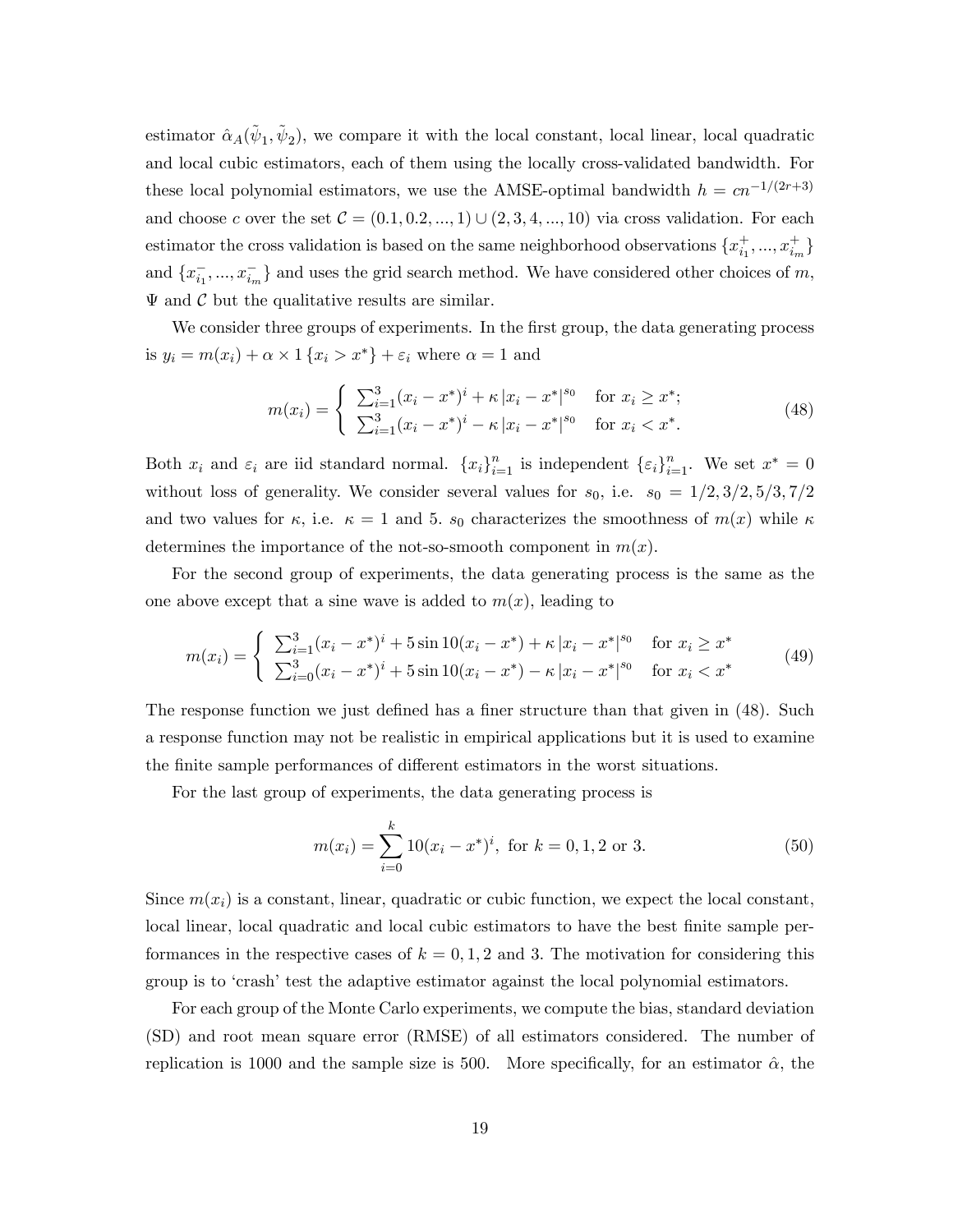estimator $\hat{\alpha}_A(\tilde{\psi}_1, \tilde{\psi}_2)$, we compare it with the local constant, local linear, local quadratic and local cubic estimators, each of them using the locally cross-validated bandwidth. For these local polynomial estimators, we use the AMSE-optimal bandwidth $h = cn^{-1/(2r+3)}$ and choose $c$ over the set $\mathcal{C} = (0.1, 0.2, ..., 1) \cup (2, 3, 4, ..., 10)$ via cross validation. For each estimator the cross validation is based on the same neighborhood observations $\{x_{i_1}^+, ..., x_{i_m}^+\}$ and $\{x_{i_1}^-, ..., x_{i_m}^-\}$ and uses the grid search method. We have considered other choices of $m$, $\Psi$ and $\mathcal{C}$ but the qualitative results are similar.

We consider three groups of experiments. In the first group, the data generating process is $y_i = m(x_i) + \alpha \times 1\{x_i > x^*\} + \varepsilon_i$ where $\alpha = 1$ and

$$m(x_i) = \begin{cases} \sum_{i=1}^{3}(x_i - x^*)^i + \kappa |x_i - x^*|^{s_0} & \text{for } x_i \geq x^*; \\ \sum_{i=1}^{3}(x_i - x^*)^i - \kappa |x_i - x^*|^{s_0} & \text{for } x_i < x^*. \end{cases} \tag{48}$$

Both $x_i$ and $\varepsilon_i$ are iid standard normal. $\{x_i\}_{i=1}^n$ is independent $\{\varepsilon_i\}_{i=1}^n$. We set $x^* = 0$ without loss of generality. We consider several values for $s_0$, i.e. $s_0 = 1/2, 3/2, 5/3, 7/2$ and two values for $\kappa$, i.e. $\kappa = 1$ and 5. $s_0$ characterizes the smoothness of $m(x)$ while $\kappa$ determines the importance of the not-so-smooth component in $m(x)$.

For the second group of experiments, the data generating process is the same as the one above except that a sine wave is added to $m(x)$, leading to

$$m(x_i) = \begin{cases} \sum_{i=1}^{3}(x_i - x^*)^i + 5\sin 10(x_i - x^*) + \kappa |x_i - x^*|^{s_0} & \text{for } x_i \geq x^* \\ \sum_{i=0}^{3}(x_i - x^*)^i + 5\sin 10(x_i - x^*) - \kappa |x_i - x^*|^{s_0} & \text{for } x_i < x^* \end{cases} \tag{49}$$

The response function we just defined has a finer structure than that given in (48). Such a response function may not be realistic in empirical applications but it is used to examine the finite sample performances of different estimators in the worst situations.

For the last group of experiments, the data generating process is

$$m(x_i) = \sum_{i=0}^{k} 10(x_i - x^*)^i, \text{ for } k = 0, 1, 2 \text{ or } 3. \tag{50}$$

Since $m(x_i)$ is a constant, linear, quadratic or cubic function, we expect the local constant, local linear, local quadratic and local cubic estimators to have the best finite sample performances in the respective cases of $k = 0, 1, 2$ and 3. The motivation for considering this group is to 'crash' test the adaptive estimator against the local polynomial estimators.

For each group of the Monte Carlo experiments, we compute the bias, standard deviation (SD) and root mean square error (RMSE) of all estimators considered. The number of replication is 1000 and the sample size is 500. More specifically, for an estimator $\hat{\alpha}$, the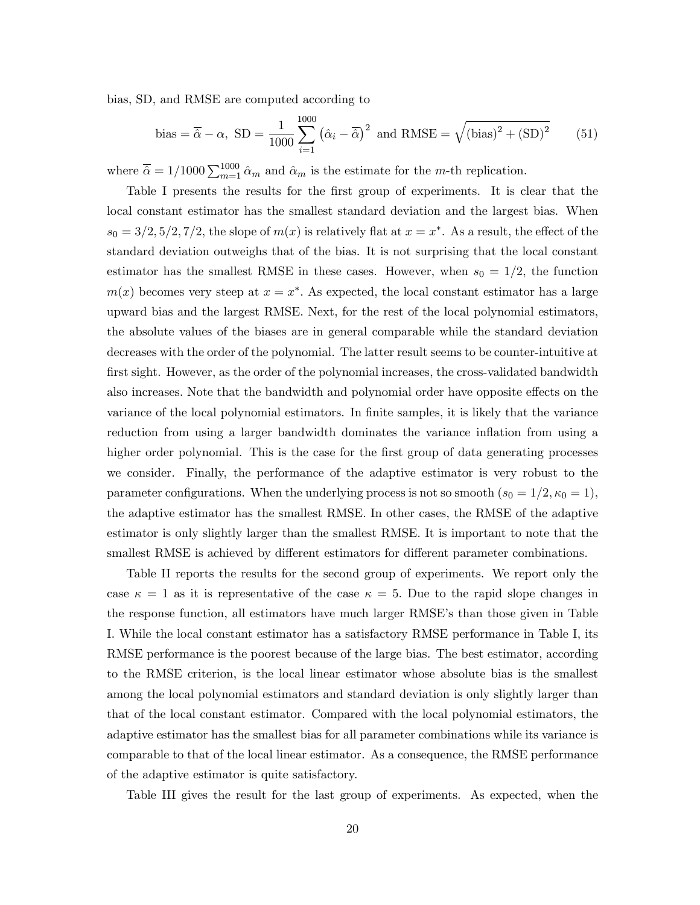bias, SD, and RMSE are computed according to

$$\text{bias} = \overline{\hat{\alpha}} - \alpha,\ \text{SD} = \frac{1}{1000}\sum_{i=1}^{1000}\left(\hat{\alpha}_i - \overline{\hat{\alpha}}\right)^2 \text{ and RMSE} = \sqrt{(\text{bias})^2 + (\text{SD})^2} \tag{51}$$

where $\overline{\hat{\alpha}} = 1/1000\sum_{m=1}^{1000}\hat{\alpha}_m$ and $\hat{\alpha}_m$ is the estimate for the $m$-th replication.

Table I presents the results for the first group of experiments. It is clear that the local constant estimator has the smallest standard deviation and the largest bias. When $s_0 = 3/2, 5/2, 7/2$, the slope of $m(x)$ is relatively flat at $x = x^*$. As a result, the effect of the standard deviation outweighs that of the bias. It is not surprising that the local constant estimator has the smallest RMSE in these cases. However, when $s_0 = 1/2$, the function $m(x)$ becomes very steep at $x = x^*$. As expected, the local constant estimator has a large upward bias and the largest RMSE. Next, for the rest of the local polynomial estimators, the absolute values of the biases are in general comparable while the standard deviation decreases with the order of the polynomial. The latter result seems to be counter-intuitive at first sight. However, as the order of the polynomial increases, the cross-validated bandwidth also increases. Note that the bandwidth and polynomial order have opposite effects on the variance of the local polynomial estimators. In finite samples, it is likely that the variance reduction from using a larger bandwidth dominates the variance inflation from using a higher order polynomial. This is the case for the first group of data generating processes we consider. Finally, the performance of the adaptive estimator is very robust to the parameter configurations. When the underlying process is not so smooth ($s_0 = 1/2, \kappa_0 = 1$), the adaptive estimator has the smallest RMSE. In other cases, the RMSE of the adaptive estimator is only slightly larger than the smallest RMSE. It is important to note that the smallest RMSE is achieved by different estimators for different parameter combinations.

Table II reports the results for the second group of experiments. We report only the case $\kappa = 1$ as it is representative of the case $\kappa = 5$. Due to the rapid slope changes in the response function, all estimators have much larger RMSE's than those given in Table I. While the local constant estimator has a satisfactory RMSE performance in Table I, its RMSE performance is the poorest because of the large bias. The best estimator, according to the RMSE criterion, is the local linear estimator whose absolute bias is the smallest among the local polynomial estimators and standard deviation is only slightly larger than that of the local constant estimator. Compared with the local polynomial estimators, the adaptive estimator has the smallest bias for all parameter combinations while its variance is comparable to that of the local linear estimator. As a consequence, the RMSE performance of the adaptive estimator is quite satisfactory.

Table III gives the result for the last group of experiments. As expected, when the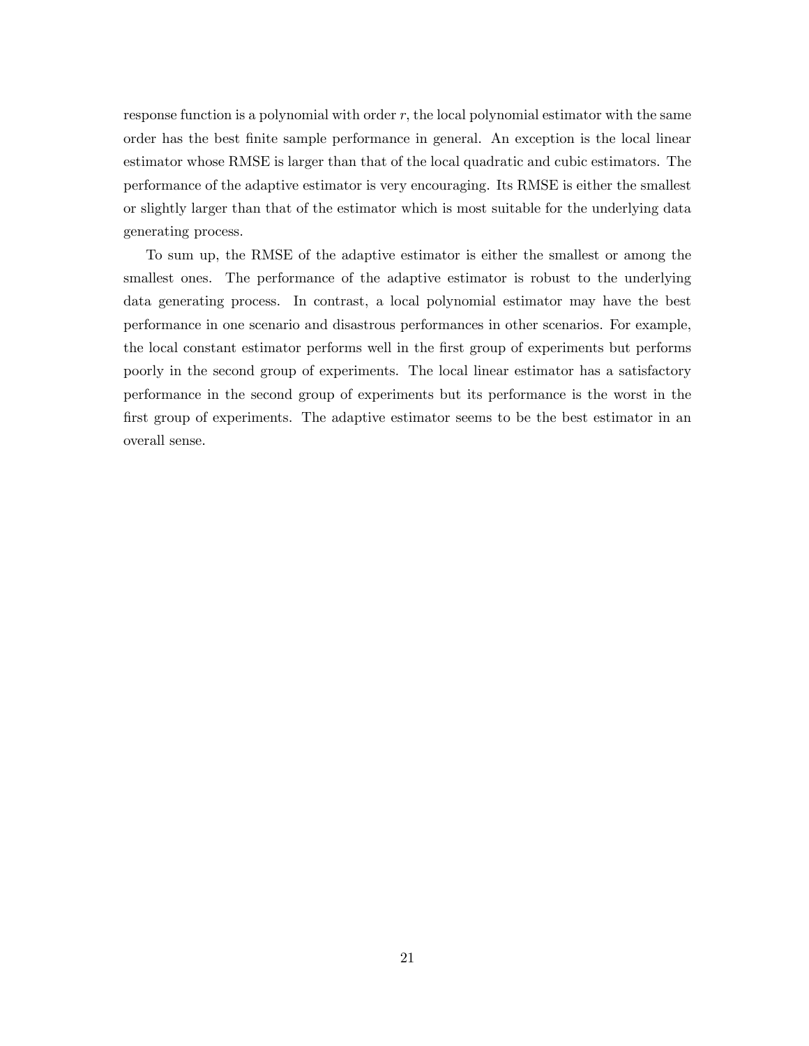response function is a polynomial with order $r$, the local polynomial estimator with the same order has the best finite sample performance in general. An exception is the local linear estimator whose RMSE is larger than that of the local quadratic and cubic estimators. The performance of the adaptive estimator is very encouraging. Its RMSE is either the smallest or slightly larger than that of the estimator which is most suitable for the underlying data generating process.

To sum up, the RMSE of the adaptive estimator is either the smallest or among the smallest ones. The performance of the adaptive estimator is robust to the underlying data generating process. In contrast, a local polynomial estimator may have the best performance in one scenario and disastrous performances in other scenarios. For example, the local constant estimator performs well in the first group of experiments but performs poorly in the second group of experiments. The local linear estimator has a satisfactory performance in the second group of experiments but its performance is the worst in the first group of experiments. The adaptive estimator seems to be the best estimator in an overall sense.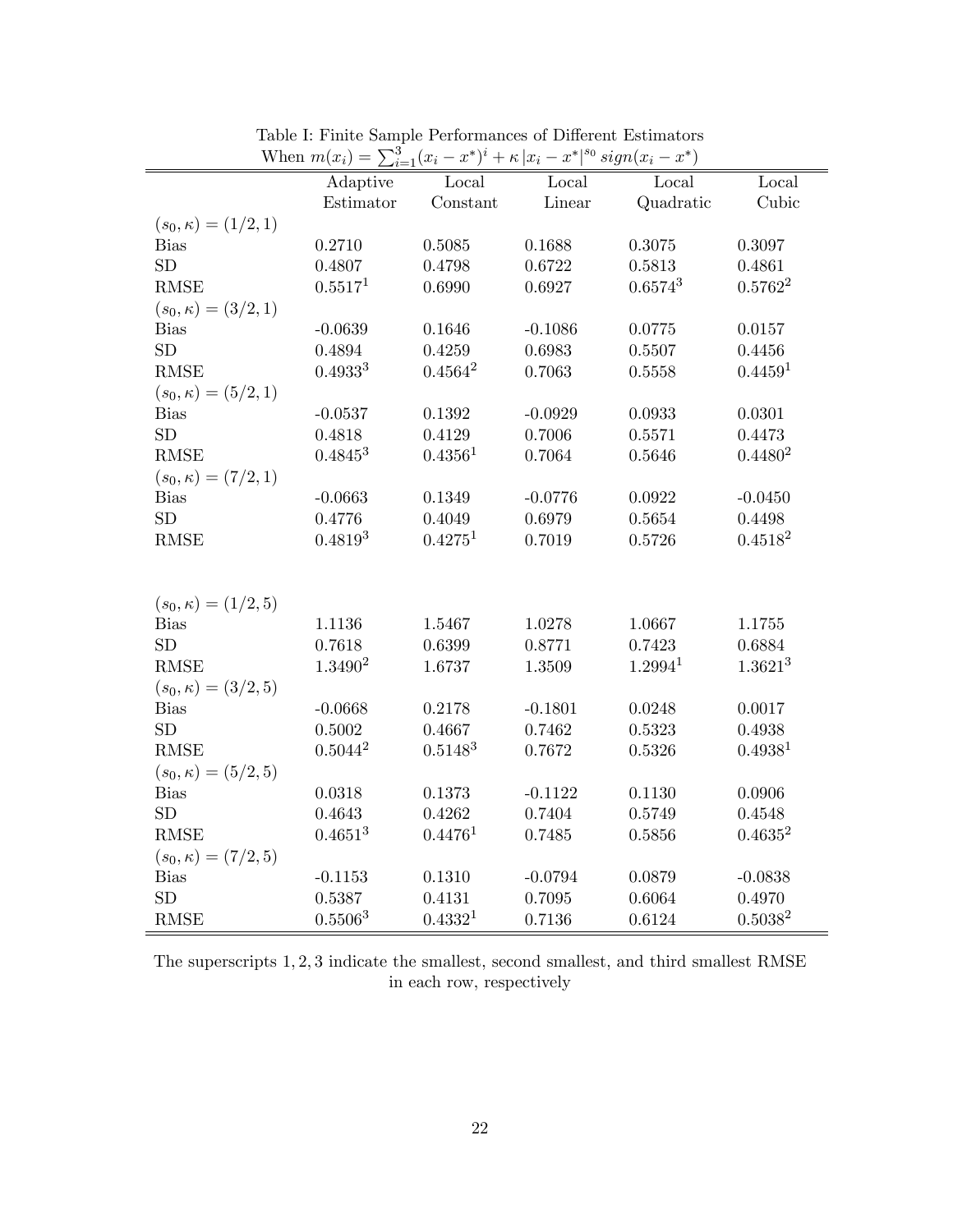Table I: Finite Sample Performances of Different Estimators
When $m(x_i) = \sum_{i=1}^{3}(x_i - x^*)^i + \kappa |x_i - x^*|^{s_0} \, sign(x_i - x^*)$

| | Adaptive Estimator | Local Constant | Local Linear | Local Quadratic | Local Cubic |
|---|---|---|---|---|---|
| $(s_0, \kappa) = (1/2, 1)$ | | | | | |
| Bias | 0.2710 | 0.5085 | 0.1688 | 0.3075 | 0.3097 |
| SD | 0.4807 | 0.4798 | 0.6722 | 0.5813 | 0.4861 |
| RMSE | $0.5517^1$ | 0.6990 | 0.6927 | $0.6574^3$ | $0.5762^2$ |
| $(s_0, \kappa) = (3/2, 1)$ | | | | | |
| Bias | -0.0639 | 0.1646 | -0.1086 | 0.0775 | 0.0157 |
| SD | 0.4894 | 0.4259 | 0.6983 | 0.5507 | 0.4456 |
| RMSE | $0.4933^3$ | $0.4564^2$ | 0.7063 | 0.5558 | $0.4459^1$ |
| $(s_0, \kappa) = (5/2, 1)$ | | | | | |
| Bias | -0.0537 | 0.1392 | -0.0929 | 0.0933 | 0.0301 |
| SD | 0.4818 | 0.4129 | 0.7006 | 0.5571 | 0.4473 |
| RMSE | $0.4845^3$ | $0.4356^1$ | 0.7064 | 0.5646 | $0.4480^2$ |
| $(s_0, \kappa) = (7/2, 1)$ | | | | | |
| Bias | -0.0663 | 0.1349 | -0.0776 | 0.0922 | -0.0450 |
| SD | 0.4776 | 0.4049 | 0.6979 | 0.5654 | 0.4498 |
| RMSE | $0.4819^3$ | $0.4275^1$ | 0.7019 | 0.5726 | $0.4518^2$ |
| $(s_0, \kappa) = (1/2, 5)$ | | | | | |
| Bias | 1.1136 | 1.5467 | 1.0278 | 1.0667 | 1.1755 |
| SD | 0.7618 | 0.6399 | 0.8771 | 0.7423 | 0.6884 |
| RMSE | $1.3490^2$ | 1.6737 | 1.3509 | $1.2994^1$ | $1.3621^3$ |
| $(s_0, \kappa) = (3/2, 5)$ | | | | | |
| Bias | -0.0668 | 0.2178 | -0.1801 | 0.0248 | 0.0017 |
| SD | 0.5002 | 0.4667 | 0.7462 | 0.5323 | 0.4938 |
| RMSE | $0.5044^2$ | $0.5148^3$ | 0.7672 | 0.5326 | $0.4938^1$ |
| $(s_0, \kappa) = (5/2, 5)$ | | | | | |
| Bias | 0.0318 | 0.1373 | -0.1122 | 0.1130 | 0.0906 |
| SD | 0.4643 | 0.4262 | 0.7404 | 0.5749 | 0.4548 |
| RMSE | $0.4651^3$ | $0.4476^1$ | 0.7485 | 0.5856 | $0.4635^2$ |
| $(s_0, \kappa) = (7/2, 5)$ | | | | | |
| Bias | -0.1153 | 0.1310 | -0.0794 | 0.0879 | -0.0838 |
| SD | 0.5387 | 0.4131 | 0.7095 | 0.6064 | 0.4970 |
| RMSE | $0.5506^3$ | $0.4332^1$ | 0.7136 | 0.6124 | $0.5038^2$ |

The superscripts 1, 2, 3 indicate the smallest, second smallest, and third smallest RMSE in each row, respectively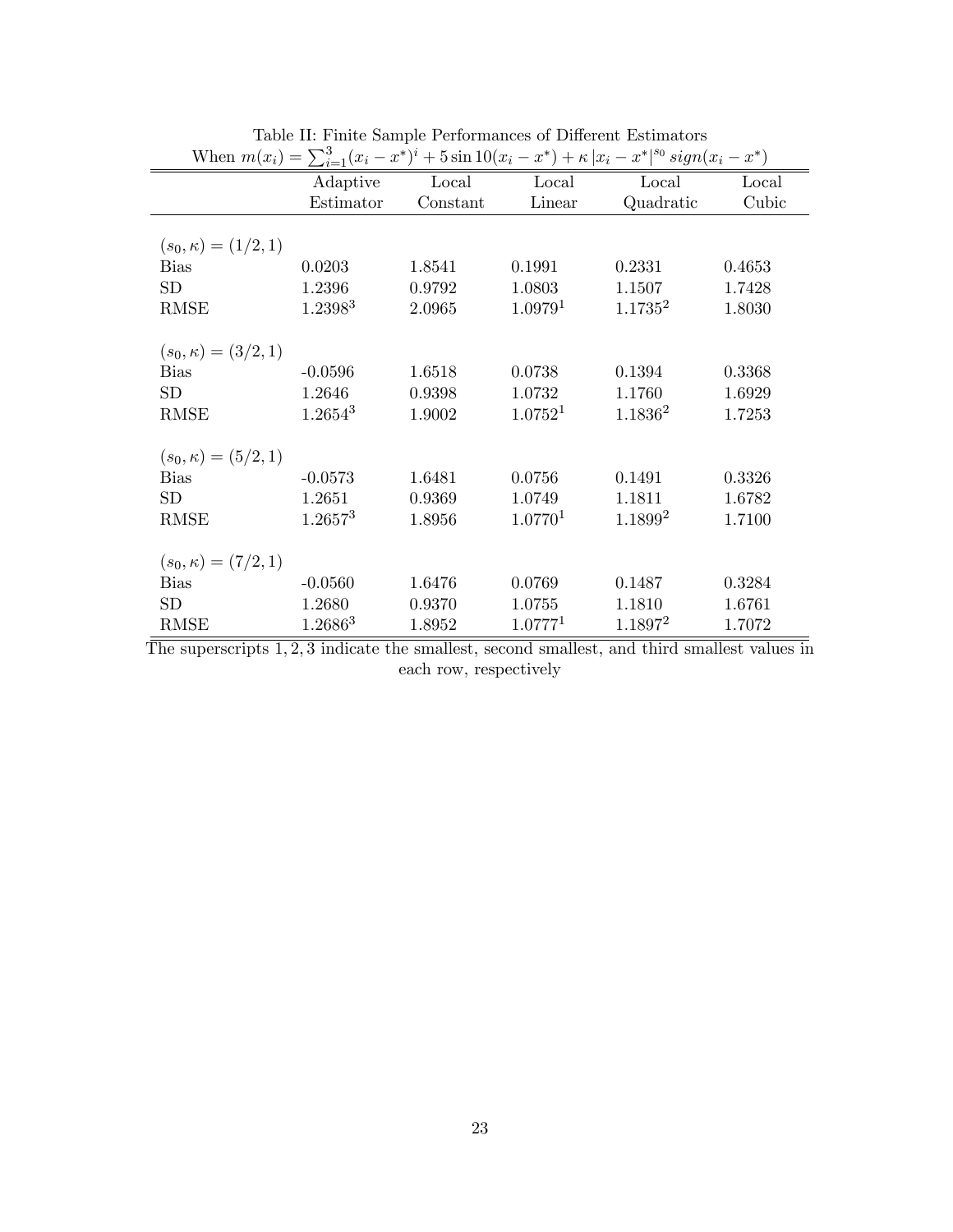Table II: Finite Sample Performances of Different Estimators

When $m(x_i) = \sum_{i=1}^{3}(x_i - x^*)^i + 5\sin 10(x_i - x^*) + \kappa\,|x_i - x^*|^{s_0}\, sign(x_i - x^*)$

| | Adaptive Estimator | Local Constant | Local Linear | Local Quadratic | Local Cubic |
|---|---|---|---|---|---|
| $(s_0, \kappa) = (1/2, 1)$ | | | | | |
| Bias | 0.0203 | 1.8541 | 0.1991 | 0.2331 | 0.4653 |
| SD | 1.2396 | 0.9792 | 1.0803 | 1.1507 | 1.7428 |
| RMSE | $1.2398^3$ | 2.0965 | $1.0979^1$ | $1.1735^2$ | 1.8030 |
| $(s_0, \kappa) = (3/2, 1)$ | | | | | |
| Bias | -0.0596 | 1.6518 | 0.0738 | 0.1394 | 0.3368 |
| SD | 1.2646 | 0.9398 | 1.0732 | 1.1760 | 1.6929 |
| RMSE | $1.2654^3$ | 1.9002 | $1.0752^1$ | $1.1836^2$ | 1.7253 |
| $(s_0, \kappa) = (5/2, 1)$ | | | | | |
| Bias | -0.0573 | 1.6481 | 0.0756 | 0.1491 | 0.3326 |
| SD | 1.2651 | 0.9369 | 1.0749 | 1.1811 | 1.6782 |
| RMSE | $1.2657^3$ | 1.8956 | $1.0770^1$ | $1.1899^2$ | 1.7100 |
| $(s_0, \kappa) = (7/2, 1)$ | | | | | |
| Bias | -0.0560 | 1.6476 | 0.0769 | 0.1487 | 0.3284 |
| SD | 1.2680 | 0.9370 | 1.0755 | 1.1810 | 1.6761 |
| RMSE | $1.2686^3$ | 1.8952 | $1.0777^1$ | $1.1897^2$ | 1.7072 |

The superscripts 1, 2, 3 indicate the smallest, second smallest, and third smallest values in each row, respectively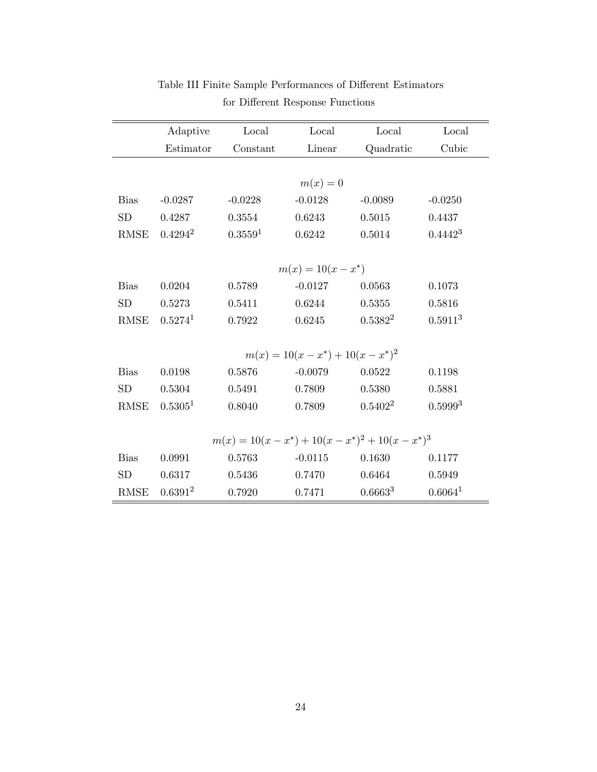Table III Finite Sample Performances of Different Estimators for Different Response Functions

| | Adaptive Estimator | Local Constant | Local Linear | Local Quadratic | Local Cubic |
|---|---|---|---|---|---|
| | | | $m(x) = 0$ | | |
| Bias | -0.0287 | -0.0228 | -0.0128 | -0.0089 | -0.0250 |
| SD | 0.4287 | 0.3554 | 0.6243 | 0.5015 | 0.4437 |
| RMSE | 0.4294[2] | 0.3559[1] | 0.6242 | 0.5014 | 0.4442[3] |
| | | | $m(x) = 10(x - x^*)$ | | |
| Bias | 0.0204 | 0.5789 | -0.0127 | 0.0563 | 0.1073 |
| SD | 0.5273 | 0.5411 | 0.6244 | 0.5355 | 0.5816 |
| RMSE | 0.5274[1] | 0.7922 | 0.6245 | 0.5382[2] | 0.5911[3] |
| | | | $m(x) = 10(x - x^*) + 10(x - x^*)^2$ | | |
| Bias | 0.0198 | 0.5876 | -0.0079 | 0.0522 | 0.1198 |
| SD | 0.5304 | 0.5491 | 0.7809 | 0.5380 | 0.5881 |
| RMSE | 0.5305[1] | 0.8040 | 0.7809 | 0.5402[2] | 0.5999[3] |
| | | | $m(x) = 10(x - x^*) + 10(x - x^*)^2 + 10(x - x^*)^3$ | | |
| Bias | 0.0991 | 0.5763 | -0.0115 | 0.1630 | 0.1177 |
| SD | 0.6317 | 0.5436 | 0.7470 | 0.6464 | 0.5949 |
| RMSE | 0.6391[2] | 0.7920 | 0.7471 | 0.6663[3] | 0.6064[1] |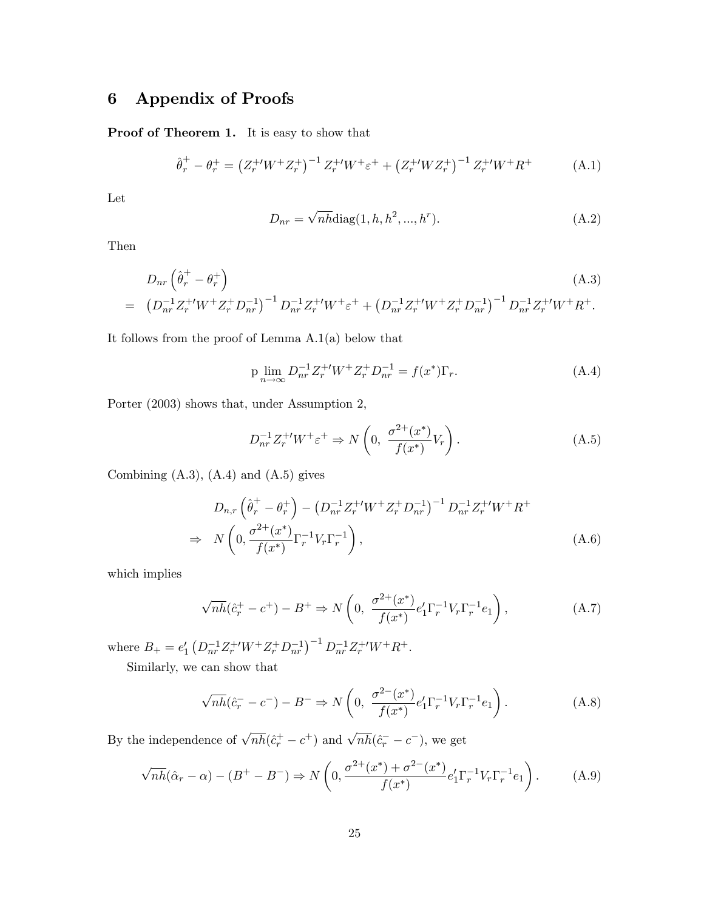# 6 Appendix of Proofs

**Proof of Theorem 1.** It is easy to show that

$$\hat{\theta}_r^+ - \theta_r^+ = \left(Z_r^{+\prime} W^+ Z_r^+\right)^{-1} Z_r^{+\prime} W^+ \varepsilon^+ + \left(Z_r^{+\prime} W Z_r^+\right)^{-1} Z_r^{+\prime} W^+ R^+ \tag{A.1}$$

Let

$$D_{nr} = \sqrt{nh}\text{diag}(1, h, h^2, ..., h^r). \tag{A.2}$$

Then

$$\begin{aligned} & D_{nr}\left(\hat{\theta}_r^+ - \theta_r^+\right) \qquad\qquad\qquad\qquad\qquad\qquad\qquad\qquad\qquad\qquad\qquad (A.3) \\ = \; & \left(D_{nr}^{-1} Z_r^{+\prime} W^+ Z_r^+ D_{nr}^{-1}\right)^{-1} D_{nr}^{-1} Z_r^{+\prime} W^+ \varepsilon^+ + \left(D_{nr}^{-1} Z_r^{+\prime} W^+ Z_r^+ D_{nr}^{-1}\right)^{-1} D_{nr}^{-1} Z_r^{+\prime} W^+ R^+. \end{aligned}$$

It follows from the proof of Lemma A.1(a) below that

$$\operatorname*{p\,lim}_{n\to\infty} D_{nr}^{-1} Z_r^{+\prime} W^+ Z_r^+ D_{nr}^{-1} = f(x^*)\Gamma_r. \tag{A.4}$$

Porter (2003) shows that, under Assumption 2,

$$D_{nr}^{-1} Z_r^{+\prime} W^+ \varepsilon^+ \Rightarrow N\left(0,\ \frac{\sigma^{2+}(x^*)}{f(x^*)} V_r\right). \tag{A.5}$$

Combining (A.3), (A.4) and (A.5) gives

$$\begin{aligned} & D_{n,r}\left(\hat{\theta}_r^+ - \theta_r^+\right) - \left(D_{nr}^{-1} Z_r^{+\prime} W^+ Z_r^+ D_{nr}^{-1}\right)^{-1} D_{nr}^{-1} Z_r^{+\prime} W^+ R^+ \\ \Rightarrow \; & N\left(0, \frac{\sigma^{2+}(x^*)}{f(x^*)} \Gamma_r^{-1} V_r \Gamma_r^{-1}\right), \end{aligned} \tag{A.6}$$

which implies

$$\sqrt{nh}(\hat{c}_r^+ - c^+) - B^+ \Rightarrow N\left(0,\ \frac{\sigma^{2+}(x^*)}{f(x^*)} e_1' \Gamma_r^{-1} V_r \Gamma_r^{-1} e_1\right), \tag{A.7}$$

where $B_+ = e_1'\left(D_{nr}^{-1} Z_r^{+\prime} W^+ Z_r^+ D_{nr}^{-1}\right)^{-1} D_{nr}^{-1} Z_r^{+\prime} W^+ R^+$.

Similarly, we can show that

$$\sqrt{nh}(\hat{c}_r^- - c^-) - B^- \Rightarrow N\left(0,\ \frac{\sigma^{2-}(x^*)}{f(x^*)} e_1' \Gamma_r^{-1} V_r \Gamma_r^{-1} e_1\right). \tag{A.8}$$

By the independence of $\sqrt{nh}(\hat{c}_r^+ - c^+)$ and $\sqrt{nh}(\hat{c}_r^- - c^-)$, we get

$$\sqrt{nh}(\hat{\alpha}_r - \alpha) - (B^+ - B^-) \Rightarrow N\left(0, \frac{\sigma^{2+}(x^*) + \sigma^{2-}(x^*)}{f(x^*)} e_1' \Gamma_r^{-1} V_r \Gamma_r^{-1} e_1\right). \tag{A.9}$$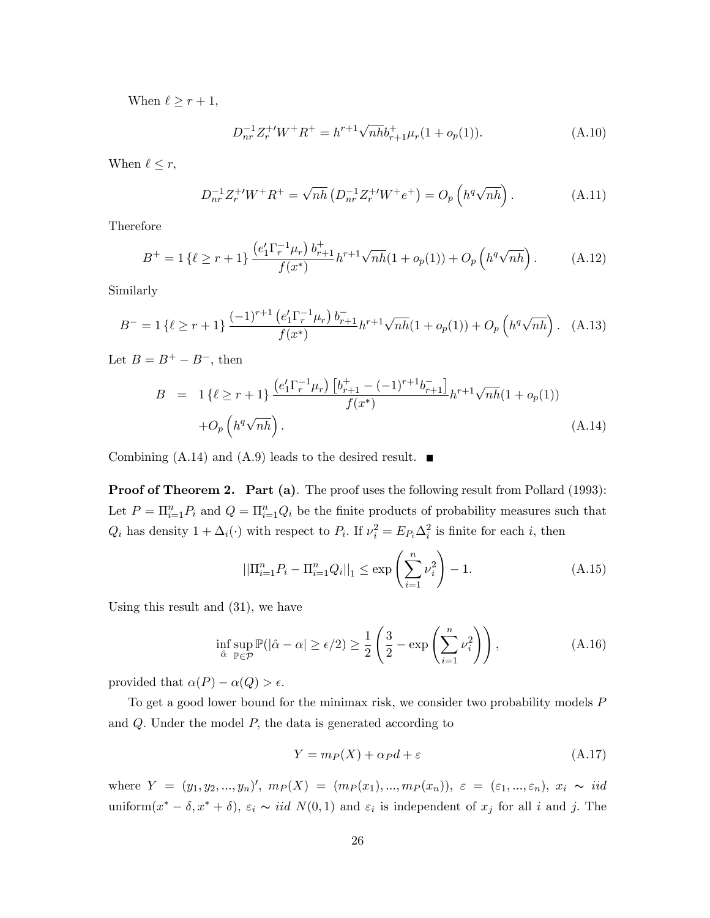When $\ell \geq r+1$,

$$D_{nr}^{-1} Z_r^{+\prime} W^+ R^+ = h^{r+1}\sqrt{nh} b_{r+1}^+ \mu_r (1 + o_p(1)). \tag{A.10}$$

When $\ell \leq r$,

$$D_{nr}^{-1} Z_r^{+\prime} W^+ R^+ = \sqrt{nh}\left(D_{nr}^{-1} Z_r^{+\prime} W^+ e^+\right) = O_p\left(h^q \sqrt{nh}\right). \tag{A.11}$$

Therefore

$$B^+ = 1\{\ell \geq r+1\} \frac{\left(e_1' \Gamma_r^{-1} \mu_r\right) b_{r+1}^+}{f(x^*)} h^{r+1}\sqrt{nh}(1 + o_p(1)) + O_p\left(h^q \sqrt{nh}\right). \tag{A.12}$$

Similarly

$$B^- = 1\{\ell \geq r+1\} \frac{(-1)^{r+1}\left(e_1' \Gamma_r^{-1} \mu_r\right) b_{r+1}^-}{f(x^*)} h^{r+1}\sqrt{nh}(1 + o_p(1)) + O_p\left(h^q \sqrt{nh}\right). \tag{A.13}$$

Let $B = B^+ - B^-$, then

$$\begin{aligned} B &= 1\{\ell \geq r+1\} \frac{\left(e_1' \Gamma_r^{-1} \mu_r\right)\left[b_{r+1}^+ - (-1)^{r+1} b_{r+1}^-\right]}{f(x^*)} h^{r+1}\sqrt{nh}(1 + o_p(1)) \\ &\quad + O_p\left(h^q \sqrt{nh}\right). \end{aligned} \tag{A.14}$$

Combining (A.14) and (A.9) leads to the desired result. ■

**Proof of Theorem 2. Part (a)**. The proof uses the following result from Pollard (1993): Let $P = \Pi_{i=1}^n P_i$ and $Q = \Pi_{i=1}^n Q_i$ be the finite products of probability measures such that $Q_i$ has density $1 + \Delta_i(\cdot)$ with respect to $P_i$. If $\nu_i^2 = E_{P_i}\Delta_i^2$ is finite for each $i$, then

$$||\Pi_{i=1}^n P_i - \Pi_{i=1}^n Q_i||_1 \leq \exp\left(\sum_{i=1}^n \nu_i^2\right) - 1. \tag{A.15}$$

Using this result and (31), we have

$$\inf_{\hat{\alpha}} \sup_{\mathbb{P} \in \mathcal{P}} \mathbb{P}(|\hat{\alpha} - \alpha| \geq \epsilon/2) \geq \frac{1}{2}\left(\frac{3}{2} - \exp\left(\sum_{i=1}^n \nu_i^2\right)\right), \tag{A.16}$$

provided that $\alpha(P) - \alpha(Q) > \epsilon$.

To get a good lower bound for the minimax risk, we consider two probability models $P$ and $Q$. Under the model $P$, the data is generated according to

$$Y = m_P(X) + \alpha_P d + \varepsilon \tag{A.17}$$

where $Y = (y_1, y_2, ..., y_n)'$, $m_P(X) = (m_P(x_1), ..., m_P(x_n))$, $\varepsilon = (\varepsilon_1, ..., \varepsilon_n)$, $x_i \sim iid$ uniform$(x^* - \delta, x^* + \delta)$, $\varepsilon_i \sim iid\ N(0, 1)$ and $\varepsilon_i$ is independent of $x_j$ for all $i$ and $j$. The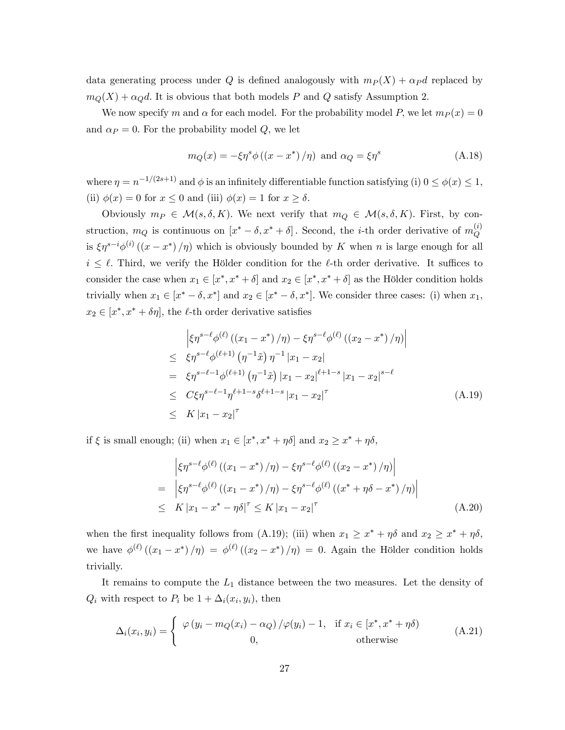data generating process under $Q$ is defined analogously with $m_P(X) + \alpha_P d$ replaced by $m_Q(X) + \alpha_Q d$. It is obvious that both models $P$ and $Q$ satisfy Assumption 2.

We now specify $m$ and $\alpha$ for each model. For the probability model $P$, we let $m_P(x) = 0$ and $\alpha_P = 0$. For the probability model $Q$, we let

$$m_Q(x) = -\xi\eta^s \phi\left((x - x^*)/\eta\right) \text{ and } \alpha_Q = \xi\eta^s \tag{A.18}$$

where $\eta = n^{-1/(2s+1)}$ and $\phi$ is an infinitely differentiable function satisfying (i) $0 \le \phi(x) \le 1$, (ii) $\phi(x) = 0$ for $x \le 0$ and (iii) $\phi(x) = 1$ for $x \ge \delta$.

Obviously $m_P \in \mathcal{M}(s, \delta, K)$. We next verify that $m_Q \in \mathcal{M}(s, \delta, K)$. First, by construction, $m_Q$ is continuous on $[x^* - \delta, x^* + \delta]$. Second, the $i$-th order derivative of $m_Q^{(i)}$ is $\xi\eta^{s-i}\phi^{(i)}\left((x - x^*)/\eta\right)$ which is obviously bounded by $K$ when $n$ is large enough for all $i \le \ell$. Third, we verify the Hölder condition for the $\ell$-th order derivative. It suffices to consider the case when $x_1 \in [x^*, x^* + \delta]$ and $x_2 \in [x^*, x^* + \delta]$ as the Hölder condition holds trivially when $x_1 \in [x^* - \delta, x^*]$ and $x_2 \in [x^* - \delta, x^*]$. We consider three cases: (i) when $x_1$, $x_2 \in [x^*, x^* + \delta\eta]$, the $\ell$-th order derivative satisfies

$$\begin{aligned}
& \left|\xi\eta^{s-\ell}\phi^{(\ell)}\left((x_1 - x^*)/\eta\right) - \xi\eta^{s-\ell}\phi^{(\ell)}\left((x_2 - x^*)/\eta\right)\right| \\
\le \; & \xi\eta^{s-\ell}\phi^{(\ell+1)}\left(\eta^{-1}\tilde{x}\right)\eta^{-1}\left|x_1 - x_2\right| \\
= \; & \xi\eta^{s-\ell-1}\phi^{(\ell+1)}\left(\eta^{-1}\tilde{x}\right)\left|x_1 - x_2\right|^{\ell+1-s}\left|x_1 - x_2\right|^{s-\ell} \\
\le \; & C\xi\eta^{s-\ell-1}\eta^{\ell+1-s}\delta^{\ell+1-s}\left|x_1 - x_2\right|^{\tau} \\
\le \; & K\left|x_1 - x_2\right|^{\tau}
\end{aligned} \tag{A.19}$$

if $\xi$ is small enough; (ii) when $x_1 \in [x^*, x^* + \eta\delta]$ and $x_2 \ge x^* + \eta\delta$,

$$\begin{aligned}
& \left|\xi\eta^{s-\ell}\phi^{(\ell)}\left((x_1 - x^*)/\eta\right) - \xi\eta^{s-\ell}\phi^{(\ell)}\left((x_2 - x^*)/\eta\right)\right| \\
= \; & \left|\xi\eta^{s-\ell}\phi^{(\ell)}\left((x_1 - x^*)/\eta\right) - \xi\eta^{s-\ell}\phi^{(\ell)}\left((x^* + \eta\delta - x^*)/\eta\right)\right| \\
\le \; & K\left|x_1 - x^* - \eta\delta\right|^{\tau} \le K\left|x_1 - x_2\right|^{\tau}
\end{aligned} \tag{A.20}$$

when the first inequality follows from (A.19); (iii) when $x_1 \ge x^* + \eta\delta$ and $x_2 \ge x^* + \eta\delta$, we have $\phi^{(\ell)}\left((x_1 - x^*)/\eta\right) = \phi^{(\ell)}\left((x_2 - x^*)/\eta\right) = 0$. Again the Hölder condition holds trivially.

It remains to compute the $L_1$ distance between the two measures. Let the density of $Q_i$ with respect to $P_i$ be $1 + \Delta_i(x_i, y_i)$, then

$$\Delta_i(x_i, y_i) = \begin{cases} \varphi\left(y_i - m_Q(x_i) - \alpha_Q\right)/\varphi(y_i) - 1, & \text{if } x_i \in [x^*, x^* + \eta\delta) \\ 0, & \text{otherwise} \end{cases} \tag{A.21}$$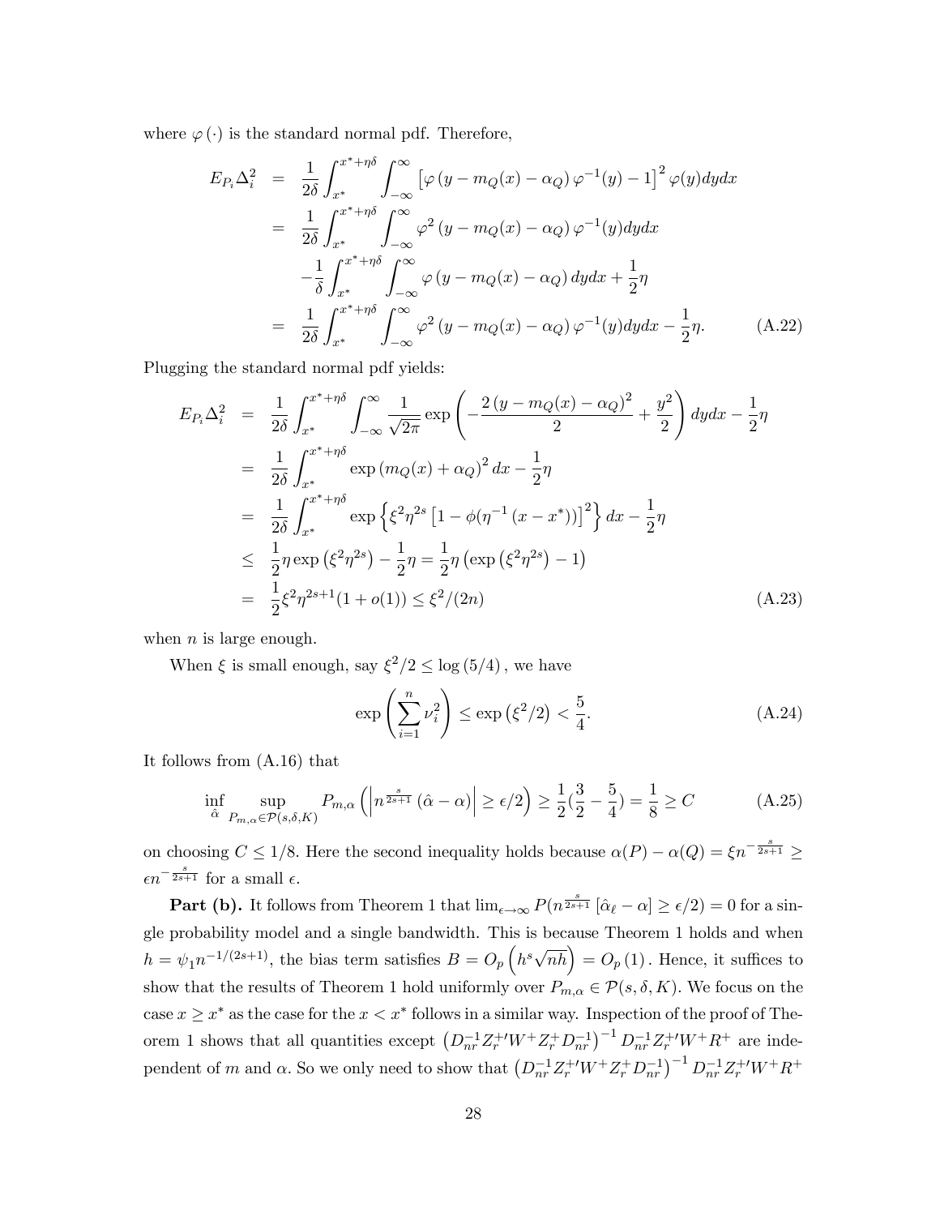where $\varphi(\cdot)$ is the standard normal pdf. Therefore,

$$
\begin{aligned}
E_{P_i}\Delta_i^2 &= \frac{1}{2\delta}\int_{x^*}^{x^*+\eta\delta}\int_{-\infty}^{\infty}\left[\varphi\left(y-m_Q(x)-\alpha_Q\right)\varphi^{-1}(y)-1\right]^2\varphi(y)dydx \\
&= \frac{1}{2\delta}\int_{x^*}^{x^*+\eta\delta}\int_{-\infty}^{\infty}\varphi^2\left(y-m_Q(x)-\alpha_Q\right)\varphi^{-1}(y)dydx \\
&\quad -\frac{1}{\delta}\int_{x^*}^{x^*+\eta\delta}\int_{-\infty}^{\infty}\varphi\left(y-m_Q(x)-\alpha_Q\right)dydx+\frac{1}{2}\eta \\
&= \frac{1}{2\delta}\int_{x^*}^{x^*+\eta\delta}\int_{-\infty}^{\infty}\varphi^2\left(y-m_Q(x)-\alpha_Q\right)\varphi^{-1}(y)dydx-\frac{1}{2}\eta. \qquad \text{(A.22)}
\end{aligned}
$$

Plugging the standard normal pdf yields:

$$
\begin{aligned}
E_{P_i}\Delta_i^2 &= \frac{1}{2\delta}\int_{x^*}^{x^*+\eta\delta}\int_{-\infty}^{\infty}\frac{1}{\sqrt{2\pi}}\exp\left(-\frac{2\left(y-m_Q(x)-\alpha_Q\right)^2}{2}+\frac{y^2}{2}\right)dydx-\frac{1}{2}\eta \\
&= \frac{1}{2\delta}\int_{x^*}^{x^*+\eta\delta}\exp\left(m_Q(x)+\alpha_Q\right)^2dx-\frac{1}{2}\eta \\
&= \frac{1}{2\delta}\int_{x^*}^{x^*+\eta\delta}\exp\left\{\xi^2\eta^{2s}\left[1-\phi(\eta^{-1}\left(x-x^*\right))\right]^2\right\}dx-\frac{1}{2}\eta \\
&\leq \frac{1}{2}\eta\exp\left(\xi^2\eta^{2s}\right)-\frac{1}{2}\eta=\frac{1}{2}\eta\left(\exp\left(\xi^2\eta^{2s}\right)-1\right) \\
&= \frac{1}{2}\xi^2\eta^{2s+1}(1+o(1))\leq\xi^2/(2n) \qquad \text{(A.23)}
\end{aligned}
$$

when $n$ is large enough.

When $\xi$ is small enough, say $\xi^2/2\leq\log\left(5/4\right)$, we have

$$
\exp\left(\sum_{i=1}^{n}\nu_i^2\right)\leq\exp\left(\xi^2/2\right)<\frac{5}{4}. \qquad \text{(A.24)}
$$

It follows from (A.16) that

$$
\inf_{\hat{\alpha}}\sup_{P_{m,\alpha}\in\mathcal{P}(s,\delta,K)}P_{m,\alpha}\left(\left|n^{\frac{s}{2s+1}}\left(\hat{\alpha}-\alpha\right)\right|\geq\epsilon/2\right)\geq\frac{1}{2}\left(\frac{3}{2}-\frac{5}{4}\right)=\frac{1}{8}\geq C \qquad \text{(A.25)}
$$

on choosing $C\leq1/8$. Here the second inequality holds because $\alpha(P)-\alpha(Q)=\xi n^{-\frac{s}{2s+1}}\geq\epsilon n^{-\frac{s}{2s+1}}$ for a small $\epsilon$.

**Part (b).** It follows from Theorem 1 that $\lim_{\epsilon\to\infty}P(n^{\frac{s}{2s+1}}\left[\hat{\alpha}_\ell-\alpha\right]\geq\epsilon/2)=0$ for a single probability model and a single bandwidth. This is because Theorem 1 holds and when $h=\psi_1n^{-1/(2s+1)}$, the bias term satisfies $B=O_p\left(h^s\sqrt{nh}\right)=O_p\left(1\right)$. Hence, it suffices to show that the results of Theorem 1 hold uniformly over $P_{m,\alpha}\in\mathcal{P}(s,\delta,K)$. We focus on the case $x\geq x^*$ as the case for the $x<x^*$ follows in a similar way. Inspection of the proof of Theorem 1 shows that all quantities except $\left(D_{nr}^{-1}Z_r^{+\prime}W^+Z_r^+D_{nr}^{-1}\right)^{-1}D_{nr}^{-1}Z_r^{+\prime}W^+R^+$ are independent of $m$ and $\alpha$. So we only need to show that $\left(D_{nr}^{-1}Z_r^{+\prime}W^+Z_r^+D_{nr}^{-1}\right)^{-1}D_{nr}^{-1}Z_r^{+\prime}W^+R^+$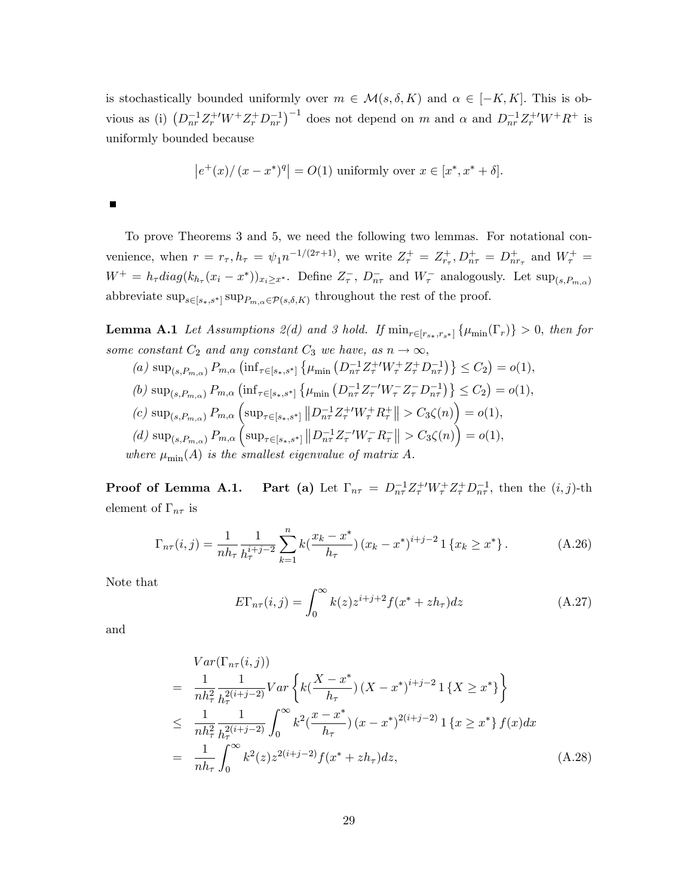is stochastically bounded uniformly over $m \in \mathcal{M}(s, \delta, K)$ and $\alpha \in [-K, K]$. This is obvious as (i) $\left(D_{nr}^{-1} Z_r^{+\prime} W^+ Z_r^+ D_{nr}^{-1}\right)^{-1}$ does not depend on $m$ and $\alpha$ and $D_{nr}^{-1} Z_r^{+\prime} W^+ R^+$ is uniformly bounded because

$$\left|e^+(x)/\left(x - x^*\right)^q\right| = O(1) \text{ uniformly over } x \in [x^*, x^* + \delta].$$

■

To prove Theorems 3 and 5, we need the following two lemmas. For notational convenience, when $r = r_\tau, h_\tau = \psi_1 n^{-1/(2\tau+1)}$, we write $Z_\tau^+ = Z_{r_\tau}^+, D_{n\tau}^+ = D_{nr_\tau}^+$ and $W_\tau^+ = W^+ = h_\tau diag(k_{h_\tau}(x_i - x^*))_{x_i \geq x^*}$. Define $Z_\tau^-$, $D_{n\tau}^-$ and $W_\tau^-$ analogously. Let $\sup_{(s,P_{m,\alpha})}$ abbreviate $\sup_{s\in[s_*,s^*]} \sup_{P_{m,\alpha}\in\mathcal{P}(s,\delta,K)}$ throughout the rest of the proof.

**Lemma A.1** *Let Assumptions 2(d) and 3 hold. If* $\min_{r\in[r_{s*},r_{s^*}]} \{\mu_{\min}(\Gamma_r)\} > 0$, *then for some constant* $C_2$ *and any constant* $C_3$ *we have, as* $n \to \infty$,

(a) $\sup_{(s,P_{m,\alpha})} P_{m,\alpha}\left(\inf_{\tau\in[s_*,s^*]} \left\{\mu_{\min}\left(D_{n\tau}^{-1} Z_\tau^{+\prime} W_\tau^+ Z_\tau^+ D_{n\tau}^{-1}\right)\right\} \leq C_2\right) = o(1)$,

(b) $\sup_{(s,P_{m,\alpha})} P_{m,\alpha}\left(\inf_{\tau\in[s_*,s^*]} \left\{\mu_{\min}\left(D_{n\tau}^{-1} Z_\tau^{-\prime} W_\tau^- Z_\tau^- D_{n\tau}^{-1}\right)\right\} \leq C_2\right) = o(1)$,

(c) $\sup_{(s,P_{m,\alpha})} P_{m,\alpha}\left(\sup_{\tau\in[s_*,s^*]} \left\|D_{n\tau}^{-1} Z_\tau^{+\prime} W_\tau^+ R_\tau^+\right\| > C_3\zeta(n)\right) = o(1)$,

(d) $\sup_{(s,P_{m,\alpha})} P_{m,\alpha}\left(\sup_{\tau\in[s_*,s^*]} \left\|D_{n\tau}^{-1} Z_\tau^{-\prime} W_\tau^- R_\tau^-\right\| > C_3\zeta(n)\right) = o(1)$,

*where* $\mu_{\min}(A)$ *is the smallest eigenvalue of matrix* $A$.

**Proof of Lemma A.1.** **Part (a)** Let $\Gamma_{n\tau} = D_{n\tau}^{-1} Z_\tau^{+\prime} W_\tau^+ Z_\tau^+ D_{n\tau}^{-1}$, then the $(i,j)$-th element of $\Gamma_{n\tau}$ is

$$\Gamma_{n\tau}(i,j) = \frac{1}{nh_\tau} \frac{1}{h_\tau^{i+j-2}} \sum_{k=1}^n k(\frac{x_k - x^*}{h_\tau}) \left(x_k - x^*\right)^{i+j-2} 1\left\{x_k \geq x^*\right\}. \tag{A.26}$$

Note that

$$E\Gamma_{n\tau}(i,j) = \int_0^\infty k(z) z^{i+j+2} f(x^* + zh_\tau) dz \tag{A.27}$$

and

$$\begin{aligned}
& Var(\Gamma_{n\tau}(i,j)) \\
= \; & \frac{1}{nh_\tau^2} \frac{1}{h_\tau^{2(i+j-2)}} Var\left\{k(\frac{X - x^*}{h_\tau}) \left(X - x^*\right)^{i+j-2} 1\left\{X \geq x^*\right\}\right\} \\
\leq \; & \frac{1}{nh_\tau^2} \frac{1}{h_\tau^{2(i+j-2)}} \int_0^\infty k^2(\frac{x - x^*}{h_\tau}) \left(x - x^*\right)^{2(i+j-2)} 1\left\{x \geq x^*\right\} f(x) dx \\
= \; & \frac{1}{nh_\tau} \int_0^\infty k^2(z) z^{2(i+j-2)} f(x^* + zh_\tau) dz,
\end{aligned} \tag{A.28}$$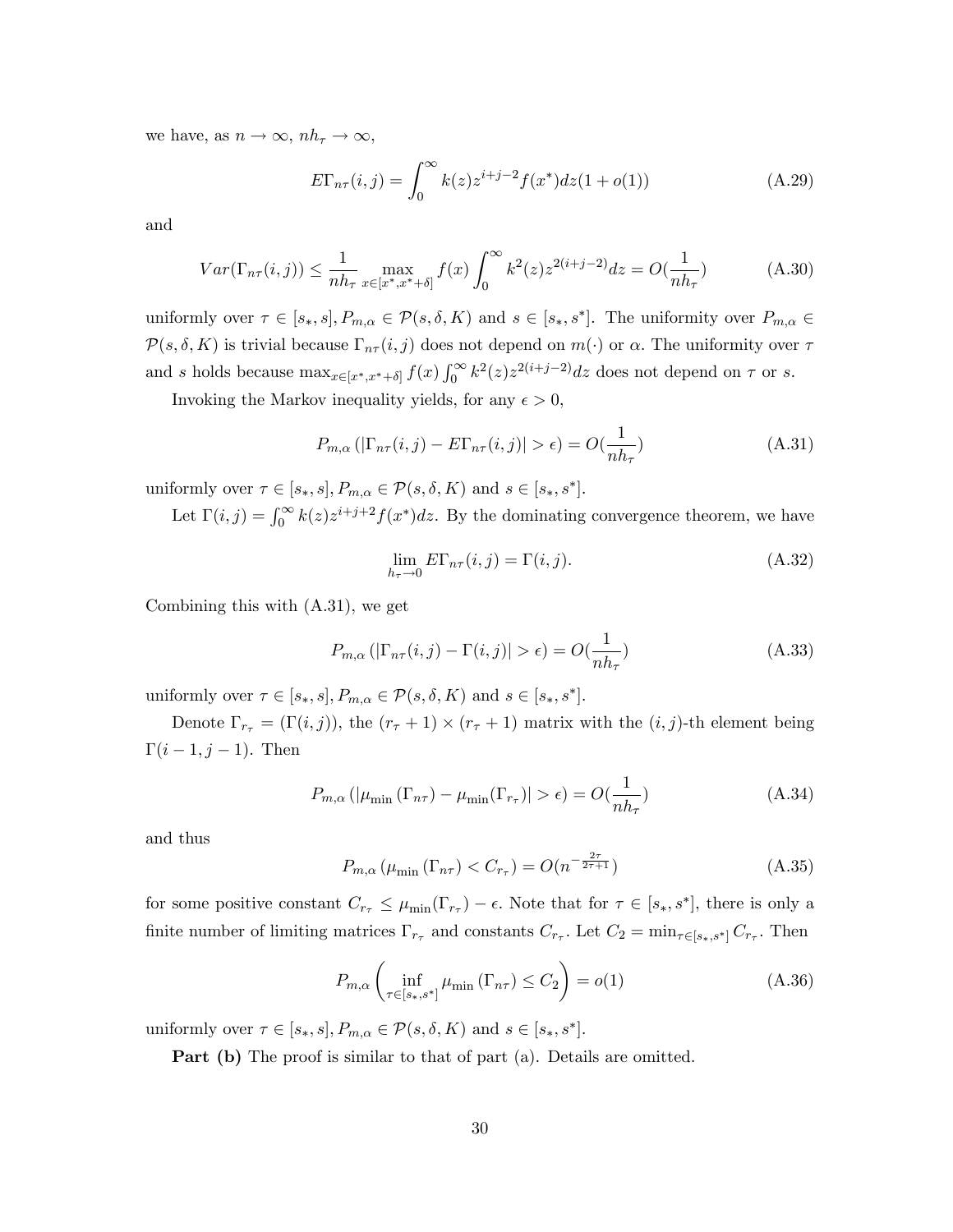we have, as $n \to \infty$, $nh_\tau \to \infty$,

$$E\Gamma_{n\tau}(i,j) = \int_0^\infty k(z) z^{i+j-2} f(x^*) dz (1 + o(1)) \tag{A.29}$$

and

$$Var(\Gamma_{n\tau}(i,j)) \leq \frac{1}{nh_\tau} \max_{x \in [x^*, x^*+\delta]} f(x) \int_0^\infty k^2(z) z^{2(i+j-2)} dz = O(\frac{1}{nh_\tau}) \tag{A.30}$$

uniformly over $\tau \in [s_*, s], P_{m,\alpha} \in \mathcal{P}(s, \delta, K)$ and $s \in [s_*, s^*]$. The uniformity over $P_{m,\alpha} \in \mathcal{P}(s, \delta, K)$ is trivial because $\Gamma_{n\tau}(i,j)$ does not depend on $m(\cdot)$ or $\alpha$. The uniformity over $\tau$ and $s$ holds because $\max_{x \in [x^*, x^*+\delta]} f(x) \int_0^\infty k^2(z) z^{2(i+j-2)} dz$ does not depend on $\tau$ or $s$.

Invoking the Markov inequality yields, for any $\epsilon > 0$,

$$P_{m,\alpha}\left(|\Gamma_{n\tau}(i,j) - E\Gamma_{n\tau}(i,j)| > \epsilon\right) = O(\frac{1}{nh_\tau}) \tag{A.31}$$

uniformly over $\tau \in [s_*, s], P_{m,\alpha} \in \mathcal{P}(s, \delta, K)$ and $s \in [s_*, s^*]$.

Let $\Gamma(i,j) = \int_0^\infty k(z) z^{i+j+2} f(x^*) dz$. By the dominating convergence theorem, we have

$$\lim_{h_\tau \to 0} E\Gamma_{n\tau}(i,j) = \Gamma(i,j). \tag{A.32}$$

Combining this with (A.31), we get

$$P_{m,\alpha}\left(|\Gamma_{n\tau}(i,j) - \Gamma(i,j)| > \epsilon\right) = O(\frac{1}{nh_\tau}) \tag{A.33}$$

uniformly over $\tau \in [s_*, s], P_{m,\alpha} \in \mathcal{P}(s, \delta, K)$ and $s \in [s_*, s^*]$.

Denote $\Gamma_{r_\tau} = (\Gamma(i,j))$, the $(r_\tau + 1) \times (r_\tau + 1)$ matrix with the $(i,j)$-th element being $\Gamma(i-1, j-1)$. Then

$$P_{m,\alpha}\left(|\mu_{\min}(\Gamma_{n\tau}) - \mu_{\min}(\Gamma_{r_\tau})| > \epsilon\right) = O(\frac{1}{nh_\tau}) \tag{A.34}$$

and thus

$$P_{m,\alpha}\left(\mu_{\min}(\Gamma_{n\tau}) < C_{r_\tau}\right) = O(n^{-\frac{2\tau}{2\tau+1}}) \tag{A.35}$$

for some positive constant $C_{r_\tau} \leq \mu_{\min}(\Gamma_{r_\tau}) - \epsilon$. Note that for $\tau \in [s_*, s^*]$, there is only a finite number of limiting matrices $\Gamma_{r_\tau}$ and constants $C_{r_\tau}$. Let $C_2 = \min_{\tau \in [s_*, s^*]} C_{r_\tau}$. Then

$$P_{m,\alpha}\left(\inf_{\tau \in [s_*, s^*]} \mu_{\min}(\Gamma_{n\tau}) \leq C_2\right) = o(1) \tag{A.36}$$

uniformly over $\tau \in [s_*, s], P_{m,\alpha} \in \mathcal{P}(s, \delta, K)$ and $s \in [s_*, s^*]$.

**Part (b)** The proof is similar to that of part (a). Details are omitted.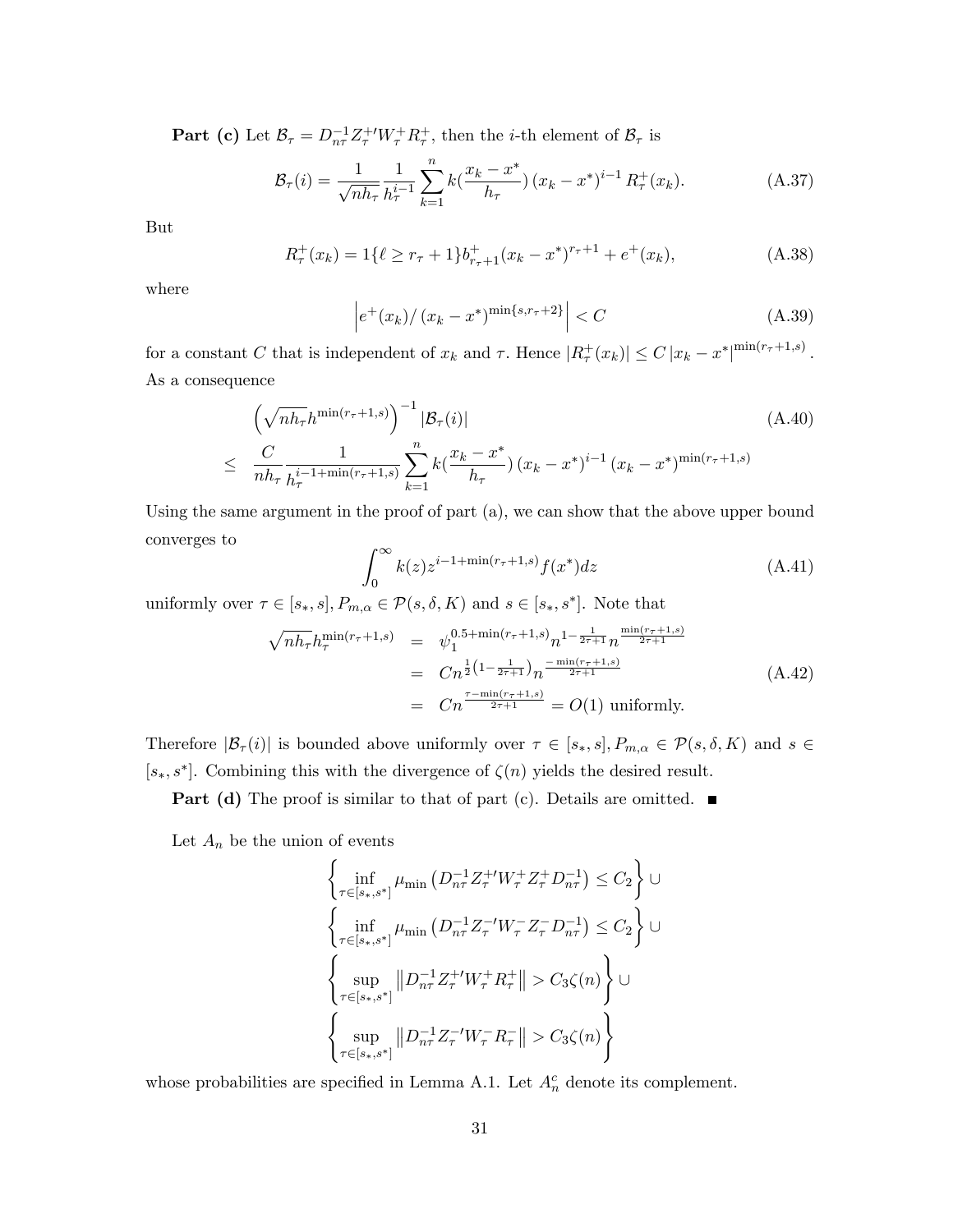**Part (c)** Let $\mathcal{B}_\tau = D_{n\tau}^{-1} Z_\tau^{+\prime} W_\tau^{+} R_\tau^{+}$, then the $i$-th element of $\mathcal{B}_\tau$ is

$$\mathcal{B}_\tau(i) = \frac{1}{\sqrt{nh_\tau}} \frac{1}{h_\tau^{i-1}} \sum_{k=1}^{n} k(\frac{x_k - x^*}{h_\tau}) (x_k - x^*)^{i-1} R_\tau^{+}(x_k). \tag{A.37}$$

But

$$R_\tau^{+}(x_k) = 1\{\ell \geq r_\tau + 1\} b_{r_\tau+1}^{+} (x_k - x^*)^{r_\tau+1} + e^{+}(x_k), \tag{A.38}$$

where

$$\left| e^{+}(x_k) / (x_k - x^*)^{\min\{s, r_\tau+2\}} \right| < C \tag{A.39}$$

for a constant $C$ that is independent of $x_k$ and $\tau$. Hence $|R_\tau^{+}(x_k)| \leq C |x_k - x^*|^{\min(r_\tau+1,s)}$. As a consequence

$$\begin{aligned} & \left(\sqrt{nh_\tau} h^{\min(r_\tau+1,s)}\right)^{-1} |\mathcal{B}_\tau(i)| \\ \leq \;& \frac{C}{nh_\tau} \frac{1}{h_\tau^{i-1+\min(r_\tau+1,s)}} \sum_{k=1}^{n} k(\frac{x_k - x^*}{h_\tau}) (x_k - x^*)^{i-1} (x_k - x^*)^{\min(r_\tau+1,s)} \end{aligned} \tag{A.40}$$

Using the same argument in the proof of part (a), we can show that the above upper bound converges to

$$\int_0^\infty k(z) z^{i-1+\min(r_\tau+1,s)} f(x^*) dz \tag{A.41}$$

uniformly over $\tau \in [s_*, s]$, $P_{m,\alpha} \in \mathcal{P}(s, \delta, K)$ and $s \in [s_*, s^*]$. Note that

$$\begin{aligned} \sqrt{nh_\tau} h_\tau^{\min(r_\tau+1,s)} &= \psi_1^{0.5+\min(r_\tau+1,s)} n^{1-\frac{1}{2\tau+1}} n^{\frac{\min(r_\tau+1,s)}{2\tau+1}} \\ &= C n^{\frac{1}{2}\left(1-\frac{1}{2\tau+1}\right)} n^{\frac{-\min(r_\tau+1,s)}{2\tau+1}} \\ &= C n^{\frac{\tau-\min(r_\tau+1,s)}{2\tau+1}} = O(1) \text{ uniformly.} \end{aligned} \tag{A.42}$$

Therefore $|\mathcal{B}_\tau(i)|$ is bounded above uniformly over $\tau \in [s_*, s]$, $P_{m,\alpha} \in \mathcal{P}(s, \delta, K)$ and $s \in [s_*, s^*]$. Combining this with the divergence of $\zeta(n)$ yields the desired result.

**Part (d)** The proof is similar to that of part (c). Details are omitted. ■

Let $A_n$ be the union of events

$$\begin{aligned} &\left\{ \inf_{\tau \in [s_*, s^*]} \mu_{\min}\left(D_{n\tau}^{-1} Z_\tau^{+\prime} W_\tau^{+} Z_\tau^{+} D_{n\tau}^{-1}\right) \leq C_2 \right\} \cup \\ &\left\{ \inf_{\tau \in [s_*, s^*]} \mu_{\min}\left(D_{n\tau}^{-1} Z_\tau^{-\prime} W_\tau^{-} Z_\tau^{-} D_{n\tau}^{-1}\right) \leq C_2 \right\} \cup \\ &\left\{ \sup_{\tau \in [s_*, s^*]} \left\| D_{n\tau}^{-1} Z_\tau^{+\prime} W_\tau^{+} R_\tau^{+} \right\| > C_3 \zeta(n) \right\} \cup \\ &\left\{ \sup_{\tau \in [s_*, s^*]} \left\| D_{n\tau}^{-1} Z_\tau^{-\prime} W_\tau^{-} R_\tau^{-} \right\| > C_3 \zeta(n) \right\} \end{aligned}$$

whose probabilities are specified in Lemma A.1. Let $A_n^c$ denote its complement.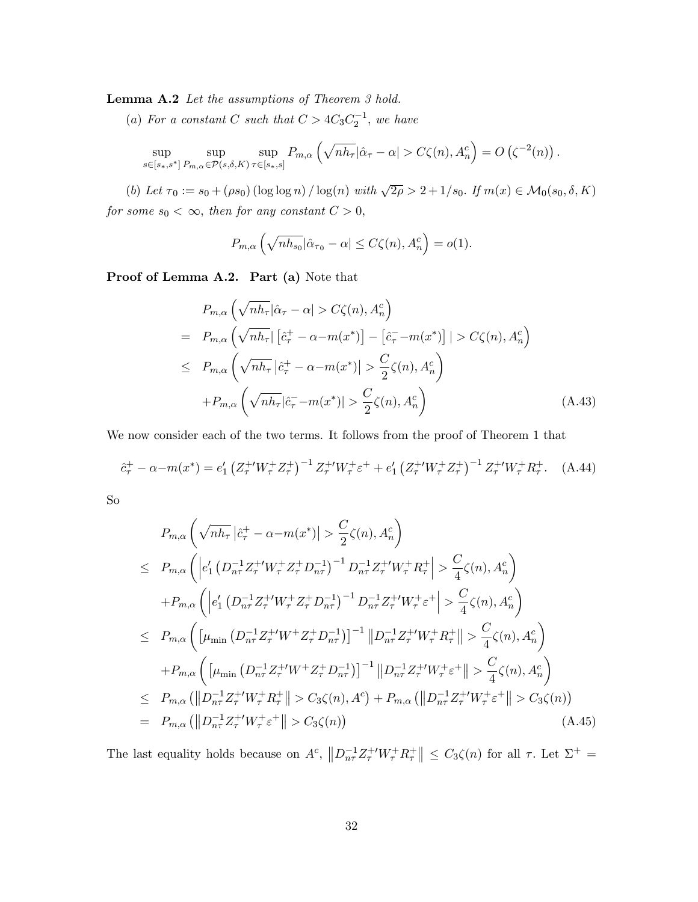**Lemma A.2** *Let the assumptions of Theorem 3 hold.*

(*a*) *For a constant $C$ such that $C > 4C_3 C_2^{-1}$, we have*

$$\sup_{s \in [s_*, s^*]} \sup_{P_{m,\alpha} \in \mathcal{P}(s,\delta,K)} \sup_{\tau \in [s_*, s]} P_{m,\alpha}\left(\sqrt{nh_\tau}|\hat{\alpha}_\tau - \alpha| > C\zeta(n), A_n^c\right) = O\left(\zeta^{-2}(n)\right).$$

(*b*) *Let $\tau_0 := s_0 + (\rho s_0)(\log\log n)/\log(n)$ with $\sqrt{2\rho} > 2 + 1/s_0$. If $m(x) \in \mathcal{M}_0(s_0, \delta, K)$ for some $s_0 < \infty$, then for any constant $C > 0$,*

$$P_{m,\alpha}\left(\sqrt{nh_{s_0}}|\hat{\alpha}_{\tau_0} - \alpha| \leq C\zeta(n), A_n^c\right) = o(1).$$

**Proof of Lemma A.2. Part (a)** Note that

$$\begin{aligned}
& P_{m,\alpha}\left(\sqrt{nh_\tau}|\hat{\alpha}_\tau - \alpha| > C\zeta(n), A_n^c\right) \\
= \;& P_{m,\alpha}\left(\sqrt{nh_\tau}|\left[\hat{c}_\tau^+ - \alpha - m(x^*)\right] - \left[\hat{c}_\tau^- - m(x^*)\right]| > C\zeta(n), A_n^c\right) \\
\leq \;& P_{m,\alpha}\left(\sqrt{nh_\tau}\left|\hat{c}_\tau^+ - \alpha - m(x^*)\right| > \frac{C}{2}\zeta(n), A_n^c\right) \\
& + P_{m,\alpha}\left(\sqrt{nh_\tau}|\hat{c}_\tau^- - m(x^*)| > \frac{C}{2}\zeta(n), A_n^c\right)
\end{aligned} \tag{A.43}$$

We now consider each of the two terms. It follows from the proof of Theorem 1 that

$$\hat{c}_\tau^+ - \alpha - m(x^*) = e_1'\left(Z_\tau^{+\prime} W_\tau^+ Z_\tau^+\right)^{-1} Z_\tau^{+\prime} W_\tau^+ \varepsilon^+ + e_1'\left(Z_\tau^{+\prime} W_\tau^+ Z_\tau^+\right)^{-1} Z_\tau^{+\prime} W_\tau^+ R_\tau^+. \tag{A.44}$$

So

$$\begin{aligned}
& P_{m,\alpha}\left(\sqrt{nh_\tau}\left|\hat{c}_\tau^+ - \alpha - m(x^*)\right| > \frac{C}{2}\zeta(n), A_n^c\right) \\
\leq \;& P_{m,\alpha}\left(\left|e_1'\left(D_{n\tau}^{-1} Z_\tau^{+\prime} W_\tau^+ Z_\tau^+ D_{n\tau}^{-1}\right)^{-1} D_{n\tau}^{-1} Z_\tau^{+\prime} W_\tau^+ R_\tau^+\right| > \frac{C}{4}\zeta(n), A_n^c\right) \\
& + P_{m,\alpha}\left(\left|e_1'\left(D_{n\tau}^{-1} Z_\tau^{+\prime} W_\tau^+ Z_\tau^+ D_{n\tau}^{-1}\right)^{-1} D_{n\tau}^{-1} Z_\tau^{+\prime} W_\tau^+ \varepsilon^+\right| > \frac{C}{4}\zeta(n), A_n^c\right) \\
\leq \;& P_{m,\alpha}\left(\left[\mu_{\min}\left(D_{n\tau}^{-1} Z_\tau^{+\prime} W^+ Z_\tau^+ D_{n\tau}^{-1}\right)\right]^{-1}\left\|D_{n\tau}^{-1} Z_\tau^{+\prime} W_\tau^+ R_\tau^+\right\| > \frac{C}{4}\zeta(n), A_n^c\right) \\
& + P_{m,\alpha}\left(\left[\mu_{\min}\left(D_{n\tau}^{-1} Z_\tau^{+\prime} W^+ Z_\tau^+ D_{n\tau}^{-1}\right)\right]^{-1}\left\|D_{n\tau}^{-1} Z_\tau^{+\prime} W_\tau^+ \varepsilon^+\right\| > \frac{C}{4}\zeta(n), A_n^c\right) \\
\leq \;& P_{m,\alpha}\left(\left\|D_{n\tau}^{-1} Z_\tau^{+\prime} W_\tau^+ R_\tau^+\right\| > C_3\zeta(n), A^c\right) + P_{m,\alpha}\left(\left\|D_{n\tau}^{-1} Z_\tau^{+\prime} W_\tau^+ \varepsilon^+\right\| > C_3\zeta(n)\right) \\
= \;& P_{m,\alpha}\left(\left\|D_{n\tau}^{-1} Z_\tau^{+\prime} W_\tau^+ \varepsilon^+\right\| > C_3\zeta(n)\right)
\end{aligned} \tag{A.45}$$

The last equality holds because on $A^c$, $\left\|D_{n\tau}^{-1} Z_\tau^{+\prime} W_\tau^+ R_\tau^+\right\| \leq C_3\zeta(n)$ for all $\tau$. Let $\Sigma^+ =$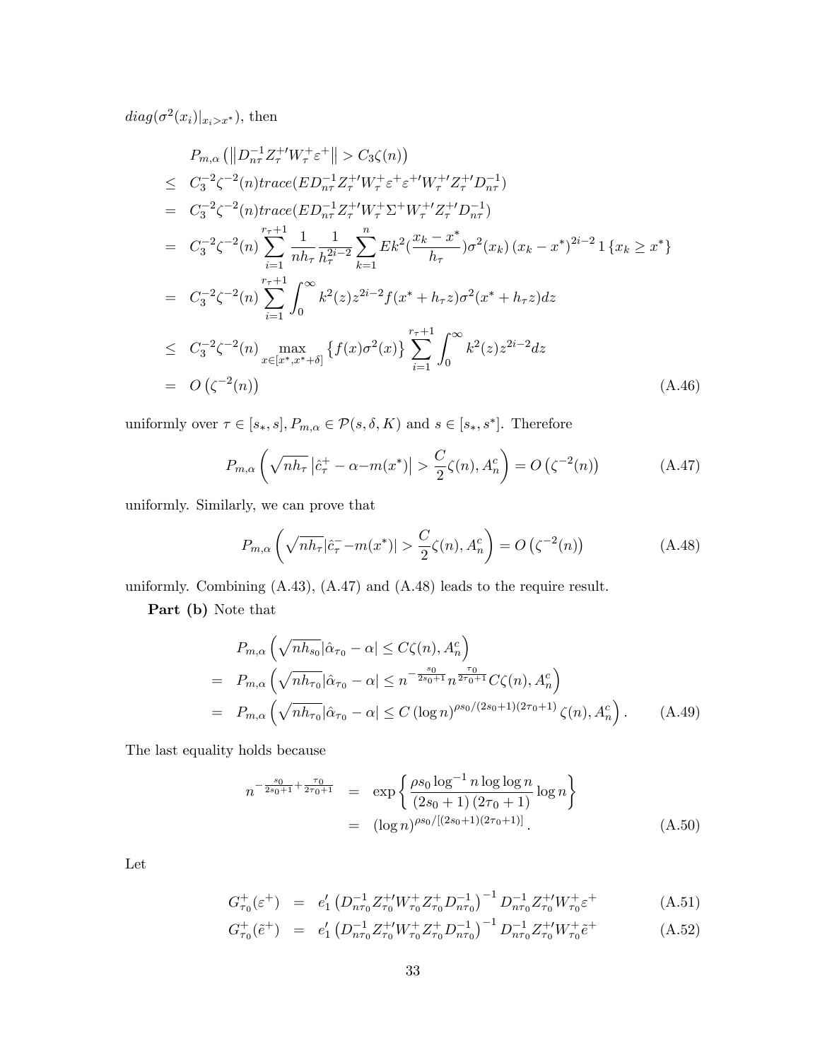$diag(\sigma^2(x_i)|_{x_i > x^*})$, then

$$
\begin{aligned}
& P_{m,\alpha}\left(\left\|D_{n\tau}^{-1} Z_\tau^{+\prime} W_\tau^{+} \varepsilon^{+}\right\| > C_3 \zeta(n)\right) \\
\leq\ & C_3^{-2} \zeta^{-2}(n) trace(E D_{n\tau}^{-1} Z_\tau^{+\prime} W_\tau^{+} \varepsilon^{+} \varepsilon^{+\prime} W_\tau^{+\prime} Z_\tau^{+\prime} D_{n\tau}^{-1}) \\
=\ & C_3^{-2} \zeta^{-2}(n) trace(E D_{n\tau}^{-1} Z_\tau^{+\prime} W_\tau^{+} \Sigma^{+} W_\tau^{+\prime} Z_\tau^{+\prime} D_{n\tau}^{-1}) \\
=\ & C_3^{-2} \zeta^{-2}(n) \sum_{i=1}^{r_\tau + 1} \frac{1}{n h_\tau} \frac{1}{h_\tau^{2i-2}} \sum_{k=1}^{n} E k^2 \left(\frac{x_k - x^*}{h_\tau}\right) \sigma^2(x_k) \left(x_k - x^*\right)^{2i-2} 1\left\{x_k \geq x^*\right\} \\
=\ & C_3^{-2} \zeta^{-2}(n) \sum_{i=1}^{r_\tau + 1} \int_0^\infty k^2(z) z^{2i-2} f(x^* + h_\tau z) \sigma^2(x^* + h_\tau z) dz \\
\leq\ & C_3^{-2} \zeta^{-2}(n) \max_{x \in [x^*, x^* + \delta]} \left\{f(x) \sigma^2(x)\right\} \sum_{i=1}^{r_\tau + 1} \int_0^\infty k^2(z) z^{2i-2} dz \\
=\ & O\left(\zeta^{-2}(n)\right)
\end{aligned}
\tag{A.46}
$$

uniformly over $\tau \in [s_*, s], P_{m,\alpha} \in \mathcal{P}(s, \delta, K)$ and $s \in [s_*, s^*]$. Therefore

$$
P_{m,\alpha}\left(\sqrt{n h_\tau}\left|\hat{c}_\tau^{+} - \alpha - m(x^*)\right| > \frac{C}{2} \zeta(n), A_n^c\right) = O\left(\zeta^{-2}(n)\right) \tag{A.47}
$$

uniformly. Similarly, we can prove that

$$
P_{m,\alpha}\left(\sqrt{n h_\tau}|\hat{c}_\tau^{-} - m(x^*)| > \frac{C}{2} \zeta(n), A_n^c\right) = O\left(\zeta^{-2}(n)\right) \tag{A.48}
$$

uniformly. Combining (A.43), (A.47) and (A.48) leads to the require result.

**Part (b)** Note that

$$
\begin{aligned}
& P_{m,\alpha}\left(\sqrt{n h_{s_0}}|\hat{\alpha}_{\tau_0} - \alpha| \leq C \zeta(n), A_n^c\right) \\
=\ & P_{m,\alpha}\left(\sqrt{n h_{\tau_0}}|\hat{\alpha}_{\tau_0} - \alpha| \leq n^{-\frac{s_0}{2 s_0 + 1}} n^{\frac{\tau_0}{2 \tau_0 + 1}} C \zeta(n), A_n^c\right) \\
=\ & P_{m,\alpha}\left(\sqrt{n h_{\tau_0}}|\hat{\alpha}_{\tau_0} - \alpha| \leq C (\log n)^{\rho s_0 / (2 s_0 + 1)(2 \tau_0 + 1)} \zeta(n), A_n^c\right).
\end{aligned}
\tag{A.49}
$$

The last equality holds because

$$
\begin{aligned}
n^{-\frac{s_0}{2 s_0 + 1} + \frac{\tau_0}{2 \tau_0 + 1}} &= \exp\left\{\frac{\rho s_0 \log^{-1} n \log \log n}{(2 s_0 + 1)(2 \tau_0 + 1)} \log n\right\} \\
&= (\log n)^{\rho s_0 / [(2 s_0 + 1)(2 \tau_0 + 1)]}.
\end{aligned}
\tag{A.50}
$$

Let

$$
\begin{aligned}
G_{\tau_0}^{+}(\varepsilon^{+}) &= e_1'\left(D_{n\tau_0}^{-1} Z_{\tau_0}^{+\prime} W_{\tau_0}^{+} Z_{\tau_0}^{+} D_{n\tau_0}^{-1}\right)^{-1} D_{n\tau_0}^{-1} Z_{\tau_0}^{+\prime} W_{\tau_0}^{+} \varepsilon^{+} & \text{(A.51)} \\
G_{\tau_0}^{+}(\tilde{e}^{+}) &= e_1'\left(D_{n\tau_0}^{-1} Z_{\tau_0}^{+\prime} W_{\tau_0}^{+} Z_{\tau_0}^{+} D_{n\tau_0}^{-1}\right)^{-1} D_{n\tau_0}^{-1} Z_{\tau_0}^{+\prime} W_{\tau_0}^{+} \tilde{e}^{+} & \text{(A.52)}
\end{aligned}
$$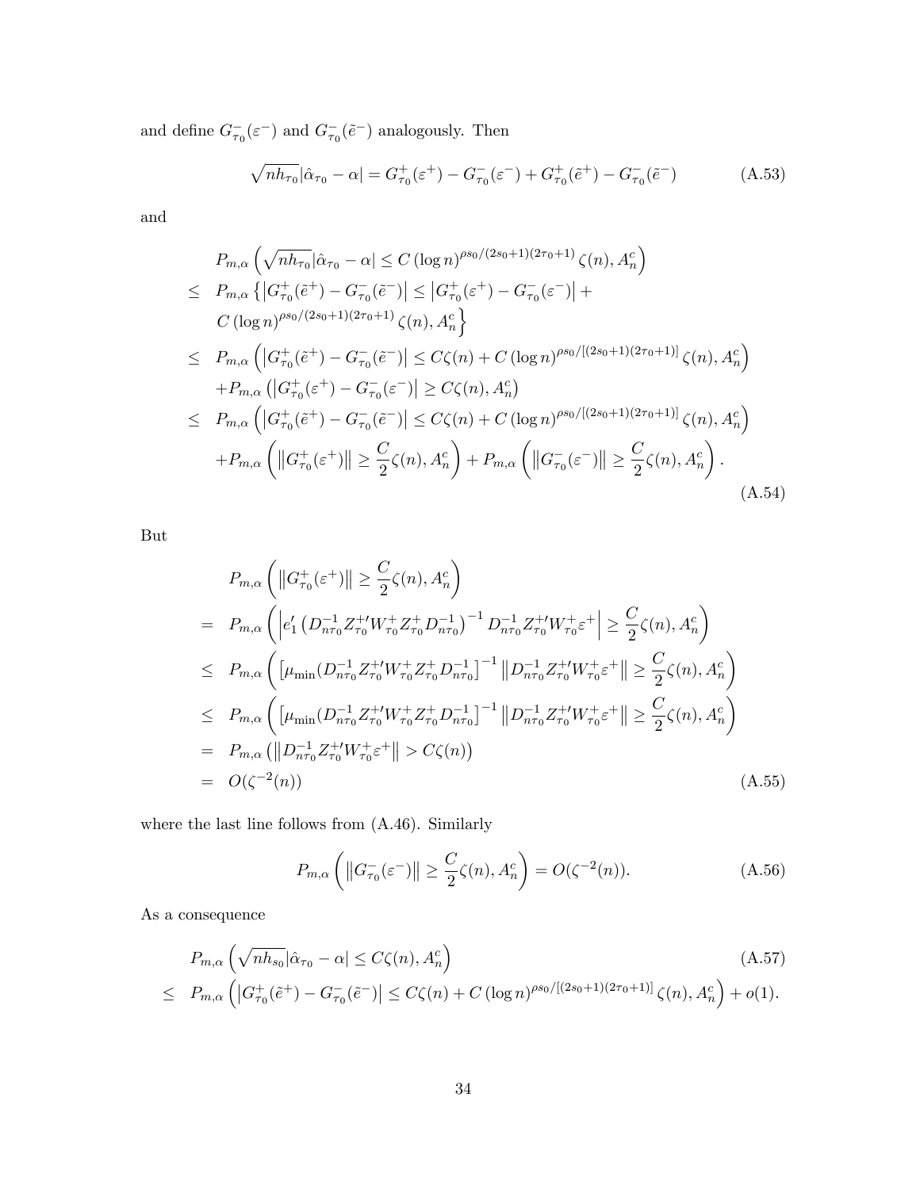and define $G^-_{\tau_0}(\varepsilon^-)$ and $G^-_{\tau_0}(\tilde{e}^-)$ analogously. Then

$$\sqrt{nh_{\tau_0}}|\hat{\alpha}_{\tau_0} - \alpha| = G^+_{\tau_0}(\varepsilon^+) - G^-_{\tau_0}(\varepsilon^-) + G^+_{\tau_0}(\tilde{e}^+) - G^-_{\tau_0}(\tilde{e}^-) \tag{A.53}$$

and

$$\begin{aligned}
& P_{m,\alpha}\left(\sqrt{nh_{\tau_0}}|\hat{\alpha}_{\tau_0} - \alpha| \leq C\left(\log n\right)^{\rho s_0/(2s_0+1)(2\tau_0+1)}\zeta(n), A_n^c\right) \\
\leq\ & P_{m,\alpha}\Big\{\left|G^+_{\tau_0}(\tilde{e}^+) - G^-_{\tau_0}(\tilde{e}^-)\right| \leq \left|G^+_{\tau_0}(\varepsilon^+) - G^-_{\tau_0}(\varepsilon^-)\right| + \\
& C\left(\log n\right)^{\rho s_0/(2s_0+1)(2\tau_0+1)}\zeta(n), A_n^c\Big\} \\
\leq\ & P_{m,\alpha}\left(\left|G^+_{\tau_0}(\tilde{e}^+) - G^-_{\tau_0}(\tilde{e}^-)\right| \leq C\zeta(n) + C\left(\log n\right)^{\rho s_0/[(2s_0+1)(2\tau_0+1)]}\zeta(n), A_n^c\right) \\
& + P_{m,\alpha}\left(\left|G^+_{\tau_0}(\varepsilon^+) - G^-_{\tau_0}(\varepsilon^-)\right| \geq C\zeta(n), A_n^c\right) \\
\leq\ & P_{m,\alpha}\left(\left|G^+_{\tau_0}(\tilde{e}^+) - G^-_{\tau_0}(\tilde{e}^-)\right| \leq C\zeta(n) + C\left(\log n\right)^{\rho s_0/[(2s_0+1)(2\tau_0+1)]}\zeta(n), A_n^c\right) \\
& + P_{m,\alpha}\left(\left\|G^+_{\tau_0}(\varepsilon^+)\right\| \geq \frac{C}{2}\zeta(n), A_n^c\right) + P_{m,\alpha}\left(\left\|G^-_{\tau_0}(\varepsilon^-)\right\| \geq \frac{C}{2}\zeta(n), A_n^c\right).
\end{aligned} \tag{A.54}$$

But

$$\begin{aligned}
& P_{m,\alpha}\left(\left\|G^+_{\tau_0}(\varepsilon^+)\right\| \geq \frac{C}{2}\zeta(n), A_n^c\right) \\
=\ & P_{m,\alpha}\left(\left|e_1'\left(D^{-1}_{n\tau_0}Z^{+\prime}_{\tau_0}W^+_{\tau_0}Z^+_{\tau_0}D^{-1}_{n\tau_0}\right)^{-1}D^{-1}_{n\tau_0}Z^{+\prime}_{\tau_0}W^+_{\tau_0}\varepsilon^+\right| \geq \frac{C}{2}\zeta(n), A_n^c\right) \\
\leq\ & P_{m,\alpha}\left(\left[\mu_{\min}(D^{-1}_{n\tau_0}Z^{+\prime}_{\tau_0}W^+_{\tau_0}Z^+_{\tau_0}D^{-1}_{n\tau_0}\right]^{-1}\left\|D^{-1}_{n\tau_0}Z^{+\prime}_{\tau_0}W^+_{\tau_0}\varepsilon^+\right\| \geq \frac{C}{2}\zeta(n), A_n^c\right) \\
\leq\ & P_{m,\alpha}\left(\left[\mu_{\min}(D^{-1}_{n\tau_0}Z^{+\prime}_{\tau_0}W^+_{\tau_0}Z^+_{\tau_0}D^{-1}_{n\tau_0}\right]^{-1}\left\|D^{-1}_{n\tau_0}Z^{+\prime}_{\tau_0}W^+_{\tau_0}\varepsilon^+\right\| \geq \frac{C}{2}\zeta(n), A_n^c\right) \\
=\ & P_{m,\alpha}\left(\left\|D^{-1}_{n\tau_0}Z^{+\prime}_{\tau_0}W^+_{\tau_0}\varepsilon^+\right\| > C\zeta(n)\right) \\
=\ & O(\zeta^{-2}(n))
\end{aligned} \tag{A.55}$$

where the last line follows from (A.46). Similarly

$$P_{m,\alpha}\left(\left\|G^-_{\tau_0}(\varepsilon^-)\right\| \geq \frac{C}{2}\zeta(n), A_n^c\right) = O(\zeta^{-2}(n)). \tag{A.56}$$

As a consequence

$$\begin{aligned}
& P_{m,\alpha}\left(\sqrt{nh_{s_0}}|\hat{\alpha}_{\tau_0} - \alpha| \leq C\zeta(n), A_n^c\right) \qquad\qquad (A.57) \\
\leq\ & P_{m,\alpha}\left(\left|G^+_{\tau_0}(\tilde{e}^+) - G^-_{\tau_0}(\tilde{e}^-)\right| \leq C\zeta(n) + C\left(\log n\right)^{\rho s_0/[(2s_0+1)(2\tau_0+1)]}\zeta(n), A_n^c\right) + o(1).
\end{aligned}$$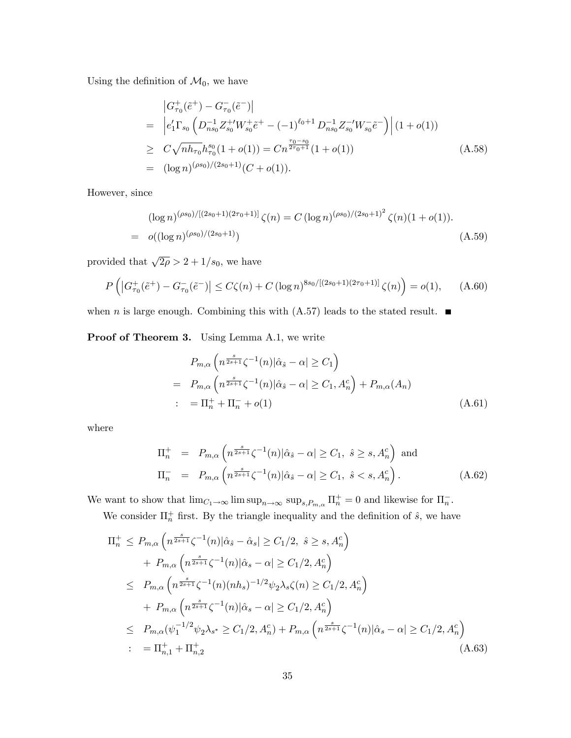Using the definition of $\mathcal{M}_0$, we have

$$
\begin{aligned}
& \left|G^{+}_{\tau_0}(\tilde{e}^{+}) - G^{-}_{\tau_0}(\tilde{e}^{-})\right| \\
= \ & \left|e_1'\Gamma_{s_0}\left(D^{-1}_{ns_0}Z^{+\prime}_{s_0}W^{+}_{s_0}\tilde{e}^{+} - (-1)^{\ell_0+1}D^{-1}_{ns_0}Z^{-\prime}_{s_0}W^{-}_{s_0}\tilde{e}^{-}\right)\right|(1+o(1)) \\
\geq \ & C\sqrt{nh_{\tau_0}}h^{s_0}_{\tau_0}(1+o(1)) = Cn^{\frac{\tau_0 - s_0}{2\tau_0+1}}(1+o(1)) \\
= \ & (\log n)^{(\rho s_0)/(2s_0+1)}(C+o(1)).
\end{aligned} \tag{A.58}
$$

However, since

$$
\begin{aligned}
& (\log n)^{(\rho s_0)/[(2s_0+1)(2\tau_0+1)]}\zeta(n) = C(\log n)^{(\rho s_0)/(2s_0+1)^2}\zeta(n)(1+o(1)). \\
= \ & o((\log n)^{(\rho s_0)/(2s_0+1)})
\end{aligned} \tag{A.59}
$$

provided that $\sqrt{2\rho} > 2 + 1/s_0$, we have

$$
P\left(\left|G^{+}_{\tau_0}(\tilde{e}^{+}) - G^{-}_{\tau_0}(\tilde{e}^{-})\right| \leq C\zeta(n) + C(\log n)^{8s_0/[(2s_0+1)(2\tau_0+1)]}\zeta(n)\right) = o(1), \tag{A.60}
$$

when $n$ is large enough. Combining this with (A.57) leads to the stated result. ■

**Proof of Theorem 3.** Using Lemma A.1, we write

$$
\begin{aligned}
& P_{m,\alpha}\left(n^{\frac{s}{2s+1}}\zeta^{-1}(n)|\hat{\alpha}_{\hat{s}} - \alpha| \geq C_1\right) \\
= \ & P_{m,\alpha}\left(n^{\frac{s}{2s+1}}\zeta^{-1}(n)|\hat{\alpha}_{\hat{s}} - \alpha| \geq C_1, A^c_n\right) + P_{m,\alpha}(A_n) \\
: \ & = \Pi^{+}_n + \Pi^{-}_n + o(1)
\end{aligned} \tag{A.61}
$$

where

$$
\begin{aligned}
\Pi^{+}_n &= P_{m,\alpha}\left(n^{\frac{s}{2s+1}}\zeta^{-1}(n)|\hat{\alpha}_{\hat{s}} - \alpha| \geq C_1,\ \hat{s} \geq s, A^c_n\right) \text{ and} \\
\Pi^{-}_n &= P_{m,\alpha}\left(n^{\frac{s}{2s+1}}\zeta^{-1}(n)|\hat{\alpha}_{\hat{s}} - \alpha| \geq C_1,\ \hat{s} < s, A^c_n\right).
\end{aligned} \tag{A.62}
$$

We want to show that $\lim_{C_1\to\infty}\limsup_{n\to\infty}\sup_{s,P_{m,\alpha}}\Pi^{+}_n = 0$ and likewise for $\Pi^{-}_n$.

We consider $\Pi^{+}_n$ first. By the triangle inequality and the definition of $\hat{s}$, we have

$$
\begin{aligned}
\Pi^{+}_n \leq \ & P_{m,\alpha}\left(n^{\frac{s}{2s+1}}\zeta^{-1}(n)|\hat{\alpha}_{\hat{s}} - \hat{\alpha}_s| \geq C_1/2,\ \hat{s} \geq s, A^c_n\right) \\
& + P_{m,\alpha}\left(n^{\frac{s}{2s+1}}\zeta^{-1}(n)|\hat{\alpha}_s - \alpha| \geq C_1/2, A^c_n\right) \\
\leq \ & P_{m,\alpha}\left(n^{\frac{s}{2s+1}}\zeta^{-1}(n)(nh_s)^{-1/2}\psi_2\lambda_s\zeta(n) \geq C_1/2, A^c_n\right) \\
& + P_{m,\alpha}\left(n^{\frac{s}{2s+1}}\zeta^{-1}(n)|\hat{\alpha}_s - \alpha| \geq C_1/2, A^c_n\right) \\
\leq \ & P_{m,\alpha}(\psi_1^{-1/2}\psi_2\lambda_{s^*} \geq C_1/2, A^c_n) + P_{m,\alpha}\left(n^{\frac{s}{2s+1}}\zeta^{-1}(n)|\hat{\alpha}_s - \alpha| \geq C_1/2, A^c_n\right) \\
: \ & = \Pi^{+}_{n,1} + \Pi^{+}_{n,2}
\end{aligned} \tag{A.63}
$$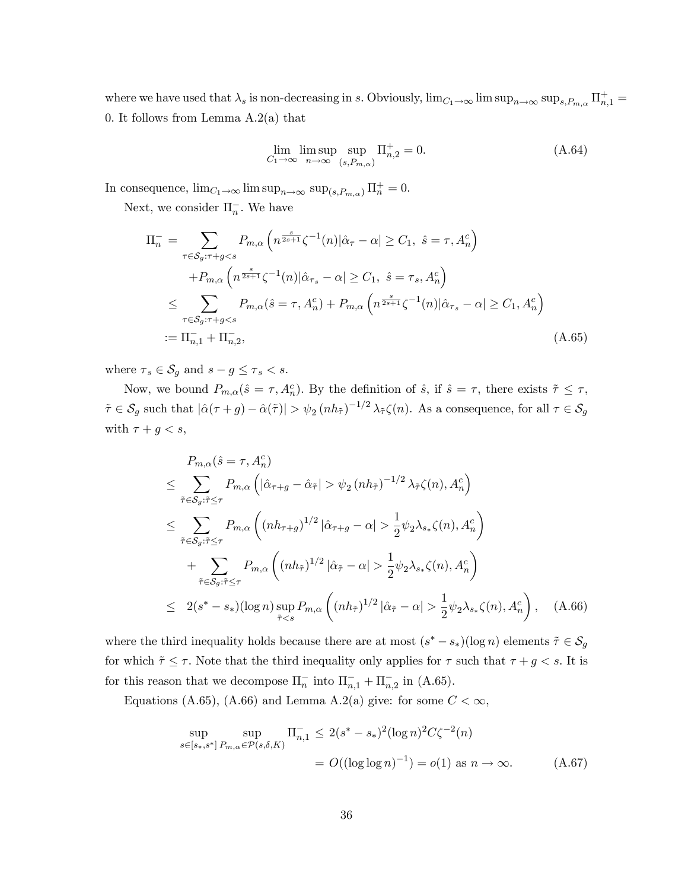where we have used that $\lambda_s$ is non-decreasing in $s$. Obviously, $\lim_{C_1 \to \infty} \limsup_{n\to\infty} \sup_{s,P_{m,\alpha}} \Pi^+_{n,1} = 0$. It follows from Lemma A.2(a) that

$$\lim_{C_1 \to \infty} \limsup_{n\to\infty} \sup_{(s,P_{m,\alpha})} \Pi^+_{n,2} = 0. \tag{A.64}$$

In consequence, $\lim_{C_1 \to \infty} \limsup_{n\to\infty} \sup_{(s,P_{m,\alpha})} \Pi^+_{n} = 0$.

Next, we consider $\Pi^-_n$. We have

$$\begin{aligned}
\Pi^-_n &= \sum_{\tau \in \mathcal{S}_g : \tau + g < s} P_{m,\alpha}\left( n^{\frac{s}{2s+1}} \zeta^{-1}(n) |\hat{\alpha}_\tau - \alpha| \geq C_1,\ \hat{s} = \tau, A^c_n \right) \\
&\quad + P_{m,\alpha}\left( n^{\frac{s}{2s+1}} \zeta^{-1}(n) |\hat{\alpha}_{\tau_s} - \alpha| \geq C_1,\ \hat{s} = \tau_s, A^c_n \right) \\
&\leq \sum_{\tau \in \mathcal{S}_g : \tau + g < s} P_{m,\alpha}(\hat{s} = \tau, A^c_n) + P_{m,\alpha}\left( n^{\frac{s}{2s+1}} \zeta^{-1}(n) |\hat{\alpha}_{\tau_s} - \alpha| \geq C_1, A^c_n \right) \\
&:= \Pi^-_{n,1} + \Pi^-_{n,2},
\end{aligned} \tag{A.65}$$

where $\tau_s \in \mathcal{S}_g$ and $s - g \leq \tau_s < s$.

Now, we bound $P_{m,\alpha}(\hat{s} = \tau, A^c_n)$. By the definition of $\hat{s}$, if $\hat{s} = \tau$, there exists $\tilde{\tau} \leq \tau$, $\tilde{\tau} \in \mathcal{S}_g$ such that $|\hat{\alpha}(\tau + g) - \hat{\alpha}(\tilde{\tau})| > \psi_2 \left(n h_{\tilde{\tau}}\right)^{-1/2} \lambda_{\tilde{\tau}} \zeta(n)$. As a consequence, for all $\tau \in \mathcal{S}_g$ with $\tau + g < s$,

$$\begin{aligned}
&P_{m,\alpha}(\hat{s} = \tau, A^c_n) \\
&\leq \sum_{\tilde{\tau} \in \mathcal{S}_g : \tilde{\tau} \leq \tau} P_{m,\alpha}\left( |\hat{\alpha}_{\tau+g} - \hat{\alpha}_{\tilde{\tau}}| > \psi_2 \left(n h_{\tilde{\tau}}\right)^{-1/2} \lambda_{\tilde{\tau}} \zeta(n), A^c_n \right) \\
&\leq \sum_{\tilde{\tau} \in \mathcal{S}_g : \tilde{\tau} \leq \tau} P_{m,\alpha}\left( \left(n h_{\tau+g}\right)^{1/2} |\hat{\alpha}_{\tau+g} - \alpha| > \frac{1}{2} \psi_2 \lambda_{s_*} \zeta(n), A^c_n \right) \\
&\quad + \sum_{\tilde{\tau} \in \mathcal{S}_g : \tilde{\tau} \leq \tau} P_{m,\alpha}\left( \left(n h_{\tilde{\tau}}\right)^{1/2} |\hat{\alpha}_{\tilde{\tau}} - \alpha| > \frac{1}{2} \psi_2 \lambda_{s_*} \zeta(n), A^c_n \right) \\
&\leq\ 2(s^* - s_*)(\log n) \sup_{\tilde{\tau} < s} P_{m,\alpha}\left( \left(n h_{\tilde{\tau}}\right)^{1/2} |\hat{\alpha}_{\tilde{\tau}} - \alpha| > \frac{1}{2} \psi_2 \lambda_{s_*} \zeta(n), A^c_n \right),
\end{aligned} \tag{A.66}$$

where the third inequality holds because there are at most $(s^* - s_*)(\log n)$ elements $\tilde{\tau} \in \mathcal{S}_g$ for which $\tilde{\tau} \leq \tau$. Note that the third inequality only applies for $\tau$ such that $\tau + g < s$. It is for this reason that we decompose $\Pi^-_n$ into $\Pi^-_{n,1} + \Pi^-_{n,2}$ in (A.65).

Equations (A.65), (A.66) and Lemma A.2(a) give: for some $C < \infty$,

$$\begin{aligned}
\sup_{s \in [s_*, s^*]} \sup_{P_{m,\alpha} \in \mathcal{P}(s,\delta,K)} \Pi^-_{n,1} &\leq 2(s^* - s_*)^2 (\log n)^2 C \zeta^{-2}(n) \\
&= O((\log \log n)^{-1}) = o(1) \text{ as } n \to \infty.
\end{aligned} \tag{A.67}$$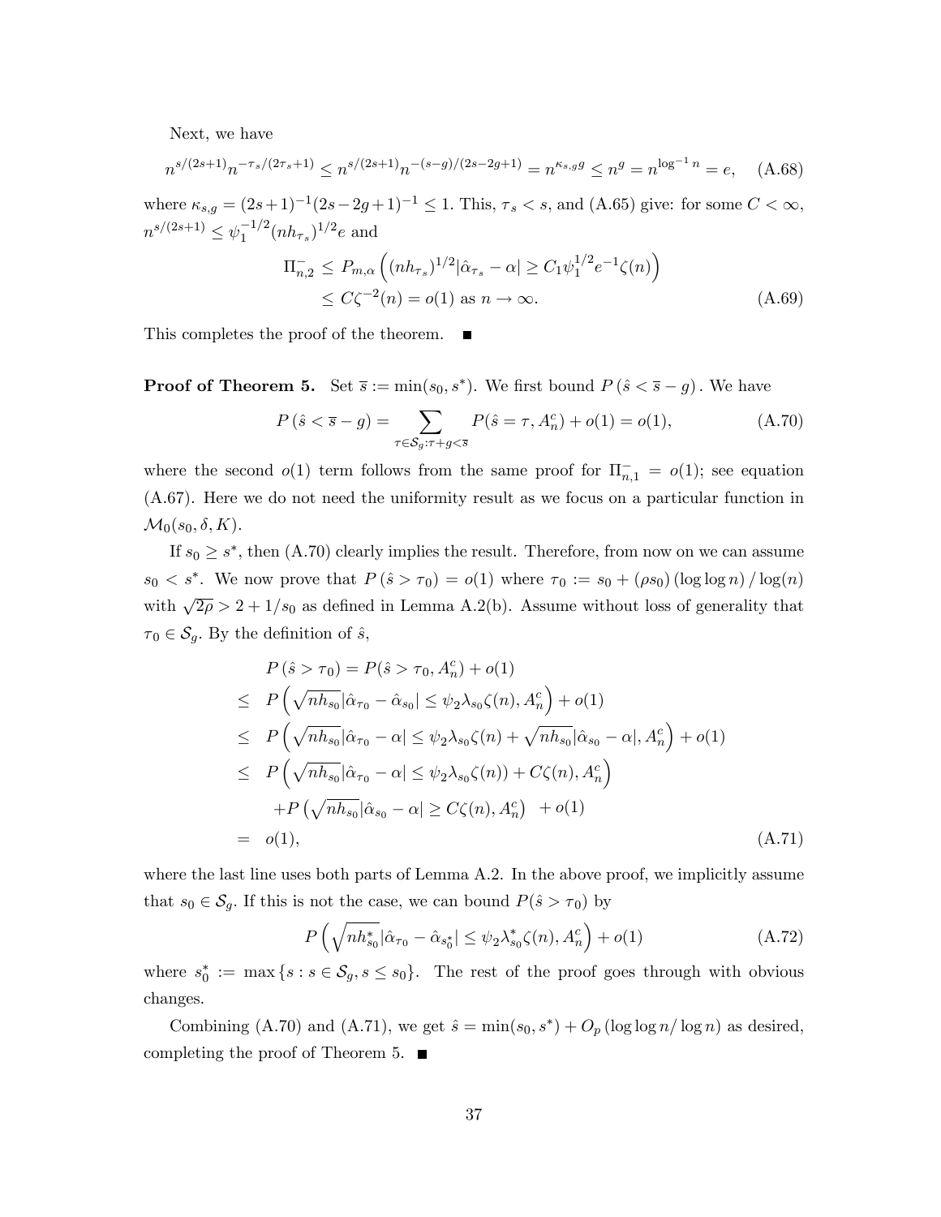Next, we have

$$n^{s/(2s+1)}n^{-\tau_s/(2\tau_s+1)} \leq n^{s/(2s+1)}n^{-(s-g)/(2s-2g+1)} = n^{\kappa_{s,g}g} \leq n^g = n^{\log^{-1} n} = e, \quad \text{(A.68)}$$

where $\kappa_{s,g} = (2s+1)^{-1}(2s-2g+1)^{-1} \leq 1$. This, $\tau_s < s$, and (A.65) give: for some $C < \infty$, $n^{s/(2s+1)} \leq \psi_1^{-1/2}(nh_{\tau_s})^{1/2}e$ and

$$\begin{aligned}\Pi_{n,2}^- &\leq P_{m,\alpha}\left((nh_{\tau_s})^{1/2}|\hat{\alpha}_{\tau_s} - \alpha| \geq C_1\psi_1^{1/2}e^{-1}\zeta(n)\right) \\ &\leq C\zeta^{-2}(n) = o(1) \text{ as } n \to \infty. \end{aligned} \quad \text{(A.69)}$$

This completes the proof of the theorem. ∎

**Proof of Theorem 5.** Set $\overline{s} := \min(s_0, s^*)$. We first bound $P(\hat{s} < \overline{s} - g)$. We have

$$P(\hat{s} < \overline{s} - g) = \sum_{\tau \in \mathcal{S}_g : \tau + g < \overline{s}} P(\hat{s} = \tau, A_n^c) + o(1) = o(1), \quad \text{(A.70)}$$

where the second $o(1)$ term follows from the same proof for $\Pi_{n,1}^- = o(1)$; see equation (A.67). Here we do not need the uniformity result as we focus on a particular function in $\mathcal{M}_0(s_0, \delta, K)$.

If $s_0 \geq s^*$, then (A.70) clearly implies the result. Therefore, from now on we can assume $s_0 < s^*$. We now prove that $P(\hat{s} > \tau_0) = o(1)$ where $\tau_0 := s_0 + (\rho s_0)(\log\log n)/\log(n)$ with $\sqrt{2\rho} > 2 + 1/s_0$ as defined in Lemma A.2(b). Assume without loss of generality that $\tau_0 \in \mathcal{S}_g$. By the definition of $\hat{s}$,

$$\begin{aligned} & P(\hat{s} > \tau_0) = P(\hat{s} > \tau_0, A_n^c) + o(1) \\ \leq\ & P\left(\sqrt{nh_{s_0}}|\hat{\alpha}_{\tau_0} - \hat{\alpha}_{s_0}| \leq \psi_2\lambda_{s_0}\zeta(n), A_n^c\right) + o(1) \\ \leq\ & P\left(\sqrt{nh_{s_0}}|\hat{\alpha}_{\tau_0} - \alpha| \leq \psi_2\lambda_{s_0}\zeta(n) + \sqrt{nh_{s_0}}|\hat{\alpha}_{s_0} - \alpha|, A_n^c\right) + o(1) \\ \leq\ & P\left(\sqrt{nh_{s_0}}|\hat{\alpha}_{\tau_0} - \alpha| \leq \psi_2\lambda_{s_0}\zeta(n)) + C\zeta(n), A_n^c\right) \\ & + P\left(\sqrt{nh_{s_0}}|\hat{\alpha}_{s_0} - \alpha| \geq C\zeta(n), A_n^c\right) \ + o(1) \\ =\ & o(1), \end{aligned} \quad \text{(A.71)}$$

where the last line uses both parts of Lemma A.2. In the above proof, we implicitly assume that $s_0 \in \mathcal{S}_g$. If this is not the case, we can bound $P(\hat{s} > \tau_0)$ by

$$P\left(\sqrt{nh_{s_0}^*}|\hat{\alpha}_{\tau_0} - \hat{\alpha}_{s_0^*}| \leq \psi_2\lambda_{s_0}^*\zeta(n), A_n^c\right) + o(1) \quad \text{(A.72)}$$

where $s_0^* := \max\{s : s \in \mathcal{S}_g, s \leq s_0\}$. The rest of the proof goes through with obvious changes.

Combining (A.70) and (A.71), we get $\hat{s} = \min(s_0, s^*) + O_p(\log\log n/\log n)$ as desired, completing the proof of Theorem 5. ∎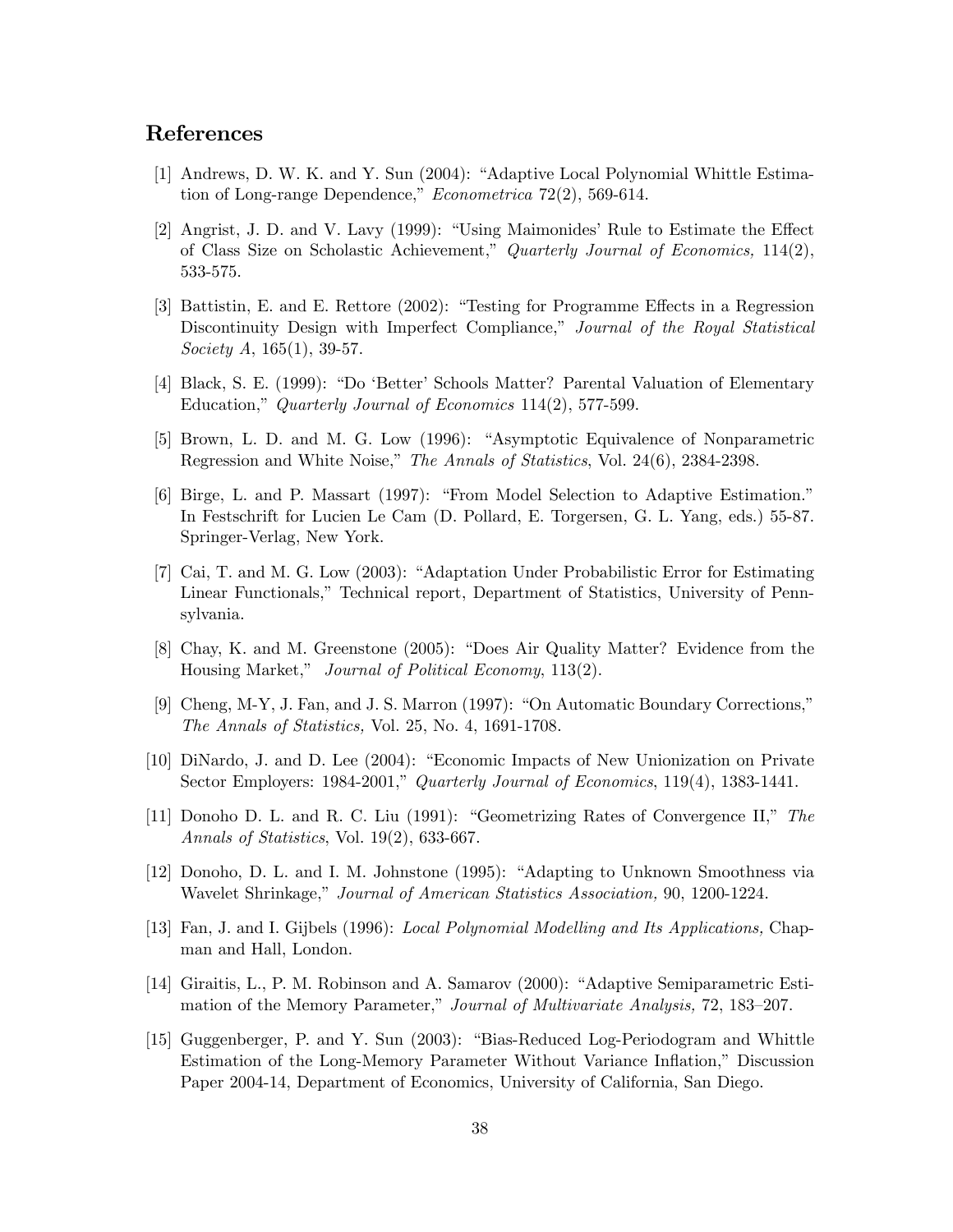## References

[1] Andrews, D. W. K. and Y. Sun (2004): "Adaptive Local Polynomial Whittle Estimation of Long-range Dependence," *Econometrica* 72(2), 569-614.

[2] Angrist, J. D. and V. Lavy (1999): "Using Maimonides' Rule to Estimate the Effect of Class Size on Scholastic Achievement," *Quarterly Journal of Economics,* 114(2), 533-575.

[3] Battistin, E. and E. Rettore (2002): "Testing for Programme Effects in a Regression Discontinuity Design with Imperfect Compliance," *Journal of the Royal Statistical Society A*, 165(1), 39-57.

[4] Black, S. E. (1999): "Do 'Better' Schools Matter? Parental Valuation of Elementary Education," *Quarterly Journal of Economics* 114(2), 577-599.

[5] Brown, L. D. and M. G. Low (1996): "Asymptotic Equivalence of Nonparametric Regression and White Noise," *The Annals of Statistics*, Vol. 24(6), 2384-2398.

[6] Birge, L. and P. Massart (1997): "From Model Selection to Adaptive Estimation." In Festschrift for Lucien Le Cam (D. Pollard, E. Torgersen, G. L. Yang, eds.) 55-87. Springer-Verlag, New York.

[7] Cai, T. and M. G. Low (2003): "Adaptation Under Probabilistic Error for Estimating Linear Functionals," Technical report, Department of Statistics, University of Pennsylvania.

[8] Chay, K. and M. Greenstone (2005): "Does Air Quality Matter? Evidence from the Housing Market," *Journal of Political Economy*, 113(2).

[9] Cheng, M-Y, J. Fan, and J. S. Marron (1997): "On Automatic Boundary Corrections," *The Annals of Statistics,* Vol. 25, No. 4, 1691-1708.

[10] DiNardo, J. and D. Lee (2004): "Economic Impacts of New Unionization on Private Sector Employers: 1984-2001," *Quarterly Journal of Economics*, 119(4), 1383-1441.

[11] Donoho D. L. and R. C. Liu (1991): "Geometrizing Rates of Convergence II," *The Annals of Statistics*, Vol. 19(2), 633-667.

[12] Donoho, D. L. and I. M. Johnstone (1995): "Adapting to Unknown Smoothness via Wavelet Shrinkage," *Journal of American Statistics Association,* 90, 1200-1224.

[13] Fan, J. and I. Gijbels (1996): *Local Polynomial Modelling and Its Applications,* Chapman and Hall, London.

[14] Giraitis, L., P. M. Robinson and A. Samarov (2000): "Adaptive Semiparametric Estimation of the Memory Parameter," *Journal of Multivariate Analysis,* 72, 183–207.

[15] Guggenberger, P. and Y. Sun (2003): "Bias-Reduced Log-Periodogram and Whittle Estimation of the Long-Memory Parameter Without Variance Inflation," Discussion Paper 2004-14, Department of Economics, University of California, San Diego.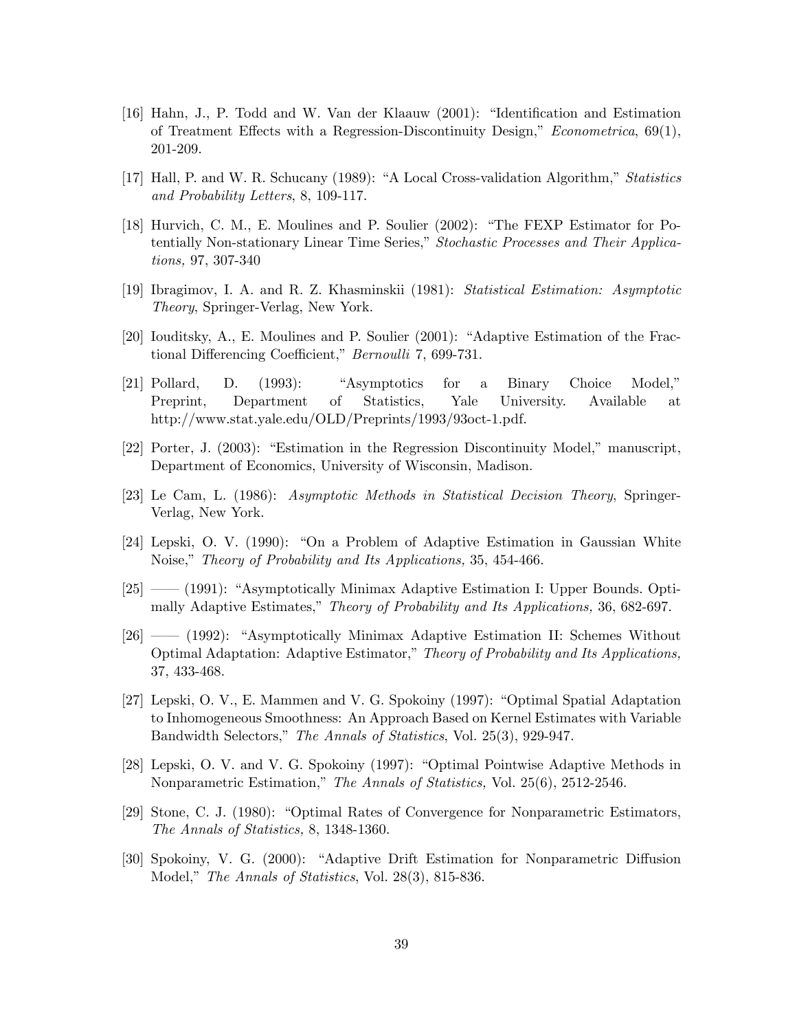[16] Hahn, J., P. Todd and W. Van der Klaauw (2001): "Identification and Estimation of Treatment Effects with a Regression-Discontinuity Design," *Econometrica*, 69(1), 201-209.

[17] Hall, P. and W. R. Schucany (1989): "A Local Cross-validation Algorithm," *Statistics and Probability Letters*, 8, 109-117.

[18] Hurvich, C. M., E. Moulines and P. Soulier (2002): "The FEXP Estimator for Potentially Non-stationary Linear Time Series," *Stochastic Processes and Their Applications,* 97, 307-340

[19] Ibragimov, I. A. and R. Z. Khasminskii (1981): *Statistical Estimation: Asymptotic Theory*, Springer-Verlag, New York.

[20] Iouditsky, A., E. Moulines and P. Soulier (2001): "Adaptive Estimation of the Fractional Differencing Coefficient," *Bernoulli* 7, 699-731.

[21] Pollard, D. (1993): "Asymptotics for a Binary Choice Model," Preprint, Department of Statistics, Yale University. Available at http://www.stat.yale.edu/OLD/Preprints/1993/93oct-1.pdf.

[22] Porter, J. (2003): "Estimation in the Regression Discontinuity Model," manuscript, Department of Economics, University of Wisconsin, Madison.

[23] Le Cam, L. (1986): *Asymptotic Methods in Statistical Decision Theory*, Springer-Verlag, New York.

[24] Lepski, O. V. (1990): "On a Problem of Adaptive Estimation in Gaussian White Noise," *Theory of Probability and Its Applications,* 35, 454-466.

[25] —— (1991): "Asymptotically Minimax Adaptive Estimation I: Upper Bounds. Optimally Adaptive Estimates," *Theory of Probability and Its Applications,* 36, 682-697.

[26] —— (1992): "Asymptotically Minimax Adaptive Estimation II: Schemes Without Optimal Adaptation: Adaptive Estimator," *Theory of Probability and Its Applications,* 37, 433-468.

[27] Lepski, O. V., E. Mammen and V. G. Spokoiny (1997): "Optimal Spatial Adaptation to Inhomogeneous Smoothness: An Approach Based on Kernel Estimates with Variable Bandwidth Selectors," *The Annals of Statistics*, Vol. 25(3), 929-947.

[28] Lepski, O. V. and V. G. Spokoiny (1997): "Optimal Pointwise Adaptive Methods in Nonparametric Estimation," *The Annals of Statistics,* Vol. 25(6), 2512-2546.

[29] Stone, C. J. (1980): "Optimal Rates of Convergence for Nonparametric Estimators, *The Annals of Statistics,* 8, 1348-1360.

[30] Spokoiny, V. G. (2000): "Adaptive Drift Estimation for Nonparametric Diffusion Model," *The Annals of Statistics*, Vol. 28(3), 815-836.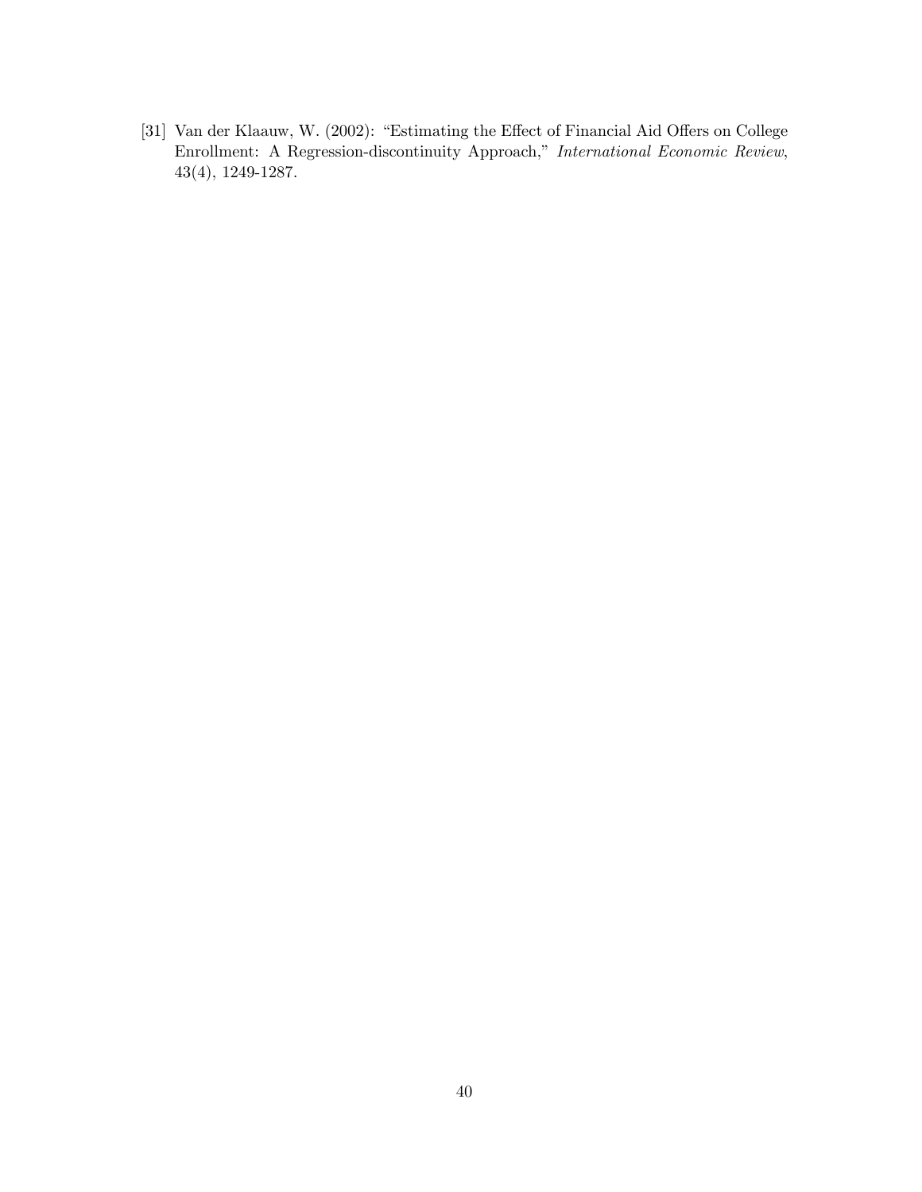[31] Van der Klaauw, W. (2002): "Estimating the Effect of Financial Aid Offers on College Enrollment: A Regression-discontinuity Approach," *International Economic Review*, 43(4), 1249-1287.